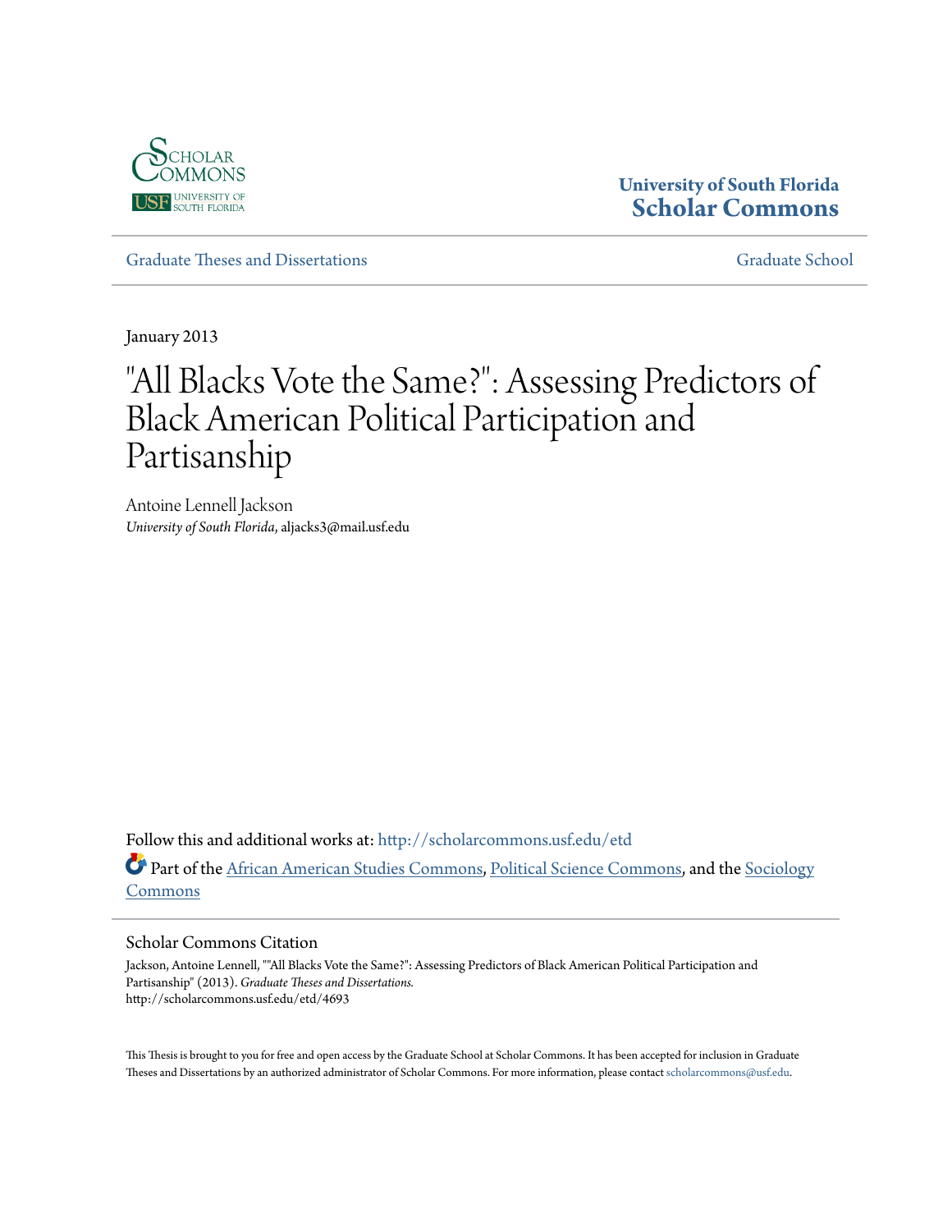Scholar Commons
USF University of South Florida

**University of South Florida**
**Scholar Commons**

Graduate Theses and Dissertations | Graduate School

---

January 2013

# "All Blacks Vote the Same?": Assessing Predictors of Black American Political Participation and Partisanship

Antoine Lennell Jackson
*University of South Florida*, aljacks3@mail.usf.edu

Follow this and additional works at: http://scholarcommons.usf.edu/etd

Part of the African American Studies Commons, Political Science Commons, and the Sociology Commons

---

### Scholar Commons Citation

Jackson, Antoine Lennell, ""All Blacks Vote the Same?": Assessing Predictors of Black American Political Participation and Partisanship" (2013). *Graduate Theses and Dissertations.*
http://scholarcommons.usf.edu/etd/4693

This Thesis is brought to you for free and open access by the Graduate School at Scholar Commons. It has been accepted for inclusion in Graduate Theses and Dissertations by an authorized administrator of Scholar Commons. For more information, please contact scholarcommons@usf.edu.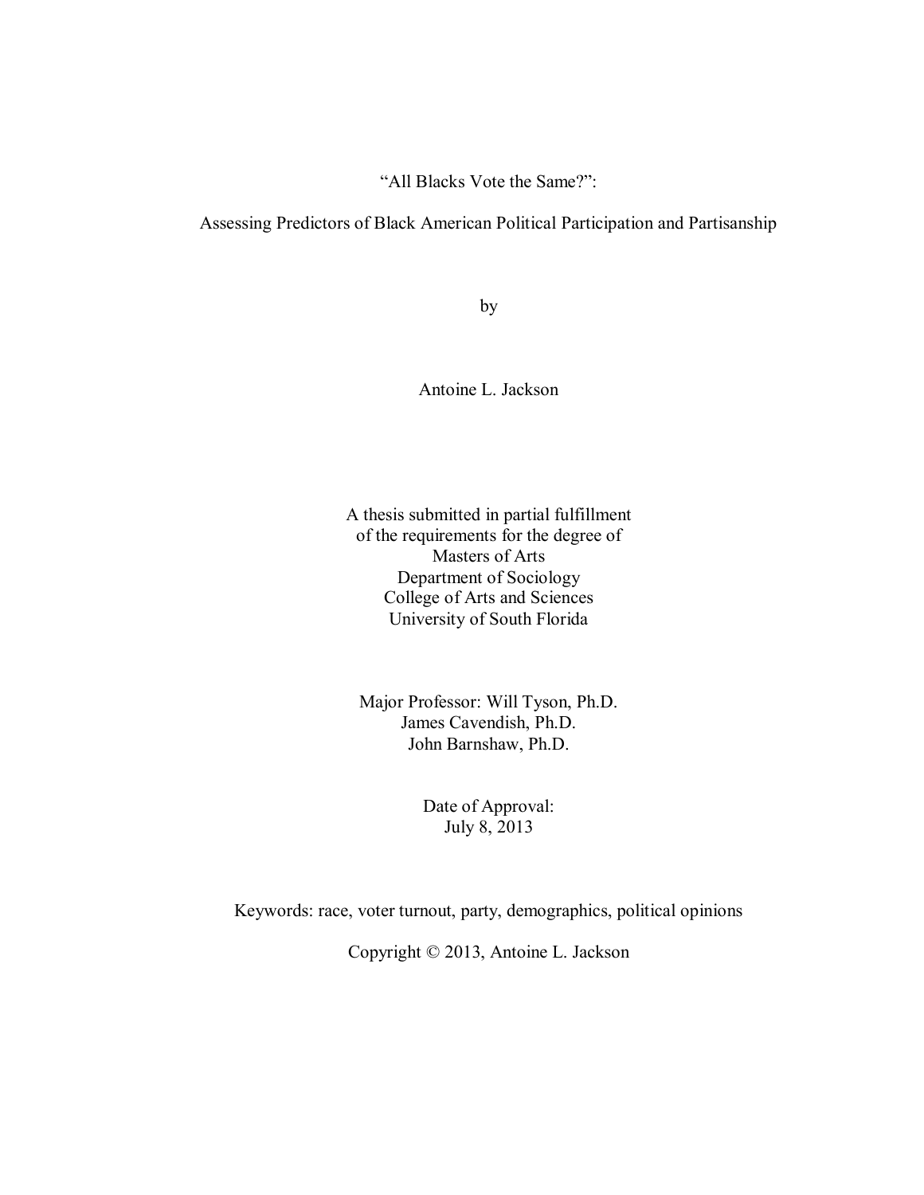# "All Blacks Vote the Same?":

## Assessing Predictors of Black American Political Participation and Partisanship

by

Antoine L. Jackson

A thesis submitted in partial fulfillment
of the requirements for the degree of
Masters of Arts
Department of Sociology
College of Arts and Sciences
University of South Florida

Major Professor: Will Tyson, Ph.D.
James Cavendish, Ph.D.
John Barnshaw, Ph.D.

Date of Approval:
July 8, 2013

Keywords: race, voter turnout, party, demographics, political opinions

Copyright © 2013, Antoine L. Jackson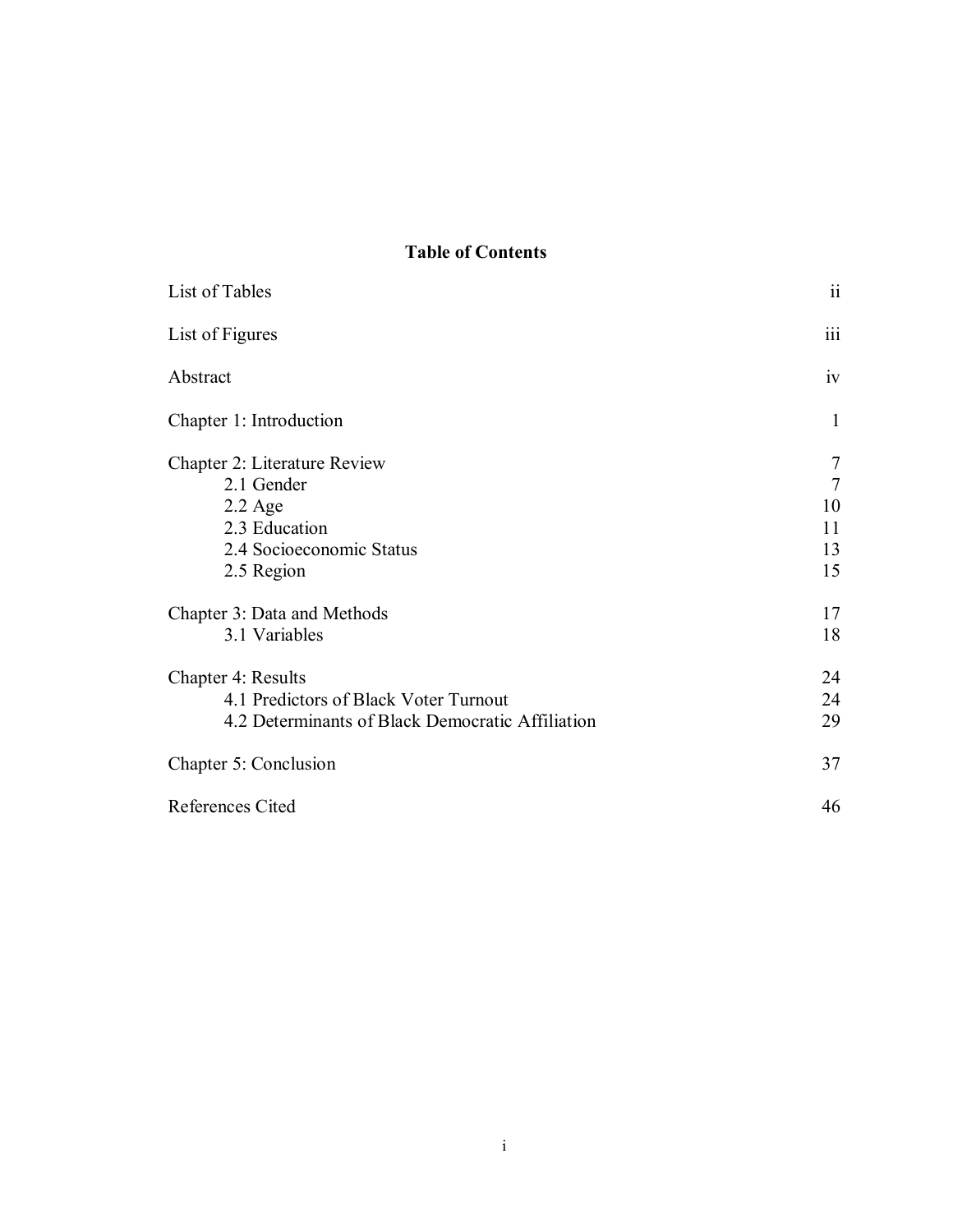# Table of Contents

| | |
|---|---|
| List of Tables | ii |
| List of Figures | iii |
| Abstract | iv |
| Chapter 1: Introduction | 1 |
| Chapter 2: Literature Review | 7 |
| 2.1 Gender | 7 |
| 2.2 Age | 10 |
| 2.3 Education | 11 |
| 2.4 Socioeconomic Status | 13 |
| 2.5 Region | 15 |
| Chapter 3: Data and Methods | 17 |
| 3.1 Variables | 18 |
| Chapter 4: Results | 24 |
| 4.1 Predictors of Black Voter Turnout | 24 |
| 4.2 Determinants of Black Democratic Affiliation | 29 |
| Chapter 5: Conclusion | 37 |
| References Cited | 46 |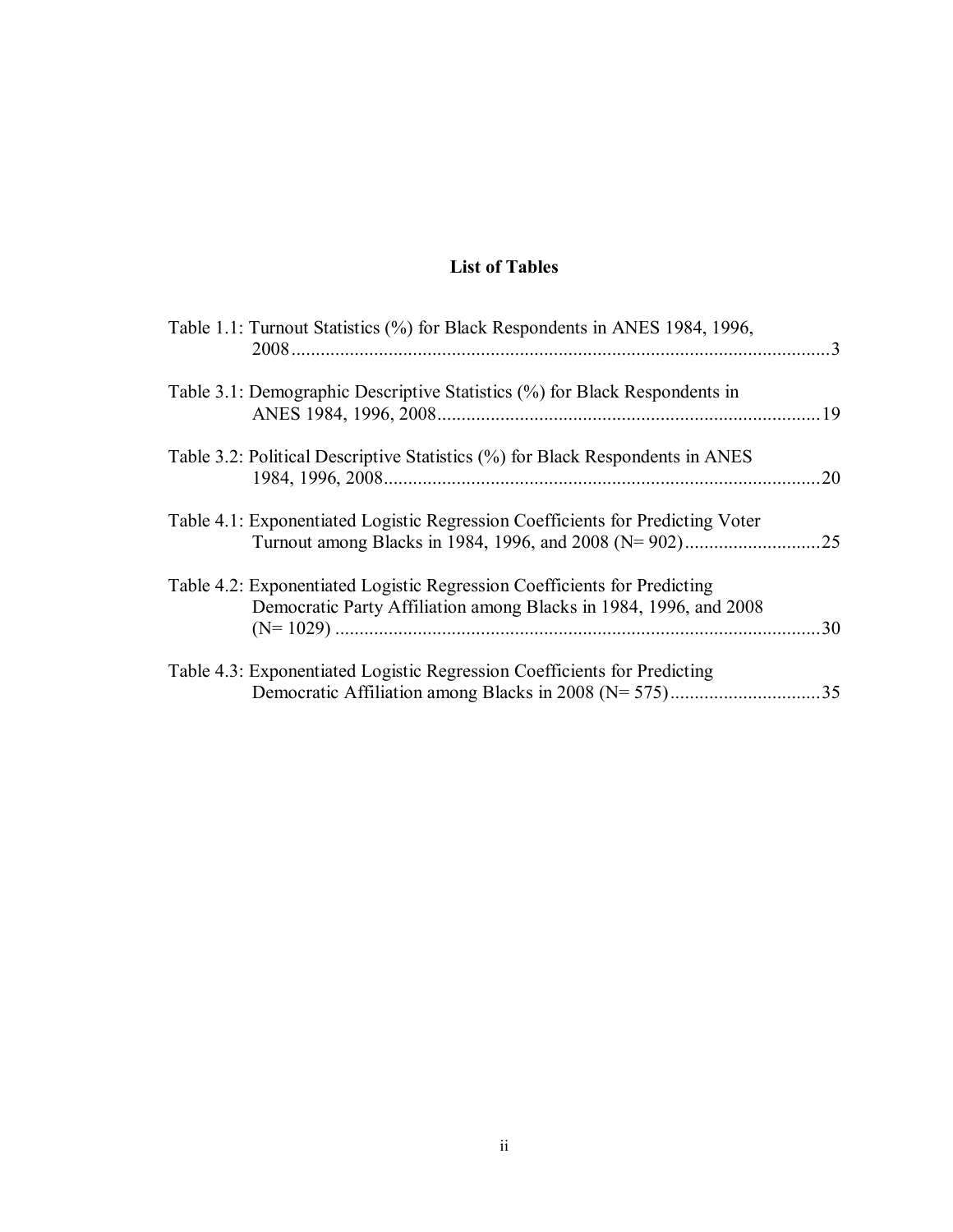## List of Tables

Table 1.1: Turnout Statistics (%) for Black Respondents in ANES 1984, 1996, 2008 .......... 3

Table 3.1: Demographic Descriptive Statistics (%) for Black Respondents in ANES 1984, 1996, 2008 .......... 19

Table 3.2: Political Descriptive Statistics (%) for Black Respondents in ANES 1984, 1996, 2008 .......... 20

Table 4.1: Exponentiated Logistic Regression Coefficients for Predicting Voter Turnout among Blacks in 1984, 1996, and 2008 (N= 902) .......... 25

Table 4.2: Exponentiated Logistic Regression Coefficients for Predicting Democratic Party Affiliation among Blacks in 1984, 1996, and 2008 (N= 1029) .......... 30

Table 4.3: Exponentiated Logistic Regression Coefficients for Predicting Democratic Affiliation among Blacks in 2008 (N= 575) .......... 35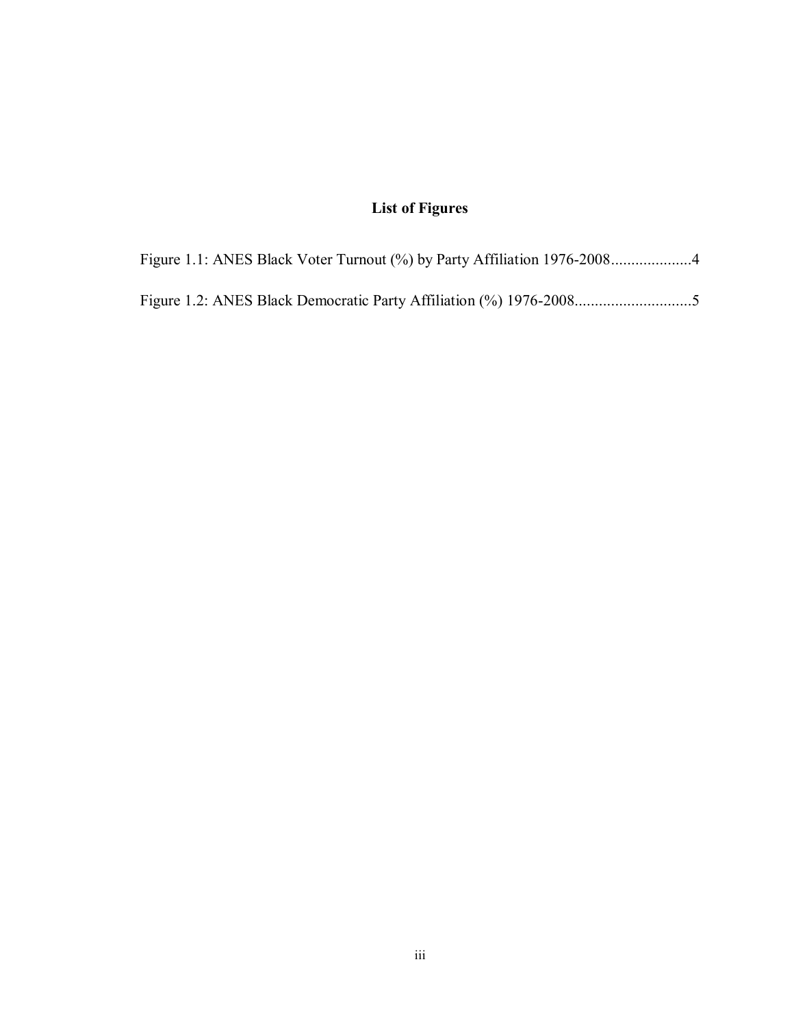# List of Figures

Figure 1.1: ANES Black Voter Turnout (%) by Party Affiliation 1976-2008....................4

Figure 1.2: ANES Black Democratic Party Affiliation (%) 1976-2008.............................5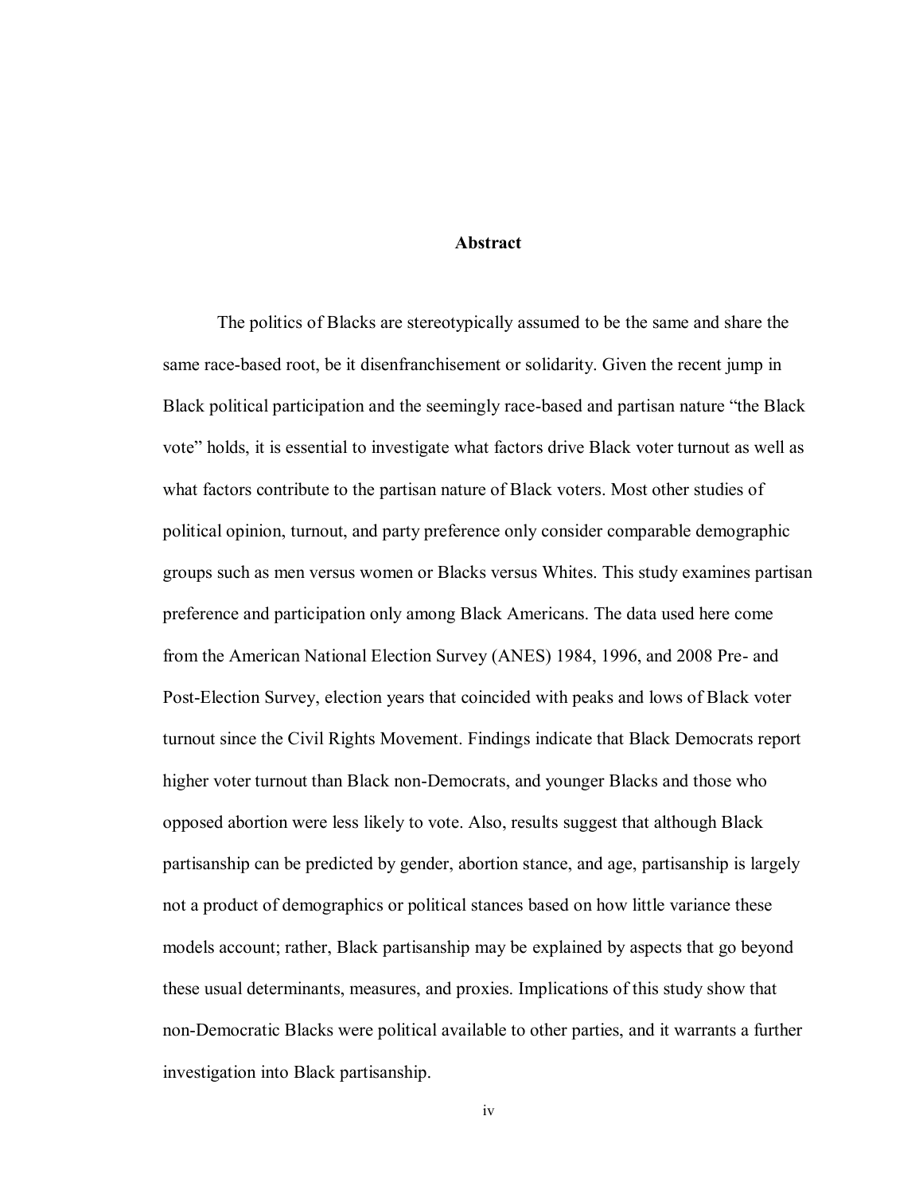# Abstract

The politics of Blacks are stereotypically assumed to be the same and share the same race-based root, be it disenfranchisement or solidarity. Given the recent jump in Black political participation and the seemingly race-based and partisan nature "the Black vote" holds, it is essential to investigate what factors drive Black voter turnout as well as what factors contribute to the partisan nature of Black voters. Most other studies of political opinion, turnout, and party preference only consider comparable demographic groups such as men versus women or Blacks versus Whites. This study examines partisan preference and participation only among Black Americans. The data used here come from the American National Election Survey (ANES) 1984, 1996, and 2008 Pre- and Post-Election Survey, election years that coincided with peaks and lows of Black voter turnout since the Civil Rights Movement. Findings indicate that Black Democrats report higher voter turnout than Black non-Democrats, and younger Blacks and those who opposed abortion were less likely to vote. Also, results suggest that although Black partisanship can be predicted by gender, abortion stance, and age, partisanship is largely not a product of demographics or political stances based on how little variance these models account; rather, Black partisanship may be explained by aspects that go beyond these usual determinants, measures, and proxies. Implications of this study show that non-Democratic Blacks were political available to other parties, and it warrants a further investigation into Black partisanship.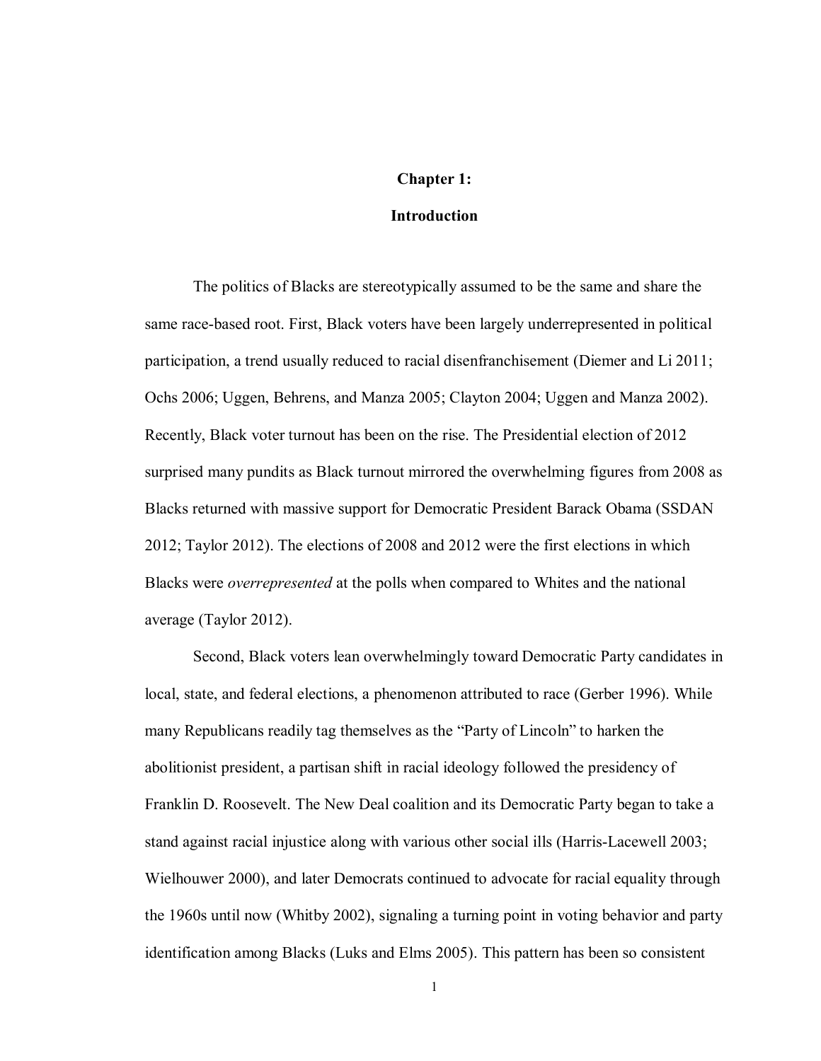# Chapter 1:

## Introduction

The politics of Blacks are stereotypically assumed to be the same and share the same race-based root. First, Black voters have been largely underrepresented in political participation, a trend usually reduced to racial disenfranchisement (Diemer and Li 2011; Ochs 2006; Uggen, Behrens, and Manza 2005; Clayton 2004; Uggen and Manza 2002). Recently, Black voter turnout has been on the rise. The Presidential election of 2012 surprised many pundits as Black turnout mirrored the overwhelming figures from 2008 as Blacks returned with massive support for Democratic President Barack Obama (SSDAN 2012; Taylor 2012). The elections of 2008 and 2012 were the first elections in which Blacks were *overrepresented* at the polls when compared to Whites and the national average (Taylor 2012).

Second, Black voters lean overwhelmingly toward Democratic Party candidates in local, state, and federal elections, a phenomenon attributed to race (Gerber 1996). While many Republicans readily tag themselves as the "Party of Lincoln" to harken the abolitionist president, a partisan shift in racial ideology followed the presidency of Franklin D. Roosevelt. The New Deal coalition and its Democratic Party began to take a stand against racial injustice along with various other social ills (Harris-Lacewell 2003; Wielhouwer 2000), and later Democrats continued to advocate for racial equality through the 1960s until now (Whitby 2002), signaling a turning point in voting behavior and party identification among Blacks (Luks and Elms 2005). This pattern has been so consistent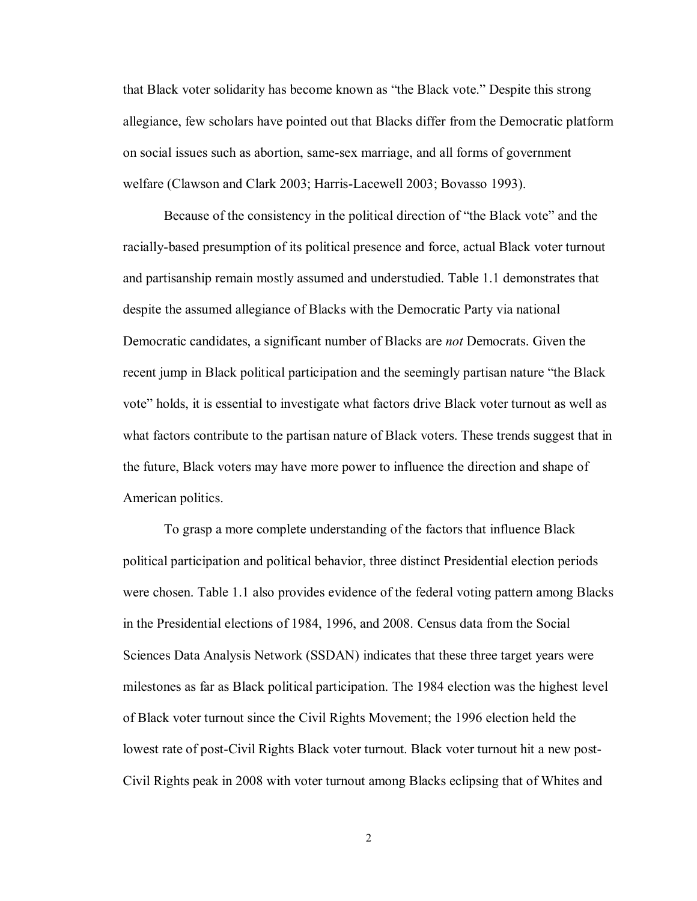that Black voter solidarity has become known as "the Black vote." Despite this strong allegiance, few scholars have pointed out that Blacks differ from the Democratic platform on social issues such as abortion, same-sex marriage, and all forms of government welfare (Clawson and Clark 2003; Harris-Lacewell 2003; Bovasso 1993).

Because of the consistency in the political direction of "the Black vote" and the racially-based presumption of its political presence and force, actual Black voter turnout and partisanship remain mostly assumed and understudied. Table 1.1 demonstrates that despite the assumed allegiance of Blacks with the Democratic Party via national Democratic candidates, a significant number of Blacks are *not* Democrats. Given the recent jump in Black political participation and the seemingly partisan nature "the Black vote" holds, it is essential to investigate what factors drive Black voter turnout as well as what factors contribute to the partisan nature of Black voters. These trends suggest that in the future, Black voters may have more power to influence the direction and shape of American politics.

To grasp a more complete understanding of the factors that influence Black political participation and political behavior, three distinct Presidential election periods were chosen. Table 1.1 also provides evidence of the federal voting pattern among Blacks in the Presidential elections of 1984, 1996, and 2008. Census data from the Social Sciences Data Analysis Network (SSDAN) indicates that these three target years were milestones as far as Black political participation. The 1984 election was the highest level of Black voter turnout since the Civil Rights Movement; the 1996 election held the lowest rate of post-Civil Rights Black voter turnout. Black voter turnout hit a new post-Civil Rights peak in 2008 with voter turnout among Blacks eclipsing that of Whites and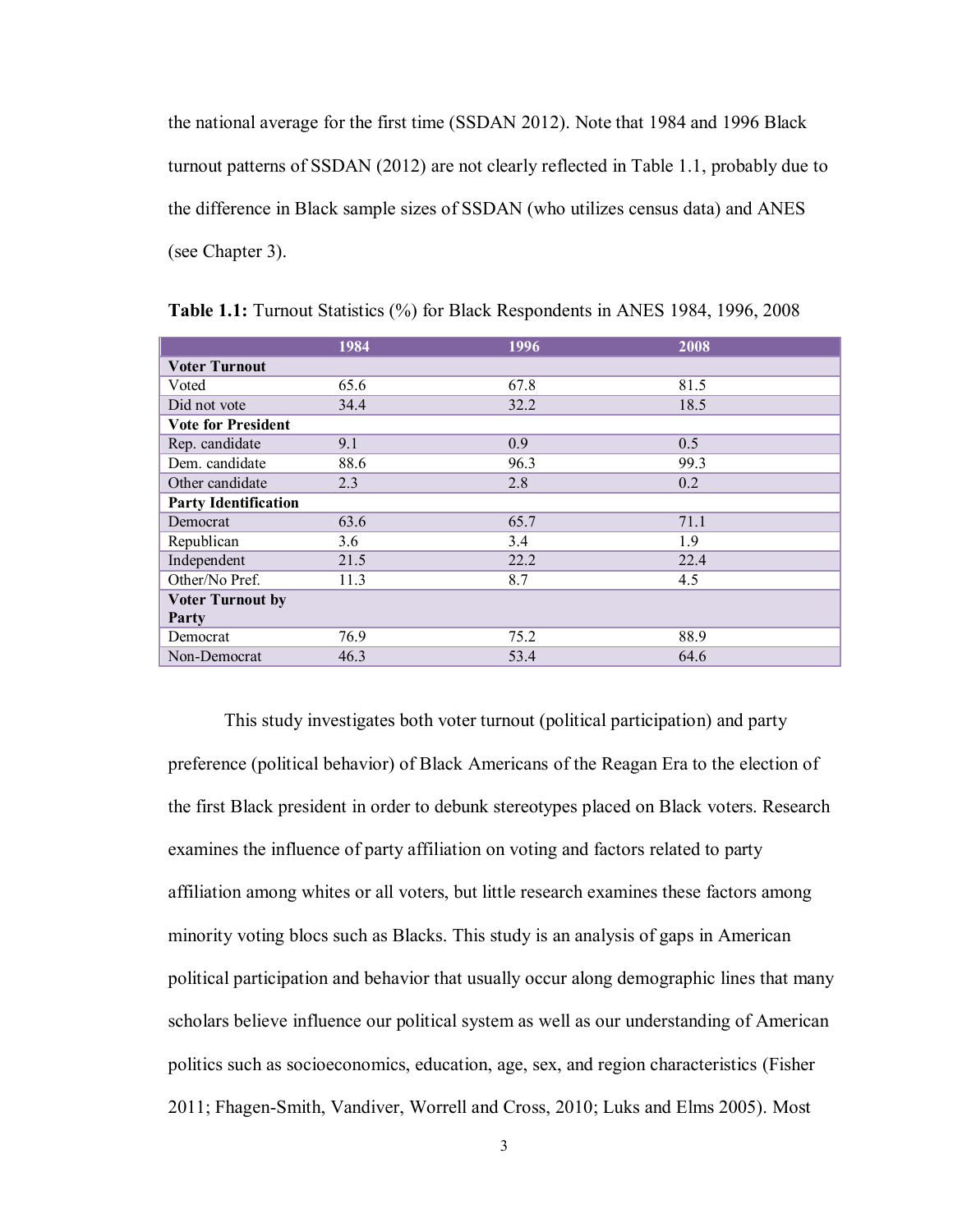the national average for the first time (SSDAN 2012). Note that 1984 and 1996 Black turnout patterns of SSDAN (2012) are not clearly reflected in Table 1.1, probably due to the difference in Black sample sizes of SSDAN (who utilizes census data) and ANES (see Chapter 3).

**Table 1.1:** Turnout Statistics (%) for Black Respondents in ANES 1984, 1996, 2008

| | 1984 | 1996 | 2008 |
|---|---|---|---|
| **Voter Turnout** | | | |
| Voted | 65.6 | 67.8 | 81.5 |
| Did not vote | 34.4 | 32.2 | 18.5 |
| **Vote for President** | | | |
| Rep. candidate | 9.1 | 0.9 | 0.5 |
| Dem. candidate | 88.6 | 96.3 | 99.3 |
| Other candidate | 2.3 | 2.8 | 0.2 |
| **Party Identification** | | | |
| Democrat | 63.6 | 65.7 | 71.1 |
| Republican | 3.6 | 3.4 | 1.9 |
| Independent | 21.5 | 22.2 | 22.4 |
| Other/No Pref. | 11.3 | 8.7 | 4.5 |
| **Voter Turnout by Party** | | | |
| Democrat | 76.9 | 75.2 | 88.9 |
| Non-Democrat | 46.3 | 53.4 | 64.6 |

This study investigates both voter turnout (political participation) and party preference (political behavior) of Black Americans of the Reagan Era to the election of the first Black president in order to debunk stereotypes placed on Black voters. Research examines the influence of party affiliation on voting and factors related to party affiliation among whites or all voters, but little research examines these factors among minority voting blocs such as Blacks. This study is an analysis of gaps in American political participation and behavior that usually occur along demographic lines that many scholars believe influence our political system as well as our understanding of American politics such as socioeconomics, education, age, sex, and region characteristics (Fisher 2011; Fhagen-Smith, Vandiver, Worrell and Cross, 2010; Luks and Elms 2005). Most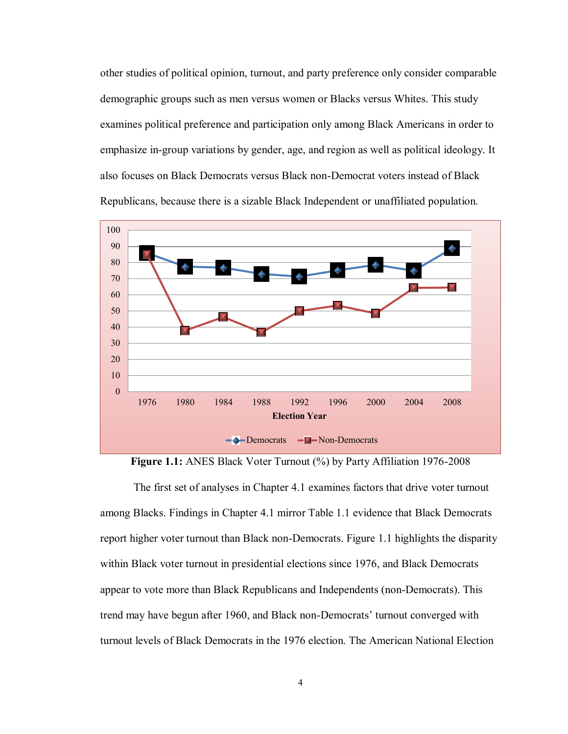other studies of political opinion, turnout, and party preference only consider comparable demographic groups such as men versus women or Blacks versus Whites. This study examines political preference and participation only among Black Americans in order to emphasize in-group variations by gender, age, and region as well as political ideology. It also focuses on Black Democrats versus Black non-Democrat voters instead of Black Republicans, because there is a sizable Black Independent or unaffiliated population.

**Figure 1.1:** ANES Black Voter Turnout (%) by Party Affiliation 1976-2008

The first set of analyses in Chapter 4.1 examines factors that drive voter turnout among Blacks. Findings in Chapter 4.1 mirror Table 1.1 evidence that Black Democrats report higher voter turnout than Black non-Democrats. Figure 1.1 highlights the disparity within Black voter turnout in presidential elections since 1976, and Black Democrats appear to vote more than Black Republicans and Independents (non-Democrats). This trend may have begun after 1960, and Black non-Democrats' turnout converged with turnout levels of Black Democrats in the 1976 election. The American National Election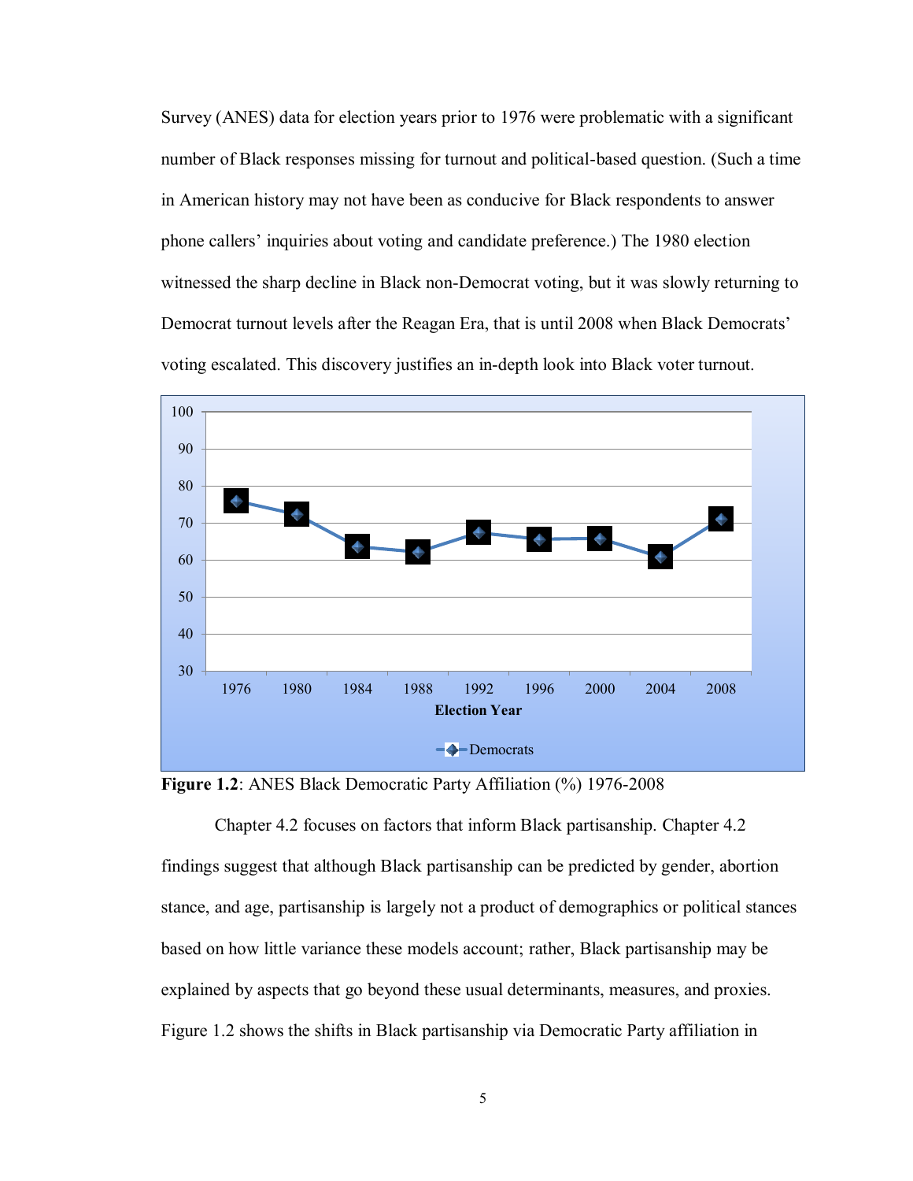Survey (ANES) data for election years prior to 1976 were problematic with a significant number of Black responses missing for turnout and political-based question. (Such a time in American history may not have been as conducive for Black respondents to answer phone callers' inquiries about voting and candidate preference.) The 1980 election witnessed the sharp decline in Black non-Democrat voting, but it was slowly returning to Democrat turnout levels after the Reagan Era, that is until 2008 when Black Democrats' voting escalated. This discovery justifies an in-depth look into Black voter turnout.

**Figure 1.2**: ANES Black Democratic Party Affiliation (%) 1976-2008

Chapter 4.2 focuses on factors that inform Black partisanship. Chapter 4.2 findings suggest that although Black partisanship can be predicted by gender, abortion stance, and age, partisanship is largely not a product of demographics or political stances based on how little variance these models account; rather, Black partisanship may be explained by aspects that go beyond these usual determinants, measures, and proxies. Figure 1.2 shows the shifts in Black partisanship via Democratic Party affiliation in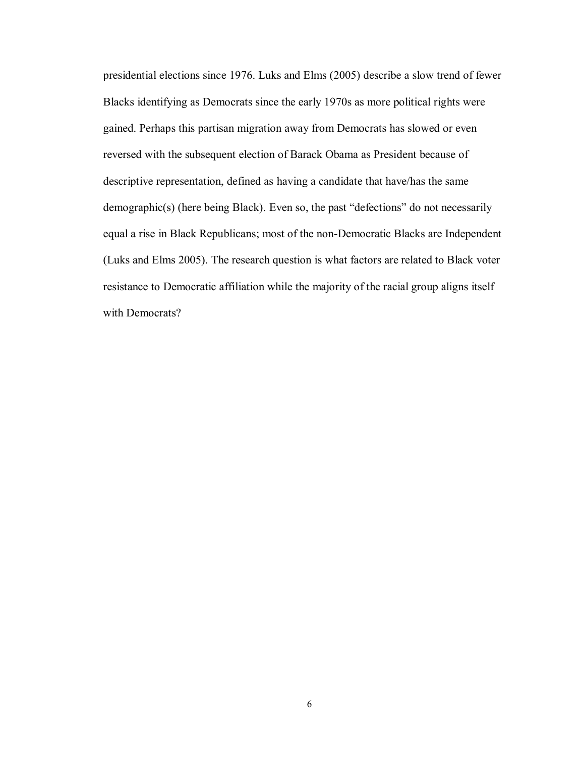presidential elections since 1976. Luks and Elms (2005) describe a slow trend of fewer Blacks identifying as Democrats since the early 1970s as more political rights were gained. Perhaps this partisan migration away from Democrats has slowed or even reversed with the subsequent election of Barack Obama as President because of descriptive representation, defined as having a candidate that have/has the same demographic(s) (here being Black). Even so, the past "defections" do not necessarily equal a rise in Black Republicans; most of the non-Democratic Blacks are Independent (Luks and Elms 2005). The research question is what factors are related to Black voter resistance to Democratic affiliation while the majority of the racial group aligns itself with Democrats?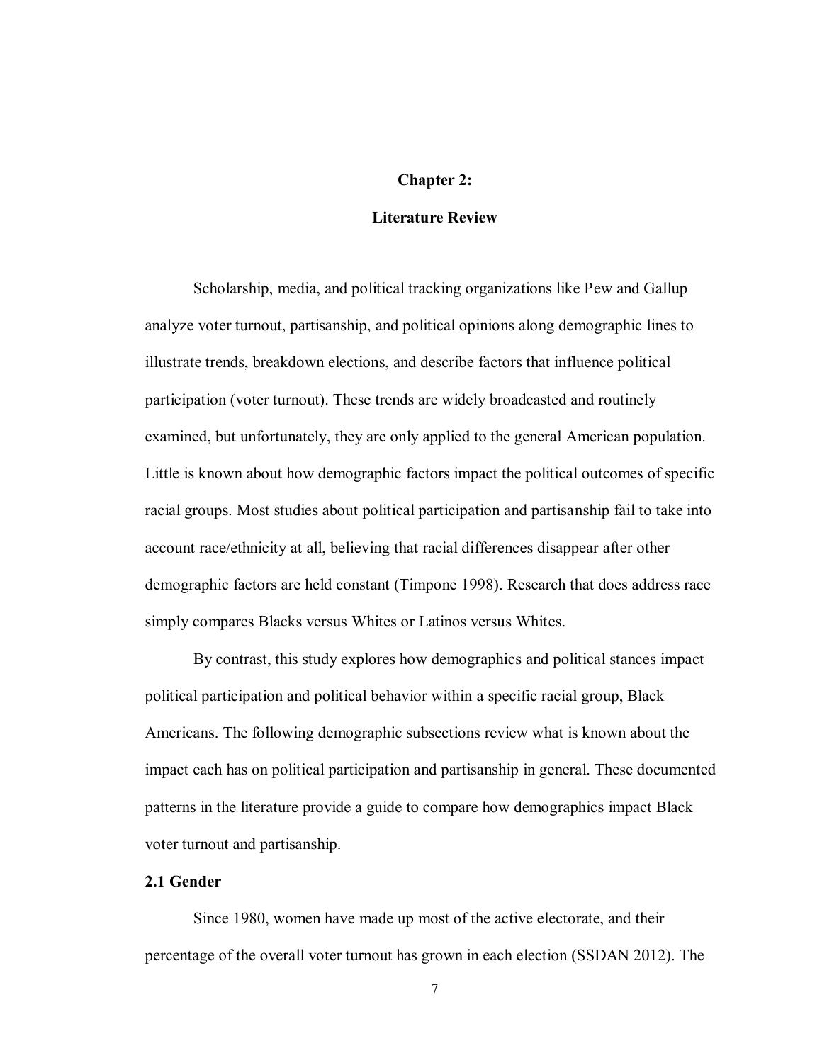# Chapter 2:

# Literature Review

Scholarship, media, and political tracking organizations like Pew and Gallup analyze voter turnout, partisanship, and political opinions along demographic lines to illustrate trends, breakdown elections, and describe factors that influence political participation (voter turnout). These trends are widely broadcasted and routinely examined, but unfortunately, they are only applied to the general American population. Little is known about how demographic factors impact the political outcomes of specific racial groups. Most studies about political participation and partisanship fail to take into account race/ethnicity at all, believing that racial differences disappear after other demographic factors are held constant (Timpone 1998). Research that does address race simply compares Blacks versus Whites or Latinos versus Whites.

By contrast, this study explores how demographics and political stances impact political participation and political behavior within a specific racial group, Black Americans. The following demographic subsections review what is known about the impact each has on political participation and partisanship in general. These documented patterns in the literature provide a guide to compare how demographics impact Black voter turnout and partisanship.

## 2.1 Gender

Since 1980, women have made up most of the active electorate, and their percentage of the overall voter turnout has grown in each election (SSDAN 2012). The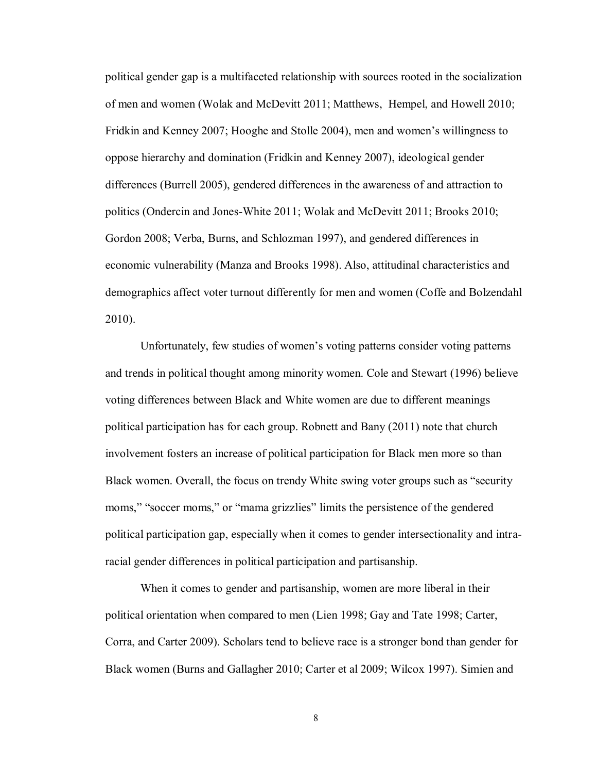political gender gap is a multifaceted relationship with sources rooted in the socialization of men and women (Wolak and McDevitt 2011; Matthews, Hempel, and Howell 2010; Fridkin and Kenney 2007; Hooghe and Stolle 2004), men and women's willingness to oppose hierarchy and domination (Fridkin and Kenney 2007), ideological gender differences (Burrell 2005), gendered differences in the awareness of and attraction to politics (Ondercin and Jones-White 2011; Wolak and McDevitt 2011; Brooks 2010; Gordon 2008; Verba, Burns, and Schlozman 1997), and gendered differences in economic vulnerability (Manza and Brooks 1998). Also, attitudinal characteristics and demographics affect voter turnout differently for men and women (Coffe and Bolzendahl 2010).

Unfortunately, few studies of women's voting patterns consider voting patterns and trends in political thought among minority women. Cole and Stewart (1996) believe voting differences between Black and White women are due to different meanings political participation has for each group. Robnett and Bany (2011) note that church involvement fosters an increase of political participation for Black men more so than Black women. Overall, the focus on trendy White swing voter groups such as "security moms," "soccer moms," or "mama grizzlies" limits the persistence of the gendered political participation gap, especially when it comes to gender intersectionality and intra-racial gender differences in political participation and partisanship.

When it comes to gender and partisanship, women are more liberal in their political orientation when compared to men (Lien 1998; Gay and Tate 1998; Carter, Corra, and Carter 2009). Scholars tend to believe race is a stronger bond than gender for Black women (Burns and Gallagher 2010; Carter et al 2009; Wilcox 1997). Simien and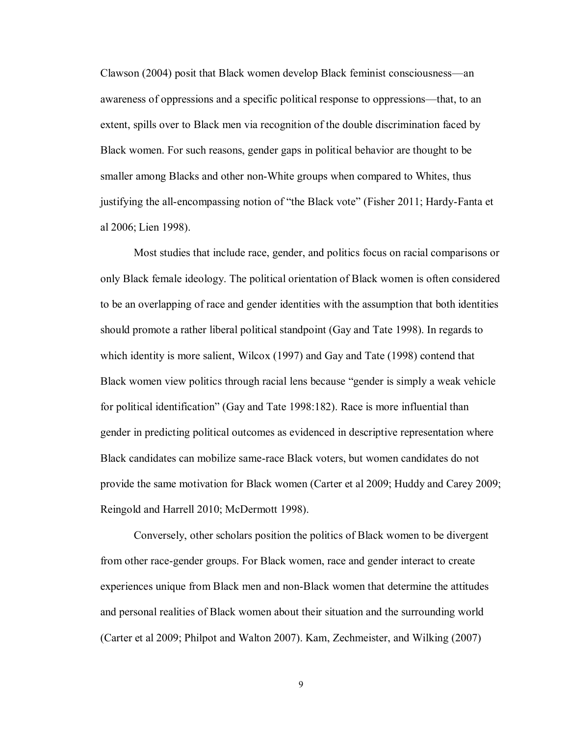Clawson (2004) posit that Black women develop Black feminist consciousness—an awareness of oppressions and a specific political response to oppressions—that, to an extent, spills over to Black men via recognition of the double discrimination faced by Black women. For such reasons, gender gaps in political behavior are thought to be smaller among Blacks and other non-White groups when compared to Whites, thus justifying the all-encompassing notion of "the Black vote" (Fisher 2011; Hardy-Fanta et al 2006; Lien 1998).

Most studies that include race, gender, and politics focus on racial comparisons or only Black female ideology. The political orientation of Black women is often considered to be an overlapping of race and gender identities with the assumption that both identities should promote a rather liberal political standpoint (Gay and Tate 1998). In regards to which identity is more salient, Wilcox (1997) and Gay and Tate (1998) contend that Black women view politics through racial lens because "gender is simply a weak vehicle for political identification" (Gay and Tate 1998:182). Race is more influential than gender in predicting political outcomes as evidenced in descriptive representation where Black candidates can mobilize same-race Black voters, but women candidates do not provide the same motivation for Black women (Carter et al 2009; Huddy and Carey 2009; Reingold and Harrell 2010; McDermott 1998).

Conversely, other scholars position the politics of Black women to be divergent from other race-gender groups. For Black women, race and gender interact to create experiences unique from Black men and non-Black women that determine the attitudes and personal realities of Black women about their situation and the surrounding world (Carter et al 2009; Philpot and Walton 2007). Kam, Zechmeister, and Wilking (2007)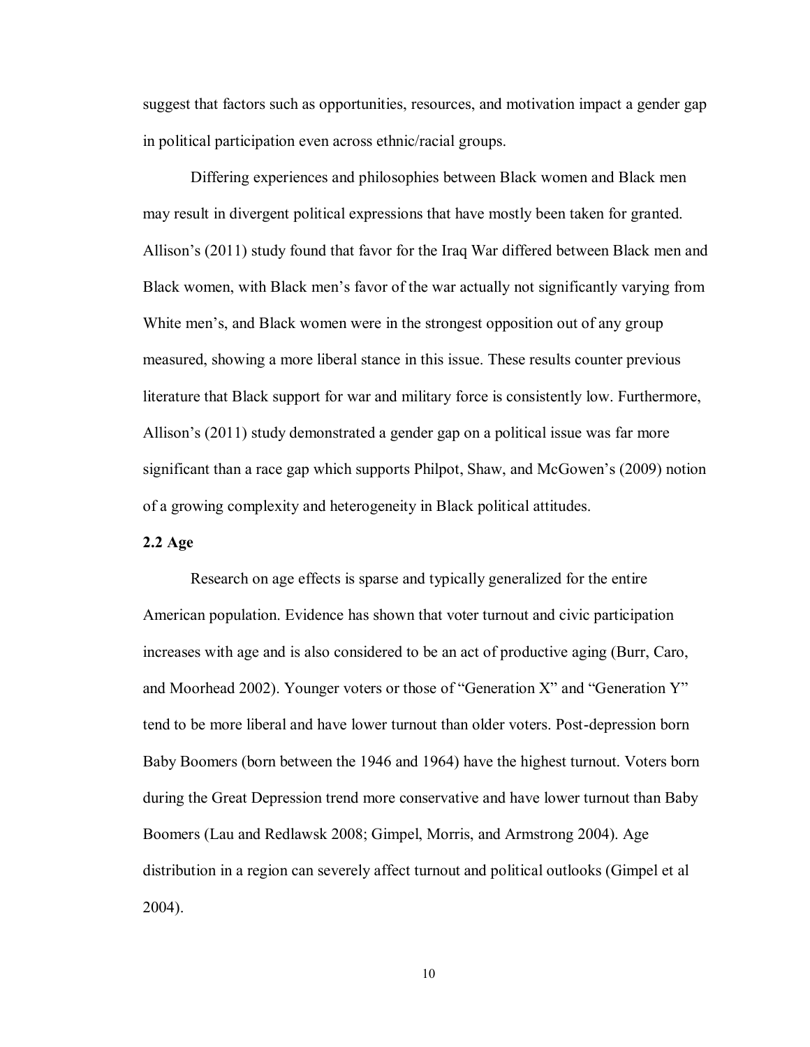suggest that factors such as opportunities, resources, and motivation impact a gender gap in political participation even across ethnic/racial groups.

Differing experiences and philosophies between Black women and Black men may result in divergent political expressions that have mostly been taken for granted. Allison's (2011) study found that favor for the Iraq War differed between Black men and Black women, with Black men's favor of the war actually not significantly varying from White men's, and Black women were in the strongest opposition out of any group measured, showing a more liberal stance in this issue. These results counter previous literature that Black support for war and military force is consistently low. Furthermore, Allison's (2011) study demonstrated a gender gap on a political issue was far more significant than a race gap which supports Philpot, Shaw, and McGowen's (2009) notion of a growing complexity and heterogeneity in Black political attitudes.

### 2.2 Age

Research on age effects is sparse and typically generalized for the entire American population. Evidence has shown that voter turnout and civic participation increases with age and is also considered to be an act of productive aging (Burr, Caro, and Moorhead 2002). Younger voters or those of "Generation X" and "Generation Y" tend to be more liberal and have lower turnout than older voters. Post-depression born Baby Boomers (born between the 1946 and 1964) have the highest turnout. Voters born during the Great Depression trend more conservative and have lower turnout than Baby Boomers (Lau and Redlawsk 2008; Gimpel, Morris, and Armstrong 2004). Age distribution in a region can severely affect turnout and political outlooks (Gimpel et al 2004).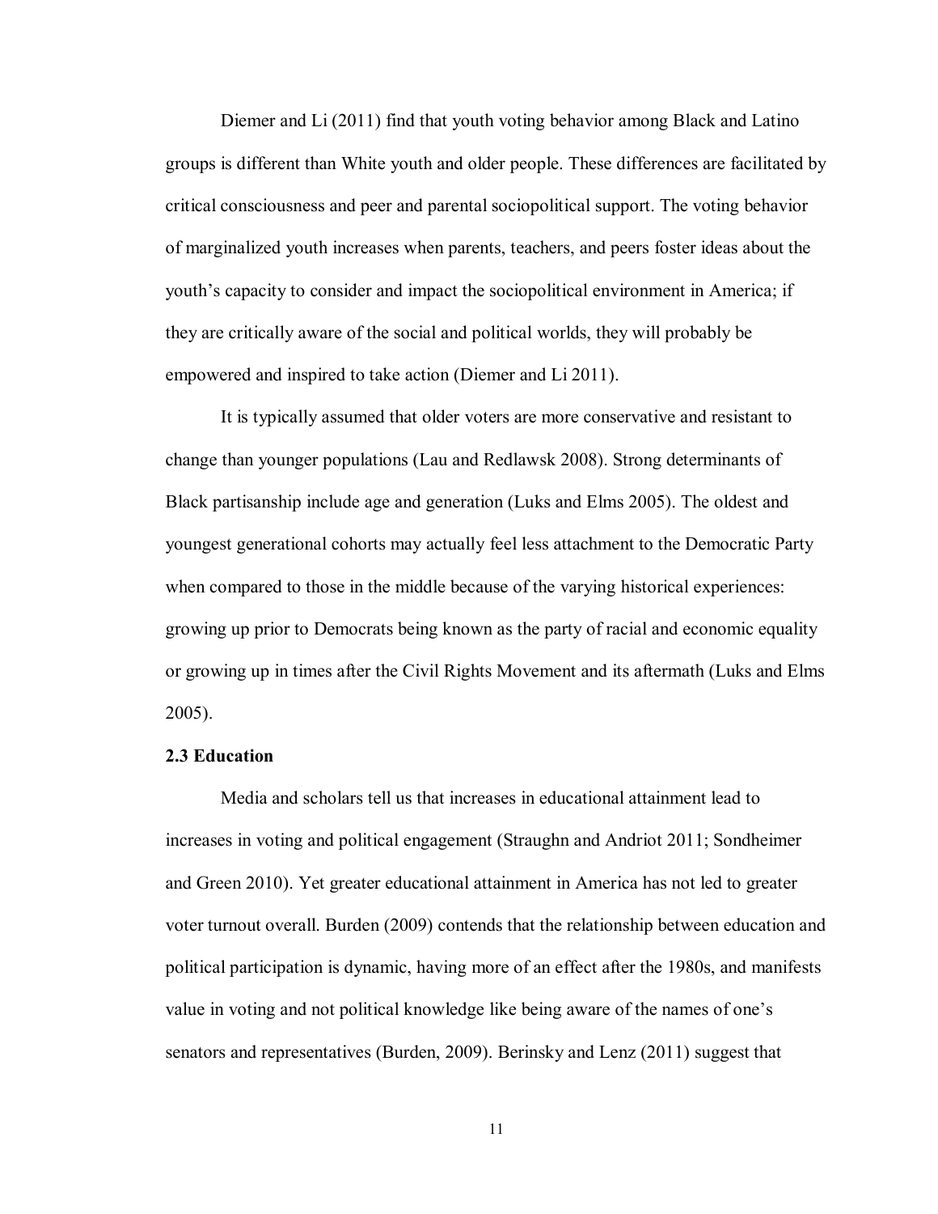Diemer and Li (2011) find that youth voting behavior among Black and Latino groups is different than White youth and older people. These differences are facilitated by critical consciousness and peer and parental sociopolitical support. The voting behavior of marginalized youth increases when parents, teachers, and peers foster ideas about the youth's capacity to consider and impact the sociopolitical environment in America; if they are critically aware of the social and political worlds, they will probably be empowered and inspired to take action (Diemer and Li 2011).

It is typically assumed that older voters are more conservative and resistant to change than younger populations (Lau and Redlawsk 2008). Strong determinants of Black partisanship include age and generation (Luks and Elms 2005). The oldest and youngest generational cohorts may actually feel less attachment to the Democratic Party when compared to those in the middle because of the varying historical experiences: growing up prior to Democrats being known as the party of racial and economic equality or growing up in times after the Civil Rights Movement and its aftermath (Luks and Elms 2005).

### 2.3 Education

Media and scholars tell us that increases in educational attainment lead to increases in voting and political engagement (Straughn and Andriot 2011; Sondheimer and Green 2010). Yet greater educational attainment in America has not led to greater voter turnout overall. Burden (2009) contends that the relationship between education and political participation is dynamic, having more of an effect after the 1980s, and manifests value in voting and not political knowledge like being aware of the names of one's senators and representatives (Burden, 2009). Berinsky and Lenz (2011) suggest that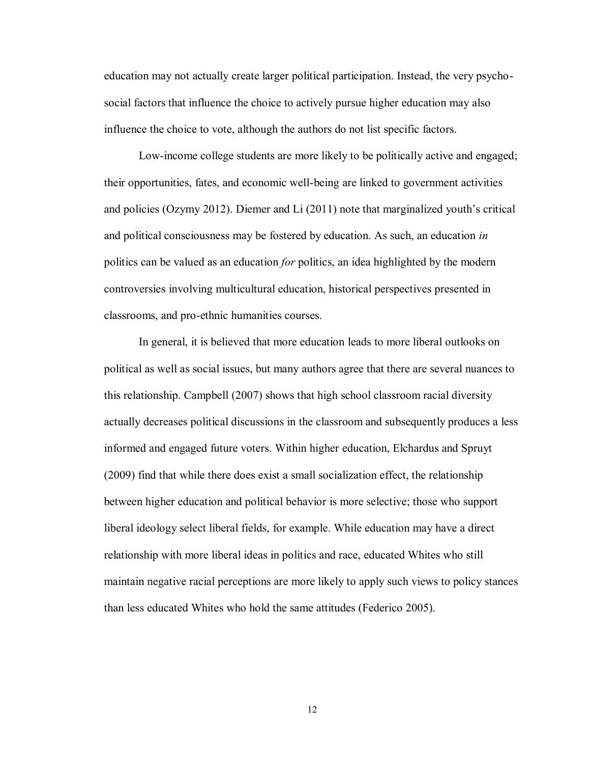education may not actually create larger political participation. Instead, the very psycho-social factors that influence the choice to actively pursue higher education may also influence the choice to vote, although the authors do not list specific factors.

Low-income college students are more likely to be politically active and engaged; their opportunities, fates, and economic well-being are linked to government activities and policies (Ozymy 2012). Diemer and Li (2011) note that marginalized youth's critical and political consciousness may be fostered by education. As such, an education *in* politics can be valued as an education *for* politics, an idea highlighted by the modern controversies involving multicultural education, historical perspectives presented in classrooms, and pro-ethnic humanities courses.

In general, it is believed that more education leads to more liberal outlooks on political as well as social issues, but many authors agree that there are several nuances to this relationship. Campbell (2007) shows that high school classroom racial diversity actually decreases political discussions in the classroom and subsequently produces a less informed and engaged future voters. Within higher education, Elchardus and Spruyt (2009) find that while there does exist a small socialization effect, the relationship between higher education and political behavior is more selective; those who support liberal ideology select liberal fields, for example. While education may have a direct relationship with more liberal ideas in politics and race, educated Whites who still maintain negative racial perceptions are more likely to apply such views to policy stances than less educated Whites who hold the same attitudes (Federico 2005).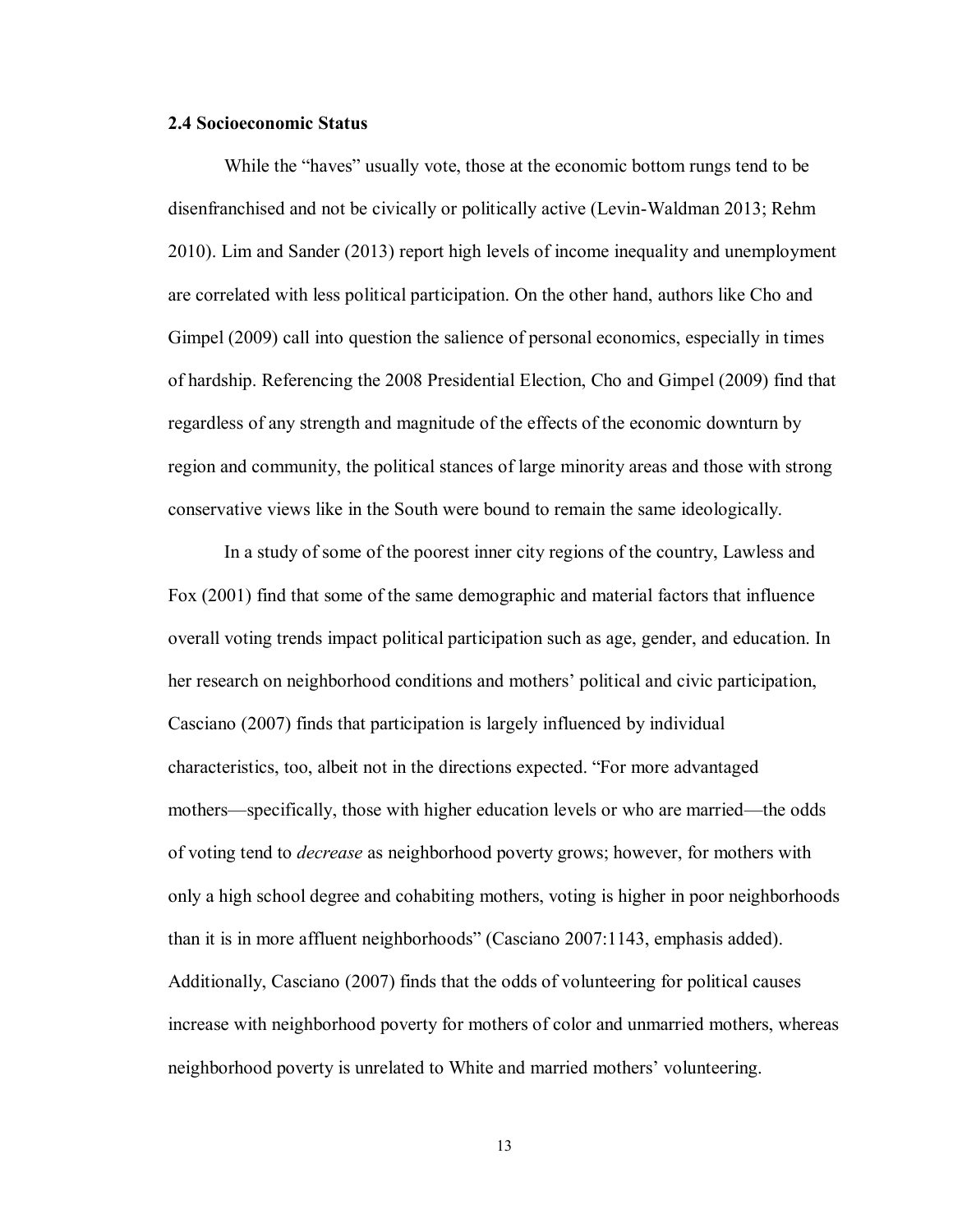### 2.4 Socioeconomic Status

While the “haves” usually vote, those at the economic bottom rungs tend to be disenfranchised and not be civically or politically active (Levin-Waldman 2013; Rehm 2010). Lim and Sander (2013) report high levels of income inequality and unemployment are correlated with less political participation. On the other hand, authors like Cho and Gimpel (2009) call into question the salience of personal economics, especially in times of hardship. Referencing the 2008 Presidential Election, Cho and Gimpel (2009) find that regardless of any strength and magnitude of the effects of the economic downturn by region and community, the political stances of large minority areas and those with strong conservative views like in the South were bound to remain the same ideologically.

In a study of some of the poorest inner city regions of the country, Lawless and Fox (2001) find that some of the same demographic and material factors that influence overall voting trends impact political participation such as age, gender, and education. In her research on neighborhood conditions and mothers’ political and civic participation, Casciano (2007) finds that participation is largely influenced by individual characteristics, too, albeit not in the directions expected. “For more advantaged mothers—specifically, those with higher education levels or who are married—the odds of voting tend to *decrease* as neighborhood poverty grows; however, for mothers with only a high school degree and cohabiting mothers, voting is higher in poor neighborhoods than it is in more affluent neighborhoods” (Casciano 2007:1143, emphasis added). Additionally, Casciano (2007) finds that the odds of volunteering for political causes increase with neighborhood poverty for mothers of color and unmarried mothers, whereas neighborhood poverty is unrelated to White and married mothers’ volunteering.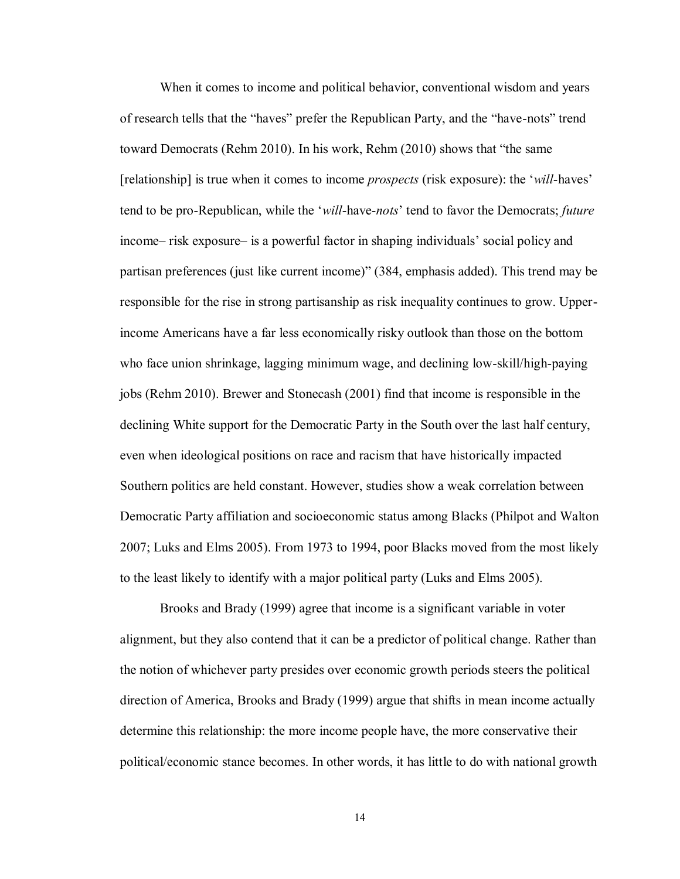When it comes to income and political behavior, conventional wisdom and years of research tells that the "haves" prefer the Republican Party, and the "have-nots" trend toward Democrats (Rehm 2010). In his work, Rehm (2010) shows that "the same [relationship] is true when it comes to income *prospects* (risk exposure): the '*will*-haves' tend to be pro-Republican, while the '*will*-have-*nots*' tend to favor the Democrats; *future* income– risk exposure– is a powerful factor in shaping individuals' social policy and partisan preferences (just like current income)" (384, emphasis added). This trend may be responsible for the rise in strong partisanship as risk inequality continues to grow. Upper-income Americans have a far less economically risky outlook than those on the bottom who face union shrinkage, lagging minimum wage, and declining low-skill/high-paying jobs (Rehm 2010). Brewer and Stonecash (2001) find that income is responsible in the declining White support for the Democratic Party in the South over the last half century, even when ideological positions on race and racism that have historically impacted Southern politics are held constant. However, studies show a weak correlation between Democratic Party affiliation and socioeconomic status among Blacks (Philpot and Walton 2007; Luks and Elms 2005). From 1973 to 1994, poor Blacks moved from the most likely to the least likely to identify with a major political party (Luks and Elms 2005).

Brooks and Brady (1999) agree that income is a significant variable in voter alignment, but they also contend that it can be a predictor of political change. Rather than the notion of whichever party presides over economic growth periods steers the political direction of America, Brooks and Brady (1999) argue that shifts in mean income actually determine this relationship: the more income people have, the more conservative their political/economic stance becomes. In other words, it has little to do with national growth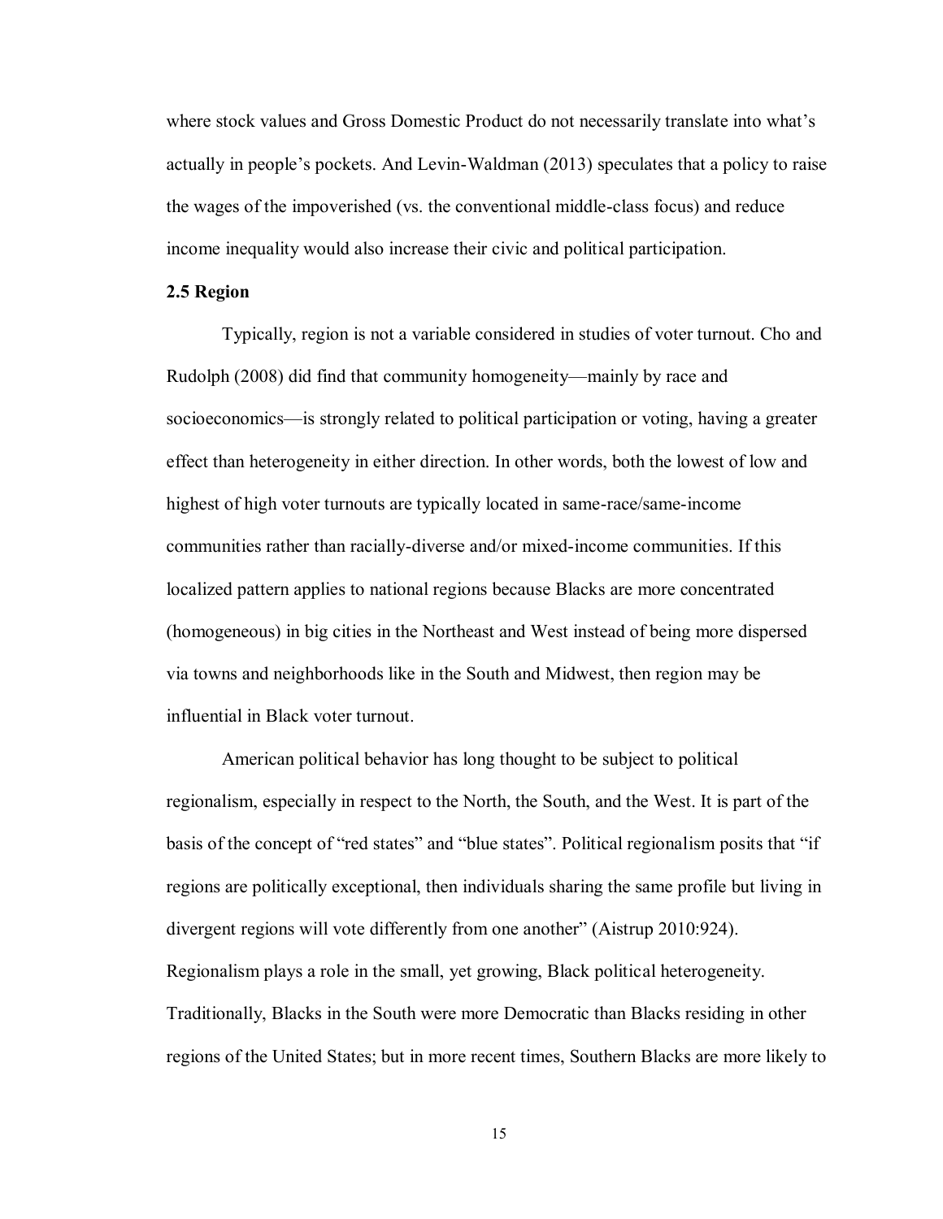where stock values and Gross Domestic Product do not necessarily translate into what's actually in people's pockets. And Levin-Waldman (2013) speculates that a policy to raise the wages of the impoverished (vs. the conventional middle-class focus) and reduce income inequality would also increase their civic and political participation.

### 2.5 Region

Typically, region is not a variable considered in studies of voter turnout. Cho and Rudolph (2008) did find that community homogeneity—mainly by race and socioeconomics—is strongly related to political participation or voting, having a greater effect than heterogeneity in either direction. In other words, both the lowest of low and highest of high voter turnouts are typically located in same-race/same-income communities rather than racially-diverse and/or mixed-income communities. If this localized pattern applies to national regions because Blacks are more concentrated (homogeneous) in big cities in the Northeast and West instead of being more dispersed via towns and neighborhoods like in the South and Midwest, then region may be influential in Black voter turnout.

American political behavior has long thought to be subject to political regionalism, especially in respect to the North, the South, and the West. It is part of the basis of the concept of "red states" and "blue states". Political regionalism posits that "if regions are politically exceptional, then individuals sharing the same profile but living in divergent regions will vote differently from one another" (Aistrup 2010:924). Regionalism plays a role in the small, yet growing, Black political heterogeneity. Traditionally, Blacks in the South were more Democratic than Blacks residing in other regions of the United States; but in more recent times, Southern Blacks are more likely to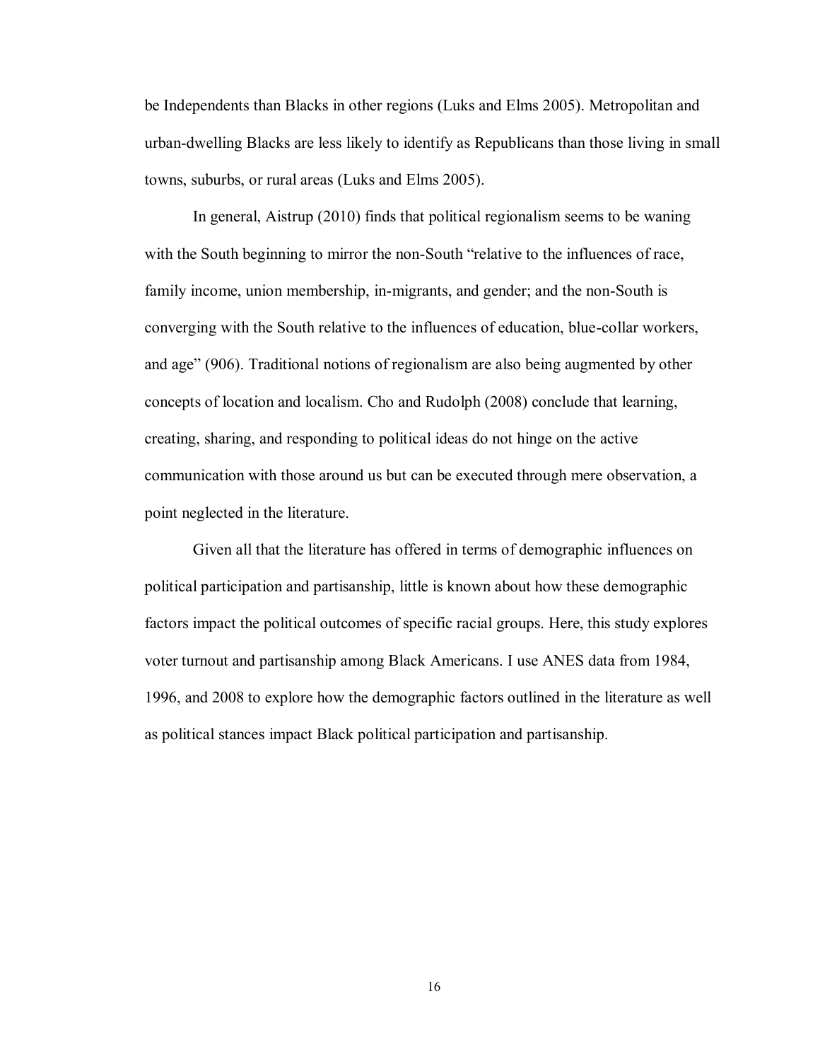be Independents than Blacks in other regions (Luks and Elms 2005). Metropolitan and urban-dwelling Blacks are less likely to identify as Republicans than those living in small towns, suburbs, or rural areas (Luks and Elms 2005).

In general, Aistrup (2010) finds that political regionalism seems to be waning with the South beginning to mirror the non-South "relative to the influences of race, family income, union membership, in-migrants, and gender; and the non-South is converging with the South relative to the influences of education, blue-collar workers, and age" (906). Traditional notions of regionalism are also being augmented by other concepts of location and localism. Cho and Rudolph (2008) conclude that learning, creating, sharing, and responding to political ideas do not hinge on the active communication with those around us but can be executed through mere observation, a point neglected in the literature.

Given all that the literature has offered in terms of demographic influences on political participation and partisanship, little is known about how these demographic factors impact the political outcomes of specific racial groups. Here, this study explores voter turnout and partisanship among Black Americans. I use ANES data from 1984, 1996, and 2008 to explore how the demographic factors outlined in the literature as well as political stances impact Black political participation and partisanship.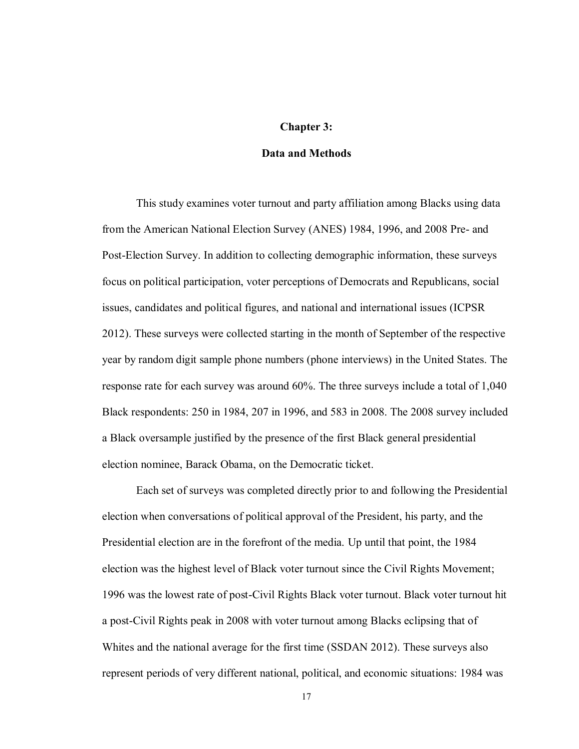# Chapter 3:

## Data and Methods

This study examines voter turnout and party affiliation among Blacks using data from the American National Election Survey (ANES) 1984, 1996, and 2008 Pre- and Post-Election Survey. In addition to collecting demographic information, these surveys focus on political participation, voter perceptions of Democrats and Republicans, social issues, candidates and political figures, and national and international issues (ICPSR 2012). These surveys were collected starting in the month of September of the respective year by random digit sample phone numbers (phone interviews) in the United States. The response rate for each survey was around 60%. The three surveys include a total of 1,040 Black respondents: 250 in 1984, 207 in 1996, and 583 in 2008. The 2008 survey included a Black oversample justified by the presence of the first Black general presidential election nominee, Barack Obama, on the Democratic ticket.

Each set of surveys was completed directly prior to and following the Presidential election when conversations of political approval of the President, his party, and the Presidential election are in the forefront of the media. Up until that point, the 1984 election was the highest level of Black voter turnout since the Civil Rights Movement; 1996 was the lowest rate of post-Civil Rights Black voter turnout. Black voter turnout hit a post-Civil Rights peak in 2008 with voter turnout among Blacks eclipsing that of Whites and the national average for the first time (SSDAN 2012). These surveys also represent periods of very different national, political, and economic situations: 1984 was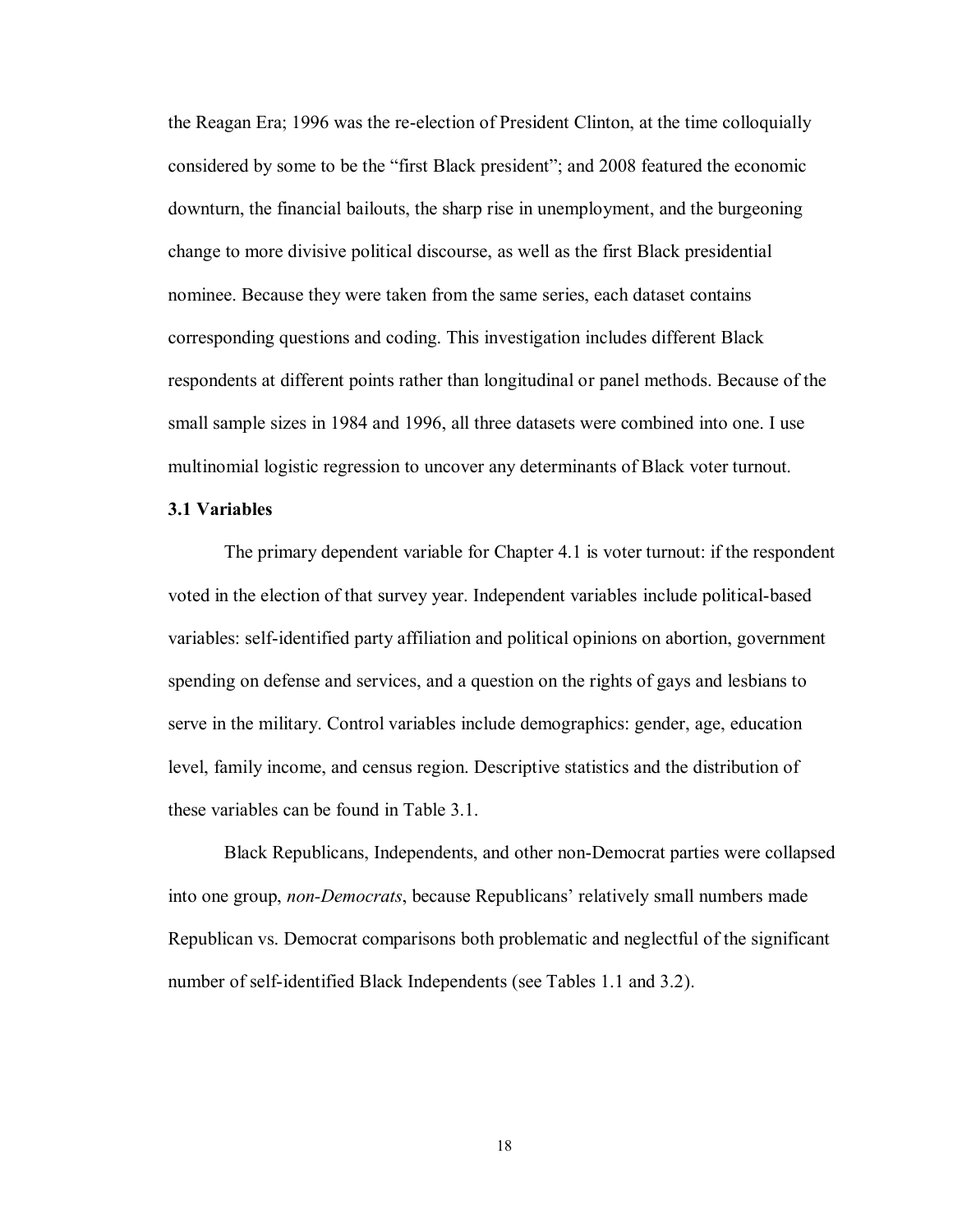the Reagan Era; 1996 was the re-election of President Clinton, at the time colloquially considered by some to be the "first Black president"; and 2008 featured the economic downturn, the financial bailouts, the sharp rise in unemployment, and the burgeoning change to more divisive political discourse, as well as the first Black presidential nominee. Because they were taken from the same series, each dataset contains corresponding questions and coding. This investigation includes different Black respondents at different points rather than longitudinal or panel methods. Because of the small sample sizes in 1984 and 1996, all three datasets were combined into one. I use multinomial logistic regression to uncover any determinants of Black voter turnout.

### 3.1 Variables

The primary dependent variable for Chapter 4.1 is voter turnout: if the respondent voted in the election of that survey year. Independent variables include political-based variables: self-identified party affiliation and political opinions on abortion, government spending on defense and services, and a question on the rights of gays and lesbians to serve in the military. Control variables include demographics: gender, age, education level, family income, and census region. Descriptive statistics and the distribution of these variables can be found in Table 3.1.

Black Republicans, Independents, and other non-Democrat parties were collapsed into one group, *non-Democrats*, because Republicans' relatively small numbers made Republican vs. Democrat comparisons both problematic and neglectful of the significant number of self-identified Black Independents (see Tables 1.1 and 3.2).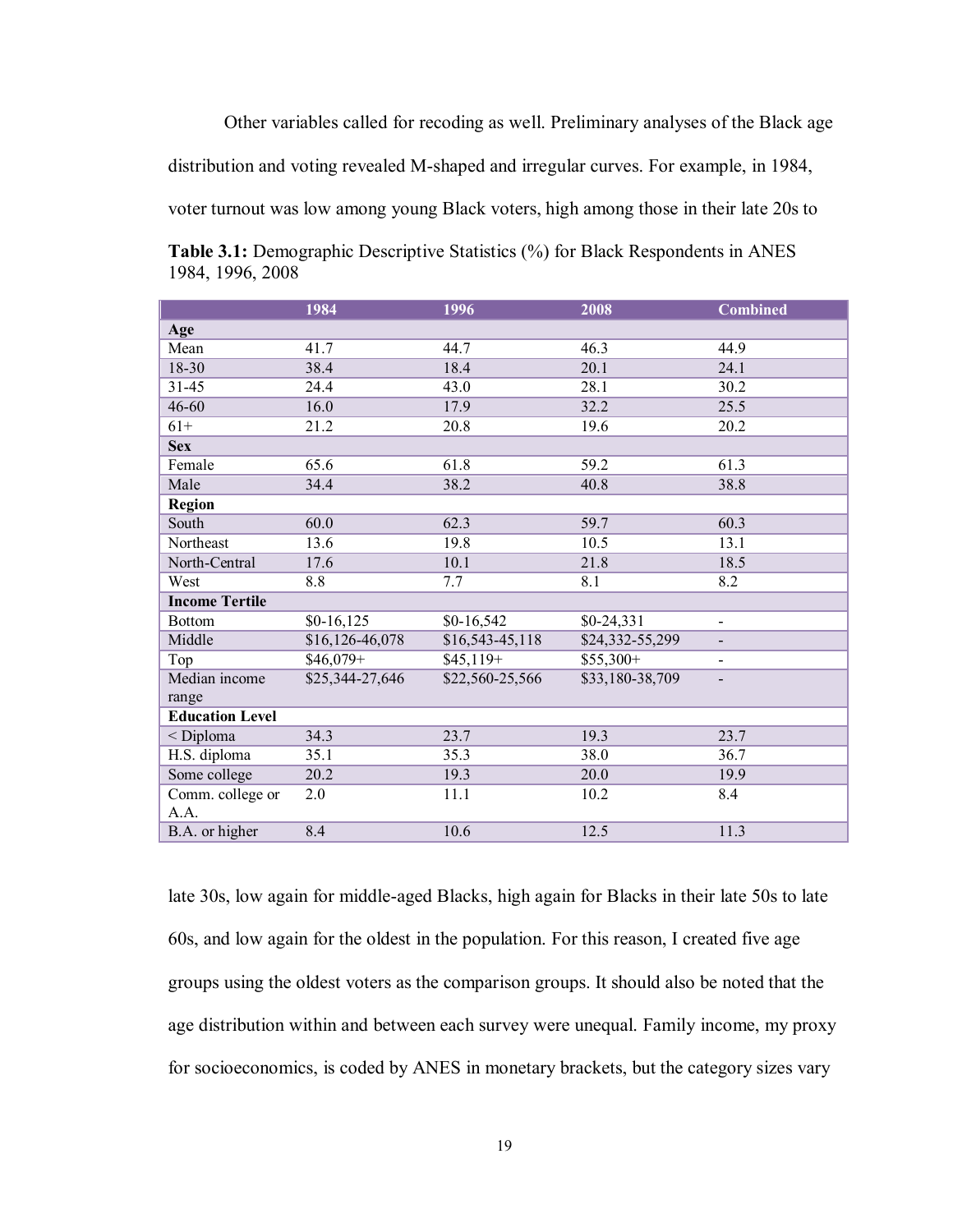Other variables called for recoding as well. Preliminary analyses of the Black age distribution and voting revealed M-shaped and irregular curves. For example, in 1984, voter turnout was low among young Black voters, high among those in their late 20s to

**Table 3.1:** Demographic Descriptive Statistics (%) for Black Respondents in ANES 1984, 1996, 2008

| | 1984 | 1996 | 2008 | Combined |
|---|---|---|---|---|
| **Age** | | | | |
| Mean | 41.7 | 44.7 | 46.3 | 44.9 |
| 18-30 | 38.4 | 18.4 | 20.1 | 24.1 |
| 31-45 | 24.4 | 43.0 | 28.1 | 30.2 |
| 46-60 | 16.0 | 17.9 | 32.2 | 25.5 |
| 61+ | 21.2 | 20.8 | 19.6 | 20.2 |
| **Sex** | | | | |
| Female | 65.6 | 61.8 | 59.2 | 61.3 |
| Male | 34.4 | 38.2 | 40.8 | 38.8 |
| **Region** | | | | |
| South | 60.0 | 62.3 | 59.7 | 60.3 |
| Northeast | 13.6 | 19.8 | 10.5 | 13.1 |
| North-Central | 17.6 | 10.1 | 21.8 | 18.5 |
| West | 8.8 | 7.7 | 8.1 | 8.2 |
| **Income Tertile** | | | | |
| Bottom | $0-16,125 | $0-16,542 | $0-24,331 | - |
| Middle | $16,126-46,078 | $16,543-45,118 | $24,332-55,299 | - |
| Top | $46,079+ | $45,119+ | $55,300+ | - |
| Median income range | $25,344-27,646 | $22,560-25,566 | $33,180-38,709 | - |
| **Education Level** | | | | |
| < Diploma | 34.3 | 23.7 | 19.3 | 23.7 |
| H.S. diploma | 35.1 | 35.3 | 38.0 | 36.7 |
| Some college | 20.2 | 19.3 | 20.0 | 19.9 |
| Comm. college or A.A. | 2.0 | 11.1 | 10.2 | 8.4 |
| B.A. or higher | 8.4 | 10.6 | 12.5 | 11.3 |

late 30s, low again for middle-aged Blacks, high again for Blacks in their late 50s to late 60s, and low again for the oldest in the population. For this reason, I created five age groups using the oldest voters as the comparison groups. It should also be noted that the age distribution within and between each survey were unequal. Family income, my proxy for socioeconomics, is coded by ANES in monetary brackets, but the category sizes vary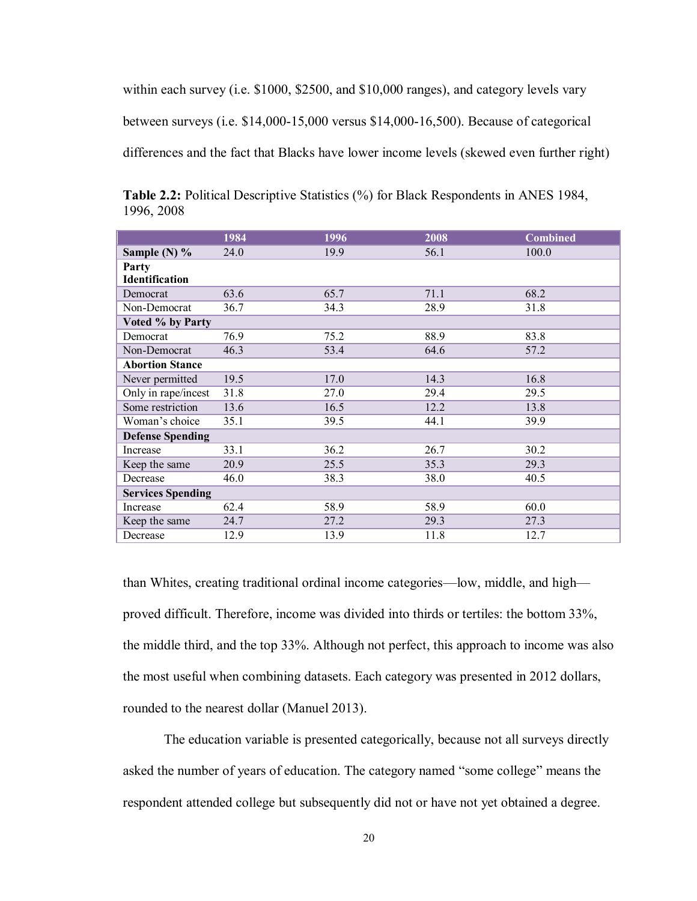within each survey (i.e. $1000, $2500, and $10,000 ranges), and category levels vary between surveys (i.e. $14,000-15,000 versus $14,000-16,500). Because of categorical differences and the fact that Blacks have lower income levels (skewed even further right)

**Table 2.2:** Political Descriptive Statistics (%) for Black Respondents in ANES 1984, 1996, 2008

| | 1984 | 1996 | 2008 | Combined |
|---|---|---|---|---|
| **Sample (N) %** | 24.0 | 19.9 | 56.1 | 100.0 |
| **Party Identification** | | | | |
| Democrat | 63.6 | 65.7 | 71.1 | 68.2 |
| Non-Democrat | 36.7 | 34.3 | 28.9 | 31.8 |
| **Voted % by Party** | | | | |
| Democrat | 76.9 | 75.2 | 88.9 | 83.8 |
| Non-Democrat | 46.3 | 53.4 | 64.6 | 57.2 |
| **Abortion Stance** | | | | |
| Never permitted | 19.5 | 17.0 | 14.3 | 16.8 |
| Only in rape/incest | 31.8 | 27.0 | 29.4 | 29.5 |
| Some restriction | 13.6 | 16.5 | 12.2 | 13.8 |
| Woman's choice | 35.1 | 39.5 | 44.1 | 39.9 |
| **Defense Spending** | | | | |
| Increase | 33.1 | 36.2 | 26.7 | 30.2 |
| Keep the same | 20.9 | 25.5 | 35.3 | 29.3 |
| Decrease | 46.0 | 38.3 | 38.0 | 40.5 |
| **Services Spending** | | | | |
| Increase | 62.4 | 58.9 | 58.9 | 60.0 |
| Keep the same | 24.7 | 27.2 | 29.3 | 27.3 |
| Decrease | 12.9 | 13.9 | 11.8 | 12.7 |

than Whites, creating traditional ordinal income categories—low, middle, and high—proved difficult. Therefore, income was divided into thirds or tertiles: the bottom 33%, the middle third, and the top 33%. Although not perfect, this approach to income was also the most useful when combining datasets. Each category was presented in 2012 dollars, rounded to the nearest dollar (Manuel 2013).

The education variable is presented categorically, because not all surveys directly asked the number of years of education. The category named "some college" means the respondent attended college but subsequently did not or have not yet obtained a degree.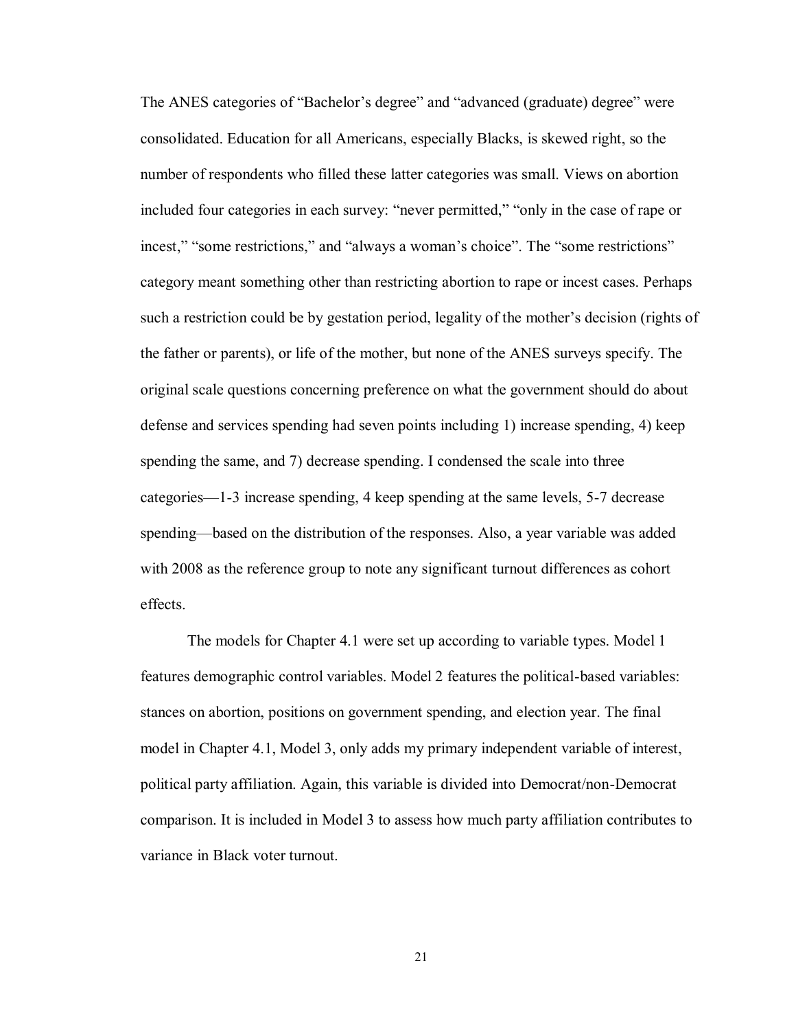The ANES categories of “Bachelor’s degree” and “advanced (graduate) degree” were consolidated. Education for all Americans, especially Blacks, is skewed right, so the number of respondents who filled these latter categories was small. Views on abortion included four categories in each survey: “never permitted,” “only in the case of rape or incest,” “some restrictions,” and “always a woman’s choice”. The “some restrictions” category meant something other than restricting abortion to rape or incest cases. Perhaps such a restriction could be by gestation period, legality of the mother’s decision (rights of the father or parents), or life of the mother, but none of the ANES surveys specify. The original scale questions concerning preference on what the government should do about defense and services spending had seven points including 1) increase spending, 4) keep spending the same, and 7) decrease spending. I condensed the scale into three categories—1-3 increase spending, 4 keep spending at the same levels, 5-7 decrease spending—based on the distribution of the responses. Also, a year variable was added with 2008 as the reference group to note any significant turnout differences as cohort effects.

The models for Chapter 4.1 were set up according to variable types. Model 1 features demographic control variables. Model 2 features the political-based variables: stances on abortion, positions on government spending, and election year. The final model in Chapter 4.1, Model 3, only adds my primary independent variable of interest, political party affiliation. Again, this variable is divided into Democrat/non-Democrat comparison. It is included in Model 3 to assess how much party affiliation contributes to variance in Black voter turnout.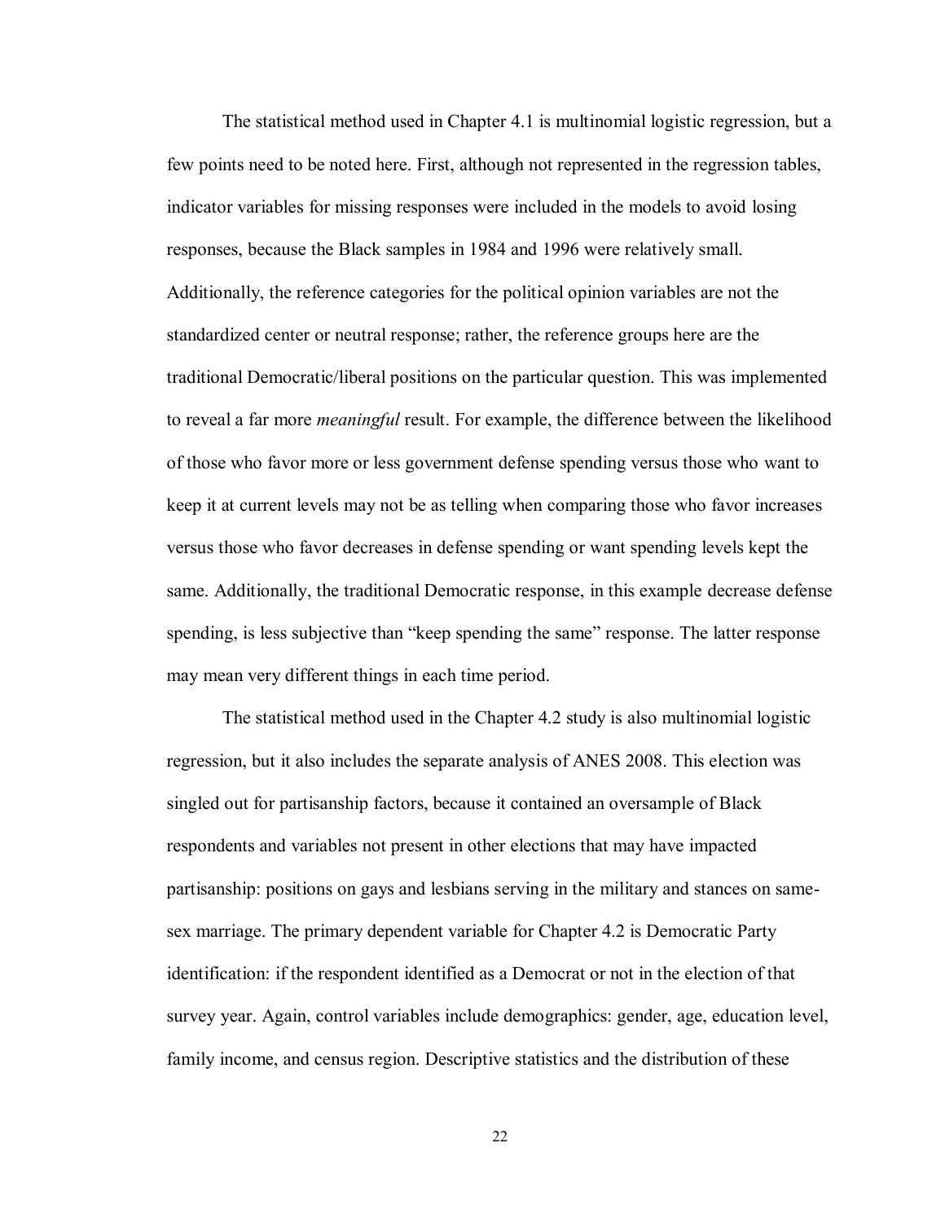The statistical method used in Chapter 4.1 is multinomial logistic regression, but a few points need to be noted here. First, although not represented in the regression tables, indicator variables for missing responses were included in the models to avoid losing responses, because the Black samples in 1984 and 1996 were relatively small. Additionally, the reference categories for the political opinion variables are not the standardized center or neutral response; rather, the reference groups here are the traditional Democratic/liberal positions on the particular question. This was implemented to reveal a far more *meaningful* result. For example, the difference between the likelihood of those who favor more or less government defense spending versus those who want to keep it at current levels may not be as telling when comparing those who favor increases versus those who favor decreases in defense spending or want spending levels kept the same. Additionally, the traditional Democratic response, in this example decrease defense spending, is less subjective than "keep spending the same" response. The latter response may mean very different things in each time period.

The statistical method used in the Chapter 4.2 study is also multinomial logistic regression, but it also includes the separate analysis of ANES 2008. This election was singled out for partisanship factors, because it contained an oversample of Black respondents and variables not present in other elections that may have impacted partisanship: positions on gays and lesbians serving in the military and stances on same-sex marriage. The primary dependent variable for Chapter 4.2 is Democratic Party identification: if the respondent identified as a Democrat or not in the election of that survey year. Again, control variables include demographics: gender, age, education level, family income, and census region. Descriptive statistics and the distribution of these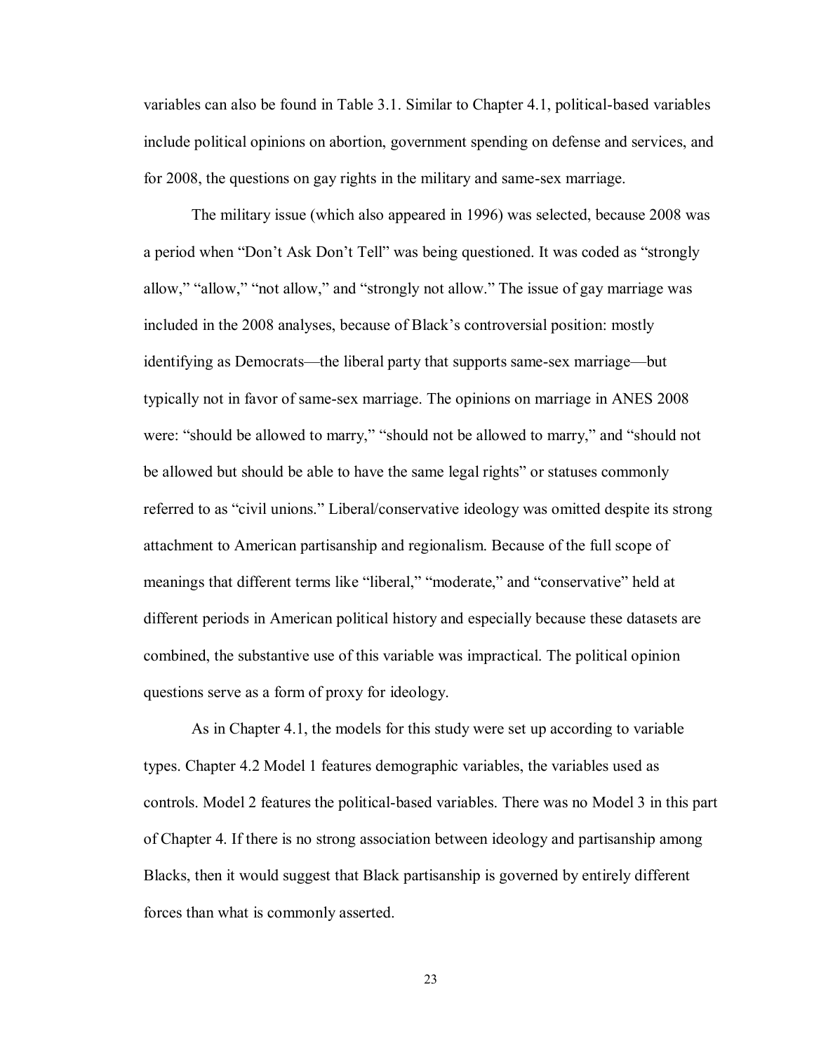variables can also be found in Table 3.1. Similar to Chapter 4.1, political-based variables include political opinions on abortion, government spending on defense and services, and for 2008, the questions on gay rights in the military and same-sex marriage.

The military issue (which also appeared in 1996) was selected, because 2008 was a period when "Don't Ask Don't Tell" was being questioned. It was coded as "strongly allow," "allow," "not allow," and "strongly not allow." The issue of gay marriage was included in the 2008 analyses, because of Black's controversial position: mostly identifying as Democrats—the liberal party that supports same-sex marriage—but typically not in favor of same-sex marriage. The opinions on marriage in ANES 2008 were: "should be allowed to marry," "should not be allowed to marry," and "should not be allowed but should be able to have the same legal rights" or statuses commonly referred to as "civil unions." Liberal/conservative ideology was omitted despite its strong attachment to American partisanship and regionalism. Because of the full scope of meanings that different terms like "liberal," "moderate," and "conservative" held at different periods in American political history and especially because these datasets are combined, the substantive use of this variable was impractical. The political opinion questions serve as a form of proxy for ideology.

As in Chapter 4.1, the models for this study were set up according to variable types. Chapter 4.2 Model 1 features demographic variables, the variables used as controls. Model 2 features the political-based variables. There was no Model 3 in this part of Chapter 4. If there is no strong association between ideology and partisanship among Blacks, then it would suggest that Black partisanship is governed by entirely different forces than what is commonly asserted.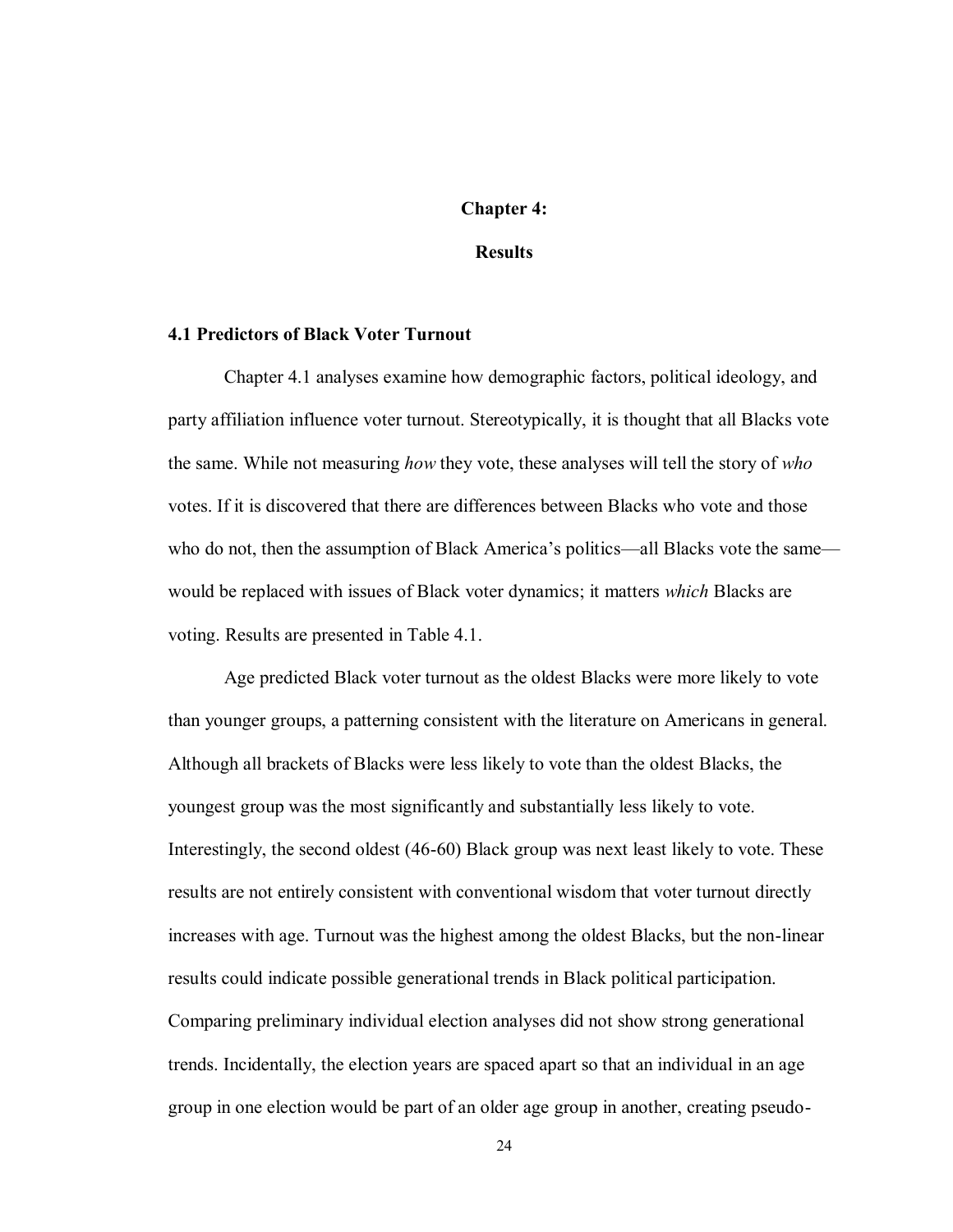## Chapter 4:

## Results

### 4.1 Predictors of Black Voter Turnout

Chapter 4.1 analyses examine how demographic factors, political ideology, and party affiliation influence voter turnout. Stereotypically, it is thought that all Blacks vote the same. While not measuring *how* they vote, these analyses will tell the story of *who* votes. If it is discovered that there are differences between Blacks who vote and those who do not, then the assumption of Black America's politics—all Blacks vote the same—would be replaced with issues of Black voter dynamics; it matters *which* Blacks are voting. Results are presented in Table 4.1.

Age predicted Black voter turnout as the oldest Blacks were more likely to vote than younger groups, a patterning consistent with the literature on Americans in general. Although all brackets of Blacks were less likely to vote than the oldest Blacks, the youngest group was the most significantly and substantially less likely to vote. Interestingly, the second oldest (46-60) Black group was next least likely to vote. These results are not entirely consistent with conventional wisdom that voter turnout directly increases with age. Turnout was the highest among the oldest Blacks, but the non-linear results could indicate possible generational trends in Black political participation. Comparing preliminary individual election analyses did not show strong generational trends. Incidentally, the election years are spaced apart so that an individual in an age group in one election would be part of an older age group in another, creating pseudo-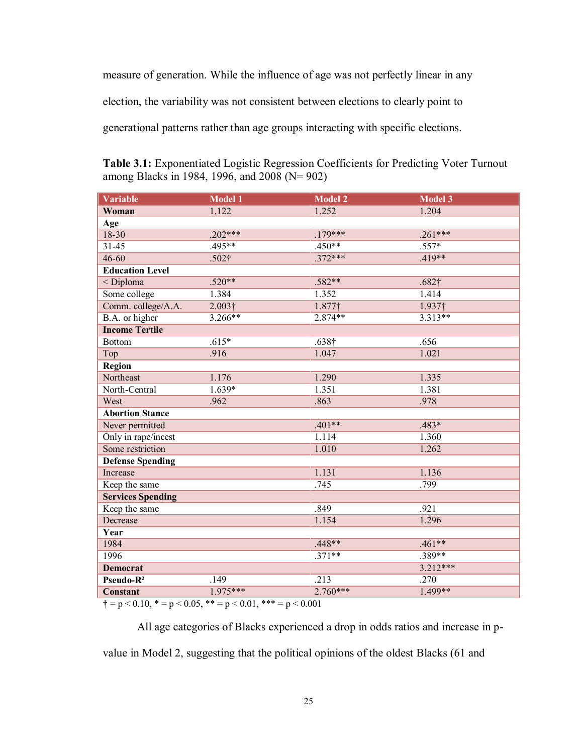measure of generation. While the influence of age was not perfectly linear in any election, the variability was not consistent between elections to clearly point to generational patterns rather than age groups interacting with specific elections.

**Table 3.1:** Exponentiated Logistic Regression Coefficients for Predicting Voter Turnout among Blacks in 1984, 1996, and 2008 (N= 902)

| Variable | Model 1 | Model 2 | Model 3 |
|---|---|---|---|
| **Woman** | 1.122 | 1.252 | 1.204 |
| **Age** | | | |
| 18-30 | .202*** | .179*** | .261*** |
| 31-45 | .495** | .450** | .557* |
| 46-60 | .502† | .372*** | .419** |
| **Education Level** | | | |
| < Diploma | .520** | .582** | .682† |
| Some college | 1.384 | 1.352 | 1.414 |
| Comm. college/A.A. | 2.003† | 1.877† | 1.937† |
| B.A. or higher | 3.266** | 2.874** | 3.313** |
| **Income Tertile** | | | |
| Bottom | .615* | .638† | .656 |
| Top | .916 | 1.047 | 1.021 |
| **Region** | | | |
| Northeast | 1.176 | 1.290 | 1.335 |
| North-Central | 1.639* | 1.351 | 1.381 |
| West | .962 | .863 | .978 |
| **Abortion Stance** | | | |
| Never permitted | | .401** | .483* |
| Only in rape/incest | | 1.114 | 1.360 |
| Some restriction | | 1.010 | 1.262 |
| **Defense Spending** | | | |
| Increase | | 1.131 | 1.136 |
| Keep the same | | .745 | .799 |
| **Services Spending** | | | |
| Keep the same | | .849 | .921 |
| Decrease | | 1.154 | 1.296 |
| **Year** | | | |
| 1984 | | .448** | .461** |
| 1996 | | .371** | .389** |
| **Democrat** | | | 3.212*** |
| **Pseudo-$R^2$** | .149 | .213 | .270 |
| **Constant** | 1.975*** | 2.760*** | 1.499** |

† = $p < 0.10$, * = $p < 0.05$, ** = $p < 0.01$, *** = $p < 0.001$

All age categories of Blacks experienced a drop in odds ratios and increase in p-value in Model 2, suggesting that the political opinions of the oldest Blacks (61 and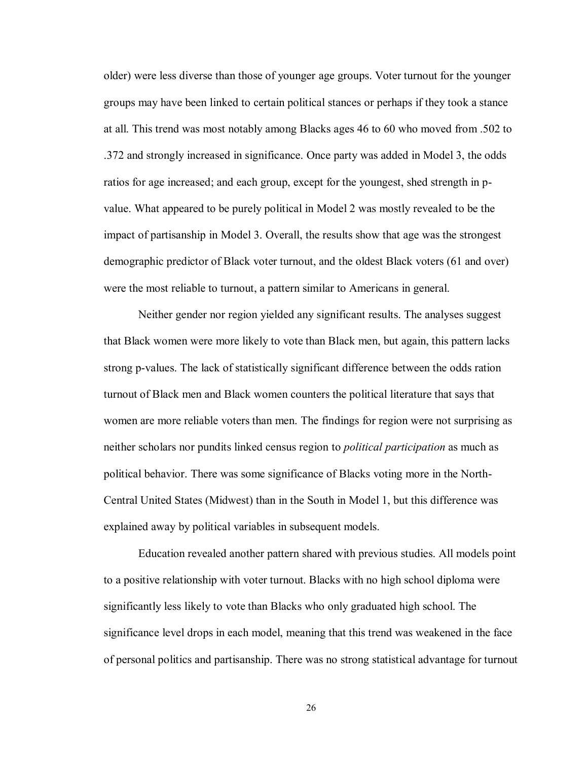older) were less diverse than those of younger age groups. Voter turnout for the younger groups may have been linked to certain political stances or perhaps if they took a stance at all. This trend was most notably among Blacks ages 46 to 60 who moved from .502 to .372 and strongly increased in significance. Once party was added in Model 3, the odds ratios for age increased; and each group, except for the youngest, shed strength in p-value. What appeared to be purely political in Model 2 was mostly revealed to be the impact of partisanship in Model 3. Overall, the results show that age was the strongest demographic predictor of Black voter turnout, and the oldest Black voters (61 and over) were the most reliable to turnout, a pattern similar to Americans in general.

Neither gender nor region yielded any significant results. The analyses suggest that Black women were more likely to vote than Black men, but again, this pattern lacks strong p-values. The lack of statistically significant difference between the odds ration turnout of Black men and Black women counters the political literature that says that women are more reliable voters than men. The findings for region were not surprising as neither scholars nor pundits linked census region to *political participation* as much as political behavior. There was some significance of Blacks voting more in the North-Central United States (Midwest) than in the South in Model 1, but this difference was explained away by political variables in subsequent models.

Education revealed another pattern shared with previous studies. All models point to a positive relationship with voter turnout. Blacks with no high school diploma were significantly less likely to vote than Blacks who only graduated high school. The significance level drops in each model, meaning that this trend was weakened in the face of personal politics and partisanship. There was no strong statistical advantage for turnout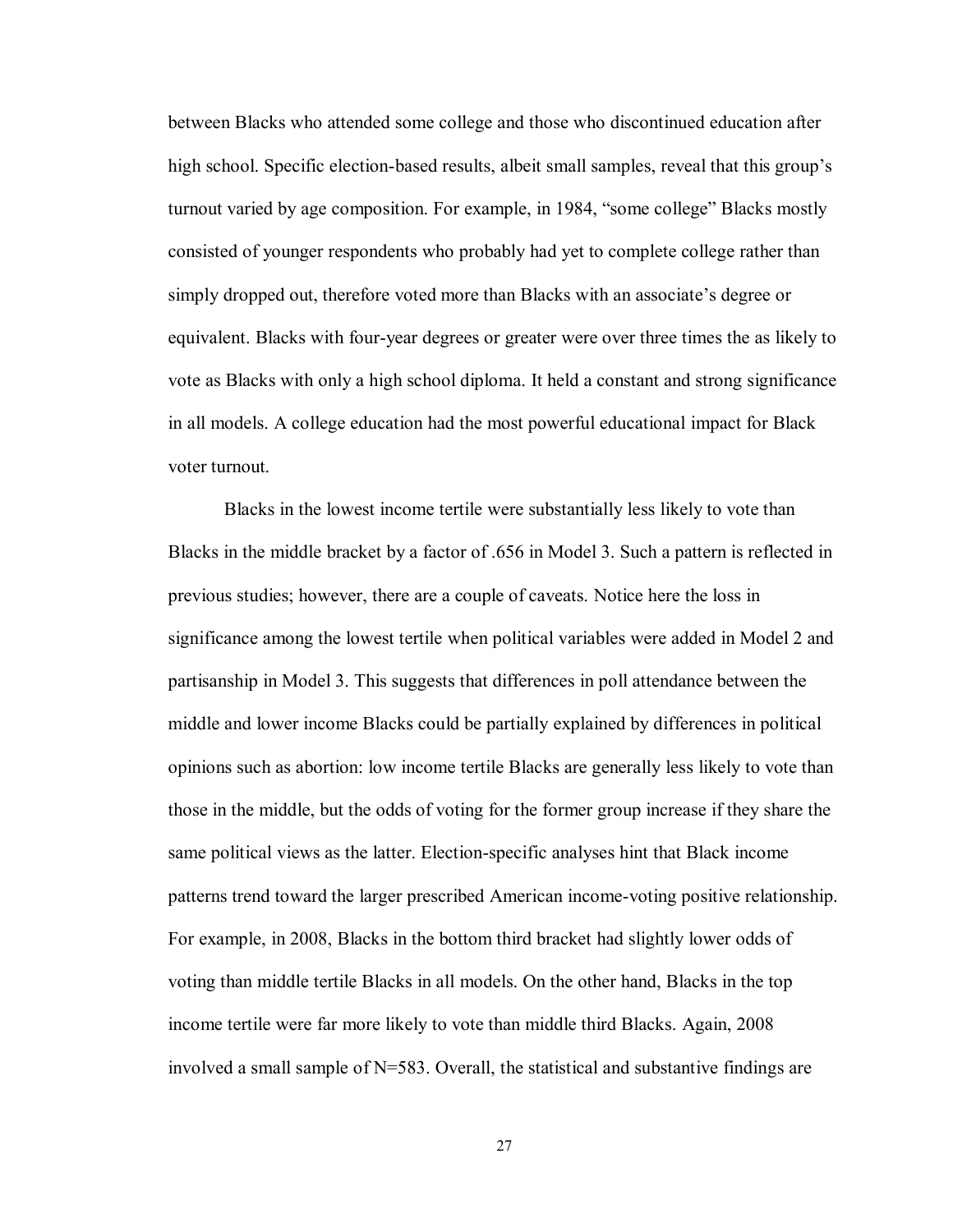between Blacks who attended some college and those who discontinued education after high school. Specific election-based results, albeit small samples, reveal that this group's turnout varied by age composition. For example, in 1984, "some college" Blacks mostly consisted of younger respondents who probably had yet to complete college rather than simply dropped out, therefore voted more than Blacks with an associate's degree or equivalent. Blacks with four-year degrees or greater were over three times the as likely to vote as Blacks with only a high school diploma. It held a constant and strong significance in all models. A college education had the most powerful educational impact for Black voter turnout.

Blacks in the lowest income tertile were substantially less likely to vote than Blacks in the middle bracket by a factor of .656 in Model 3. Such a pattern is reflected in previous studies; however, there are a couple of caveats. Notice here the loss in significance among the lowest tertile when political variables were added in Model 2 and partisanship in Model 3. This suggests that differences in poll attendance between the middle and lower income Blacks could be partially explained by differences in political opinions such as abortion: low income tertile Blacks are generally less likely to vote than those in the middle, but the odds of voting for the former group increase if they share the same political views as the latter. Election-specific analyses hint that Black income patterns trend toward the larger prescribed American income-voting positive relationship. For example, in 2008, Blacks in the bottom third bracket had slightly lower odds of voting than middle tertile Blacks in all models. On the other hand, Blacks in the top income tertile were far more likely to vote than middle third Blacks. Again, 2008 involved a small sample of N=583. Overall, the statistical and substantive findings are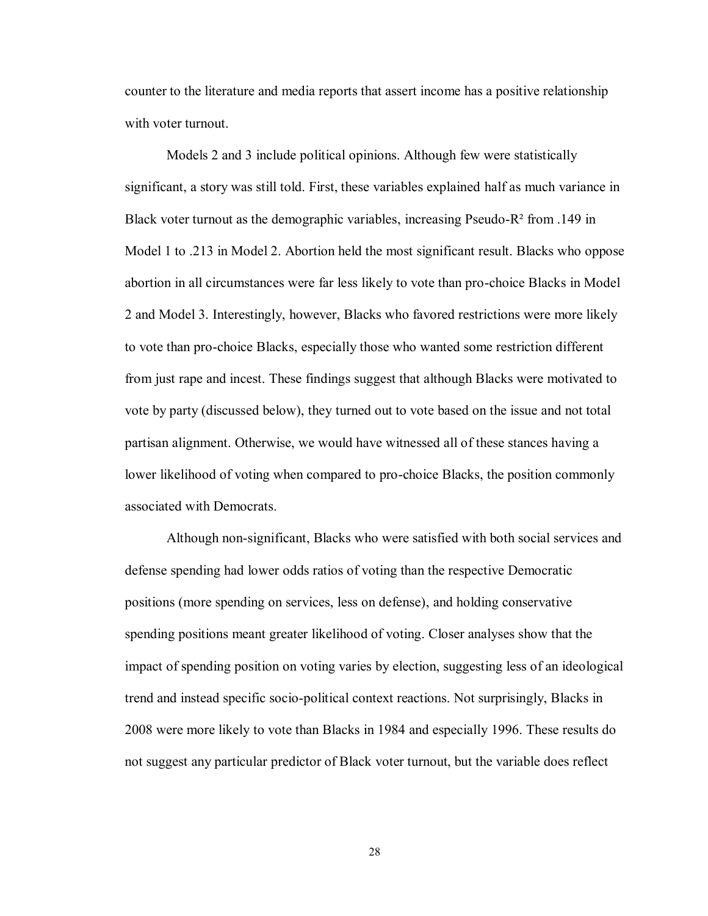counter to the literature and media reports that assert income has a positive relationship with voter turnout.

Models 2 and 3 include political opinions. Although few were statistically significant, a story was still told. First, these variables explained half as much variance in Black voter turnout as the demographic variables, increasing Pseudo-$R^2$ from .149 in Model 1 to .213 in Model 2. Abortion held the most significant result. Blacks who oppose abortion in all circumstances were far less likely to vote than pro-choice Blacks in Model 2 and Model 3. Interestingly, however, Blacks who favored restrictions were more likely to vote than pro-choice Blacks, especially those who wanted some restriction different from just rape and incest. These findings suggest that although Blacks were motivated to vote by party (discussed below), they turned out to vote based on the issue and not total partisan alignment. Otherwise, we would have witnessed all of these stances having a lower likelihood of voting when compared to pro-choice Blacks, the position commonly associated with Democrats.

Although non-significant, Blacks who were satisfied with both social services and defense spending had lower odds ratios of voting than the respective Democratic positions (more spending on services, less on defense), and holding conservative spending positions meant greater likelihood of voting. Closer analyses show that the impact of spending position on voting varies by election, suggesting less of an ideological trend and instead specific socio-political context reactions. Not surprisingly, Blacks in 2008 were more likely to vote than Blacks in 1984 and especially 1996. These results do not suggest any particular predictor of Black voter turnout, but the variable does reflect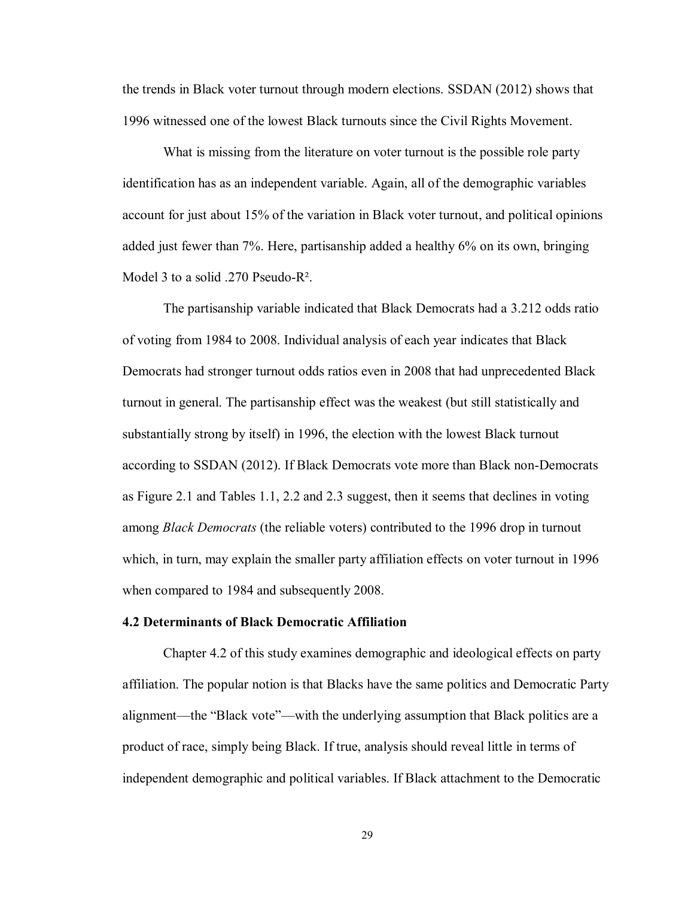the trends in Black voter turnout through modern elections. SSDAN (2012) shows that 1996 witnessed one of the lowest Black turnouts since the Civil Rights Movement.

What is missing from the literature on voter turnout is the possible role party identification has as an independent variable. Again, all of the demographic variables account for just about 15% of the variation in Black voter turnout, and political opinions added just fewer than 7%. Here, partisanship added a healthy 6% on its own, bringing Model 3 to a solid .270 Pseudo-$R^2$.

The partisanship variable indicated that Black Democrats had a 3.212 odds ratio of voting from 1984 to 2008. Individual analysis of each year indicates that Black Democrats had stronger turnout odds ratios even in 2008 that had unprecedented Black turnout in general. The partisanship effect was the weakest (but still statistically and substantially strong by itself) in 1996, the election with the lowest Black turnout according to SSDAN (2012). If Black Democrats vote more than Black non-Democrats as Figure 2.1 and Tables 1.1, 2.2 and 2.3 suggest, then it seems that declines in voting among *Black Democrats* (the reliable voters) contributed to the 1996 drop in turnout which, in turn, may explain the smaller party affiliation effects on voter turnout in 1996 when compared to 1984 and subsequently 2008.

### 4.2 Determinants of Black Democratic Affiliation

Chapter 4.2 of this study examines demographic and ideological effects on party affiliation. The popular notion is that Blacks have the same politics and Democratic Party alignment—the "Black vote"—with the underlying assumption that Black politics are a product of race, simply being Black. If true, analysis should reveal little in terms of independent demographic and political variables. If Black attachment to the Democratic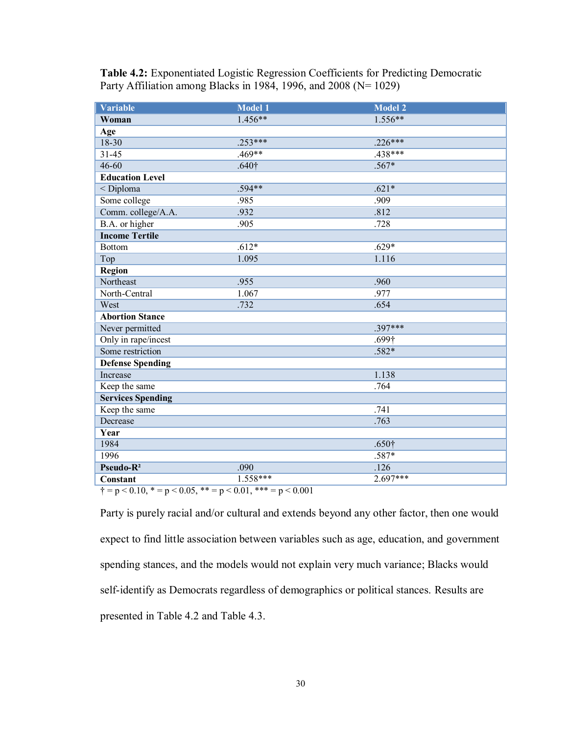**Table 4.2:** Exponentiated Logistic Regression Coefficients for Predicting Democratic Party Affiliation among Blacks in 1984, 1996, and 2008 (N= 1029)

| Variable | Model 1 | Model 2 |
|---|---|---|
| **Woman** | 1.456** | 1.556** |
| **Age** | | |
| 18-30 | .253*** | .226*** |
| 31-45 | .469** | .438*** |
| 46-60 | .640† | .567* |
| **Education Level** | | |
| < Diploma | .594** | .621* |
| Some college | .985 | .909 |
| Comm. college/A.A. | .932 | .812 |
| B.A. or higher | .905 | .728 |
| **Income Tertile** | | |
| Bottom | .612* | .629* |
| Top | 1.095 | 1.116 |
| **Region** | | |
| Northeast | .955 | .960 |
| North-Central | 1.067 | .977 |
| West | .732 | .654 |
| **Abortion Stance** | | |
| Never permitted | | .397*** |
| Only in rape/incest | | .699† |
| Some restriction | | .582* |
| **Defense Spending** | | |
| Increase | | 1.138 |
| Keep the same | | .764 |
| **Services Spending** | | |
| Keep the same | | .741 |
| Decrease | | .763 |
| **Year** | | |
| 1984 | | .650† |
| 1996 | | .587* |
| **Pseudo-$R^2$** | .090 | .126 |
| **Constant** | 1.558*** | 2.697*** |

† = $p < 0.10$, * = $p < 0.05$, ** = $p < 0.01$, *** = $p < 0.001$

Party is purely racial and/or cultural and extends beyond any other factor, then one would expect to find little association between variables such as age, education, and government spending stances, and the models would not explain very much variance; Blacks would self-identify as Democrats regardless of demographics or political stances. Results are presented in Table 4.2 and Table 4.3.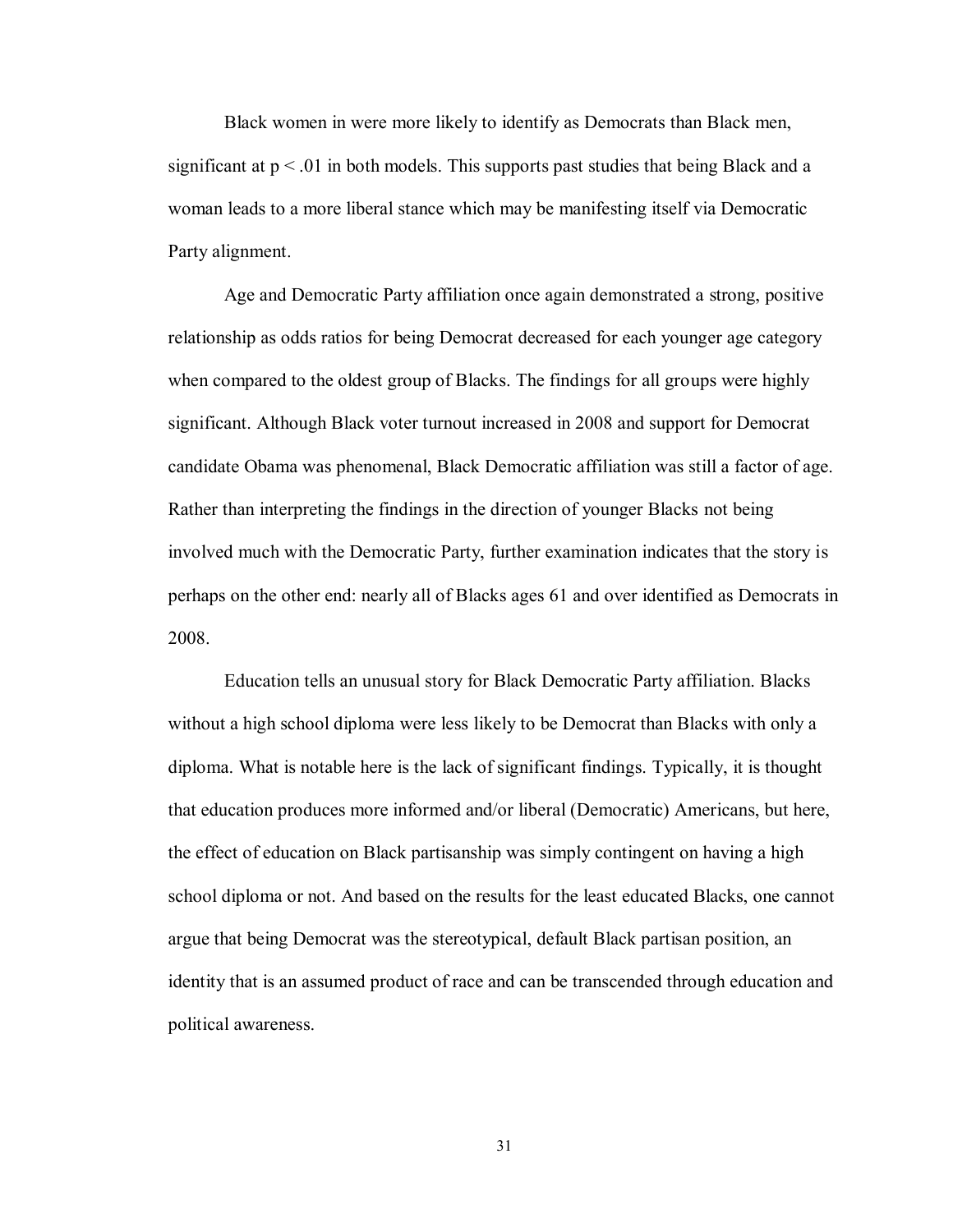Black women in were more likely to identify as Democrats than Black men, significant at $p < .01$ in both models. This supports past studies that being Black and a woman leads to a more liberal stance which may be manifesting itself via Democratic Party alignment.

Age and Democratic Party affiliation once again demonstrated a strong, positive relationship as odds ratios for being Democrat decreased for each younger age category when compared to the oldest group of Blacks. The findings for all groups were highly significant. Although Black voter turnout increased in 2008 and support for Democrat candidate Obama was phenomenal, Black Democratic affiliation was still a factor of age. Rather than interpreting the findings in the direction of younger Blacks not being involved much with the Democratic Party, further examination indicates that the story is perhaps on the other end: nearly all of Blacks ages 61 and over identified as Democrats in 2008.

Education tells an unusual story for Black Democratic Party affiliation. Blacks without a high school diploma were less likely to be Democrat than Blacks with only a diploma. What is notable here is the lack of significant findings. Typically, it is thought that education produces more informed and/or liberal (Democratic) Americans, but here, the effect of education on Black partisanship was simply contingent on having a high school diploma or not. And based on the results for the least educated Blacks, one cannot argue that being Democrat was the stereotypical, default Black partisan position, an identity that is an assumed product of race and can be transcended through education and political awareness.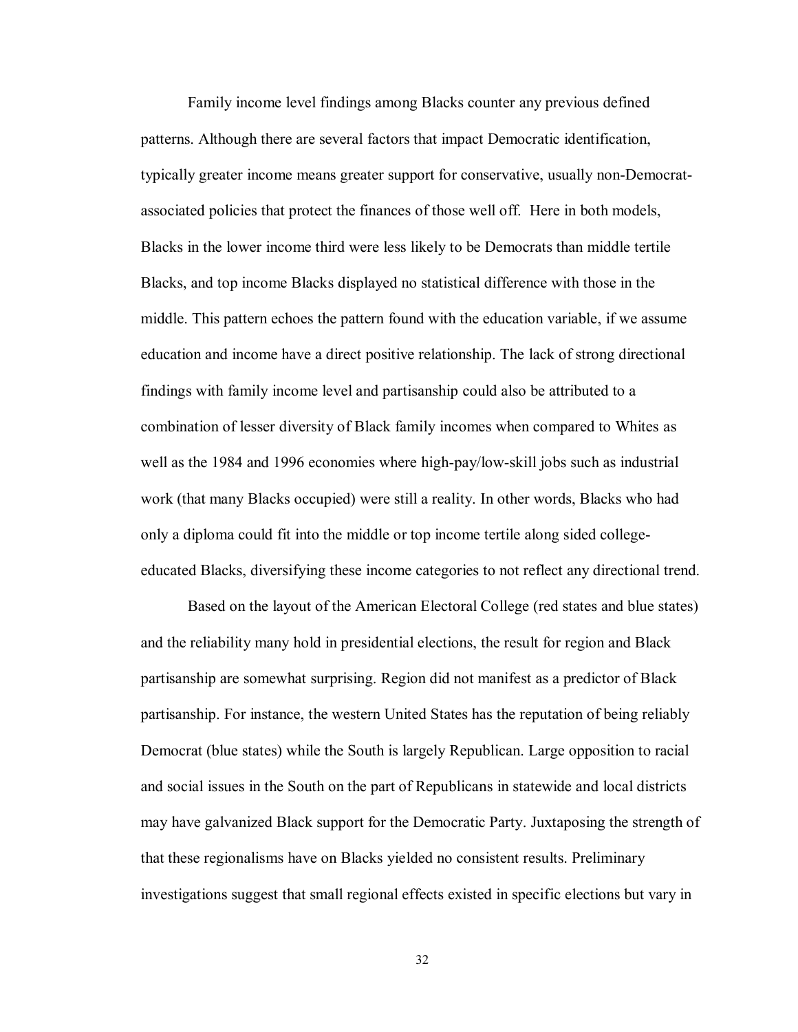Family income level findings among Blacks counter any previous defined patterns. Although there are several factors that impact Democratic identification, typically greater income means greater support for conservative, usually non-Democrat-associated policies that protect the finances of those well off. Here in both models, Blacks in the lower income third were less likely to be Democrats than middle tertile Blacks, and top income Blacks displayed no statistical difference with those in the middle. This pattern echoes the pattern found with the education variable, if we assume education and income have a direct positive relationship. The lack of strong directional findings with family income level and partisanship could also be attributed to a combination of lesser diversity of Black family incomes when compared to Whites as well as the 1984 and 1996 economies where high-pay/low-skill jobs such as industrial work (that many Blacks occupied) were still a reality. In other words, Blacks who had only a diploma could fit into the middle or top income tertile along sided college-educated Blacks, diversifying these income categories to not reflect any directional trend.

Based on the layout of the American Electoral College (red states and blue states) and the reliability many hold in presidential elections, the result for region and Black partisanship are somewhat surprising. Region did not manifest as a predictor of Black partisanship. For instance, the western United States has the reputation of being reliably Democrat (blue states) while the South is largely Republican. Large opposition to racial and social issues in the South on the part of Republicans in statewide and local districts may have galvanized Black support for the Democratic Party. Juxtaposing the strength of that these regionalisms have on Blacks yielded no consistent results. Preliminary investigations suggest that small regional effects existed in specific elections but vary in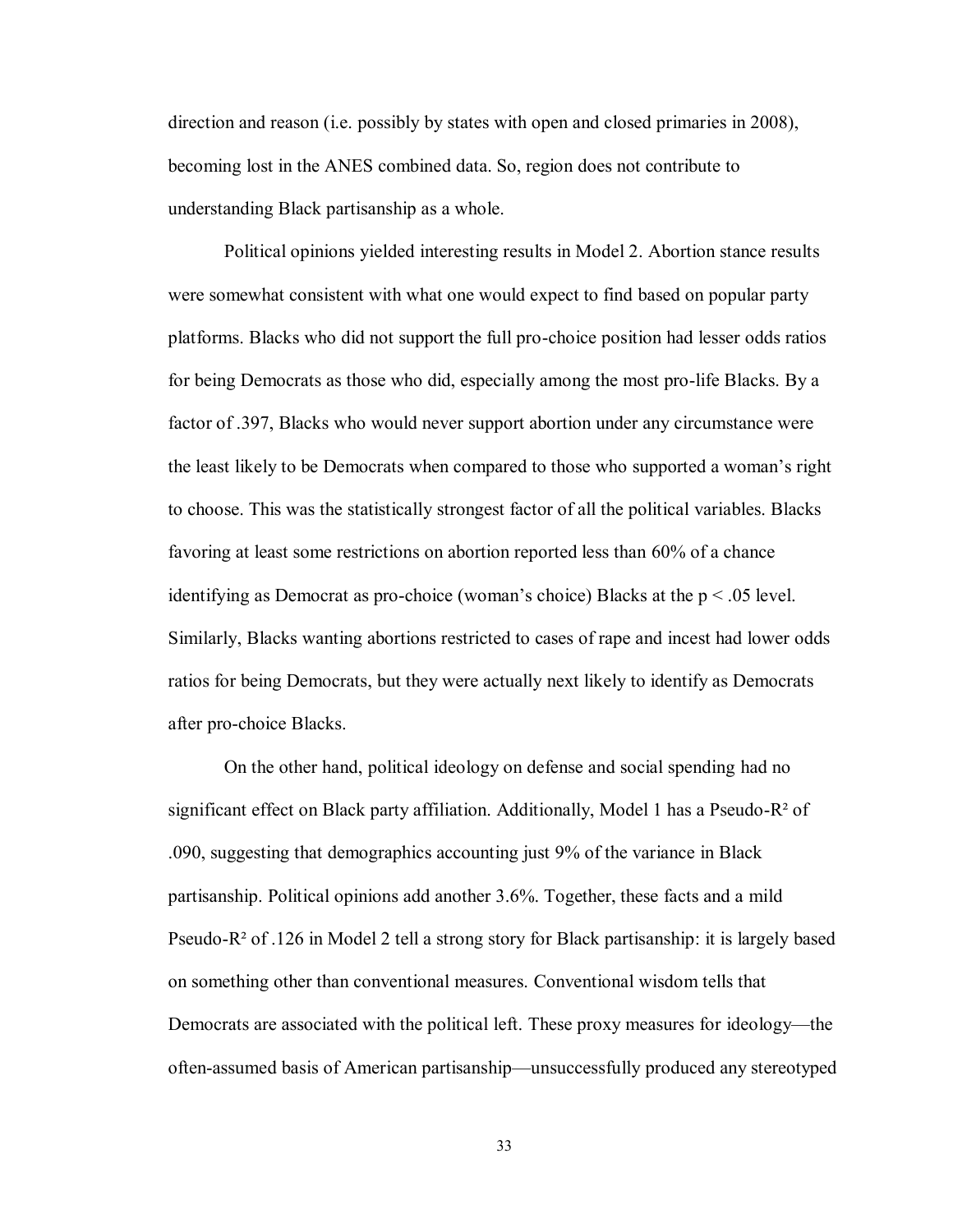direction and reason (i.e. possibly by states with open and closed primaries in 2008), becoming lost in the ANES combined data. So, region does not contribute to understanding Black partisanship as a whole.

Political opinions yielded interesting results in Model 2. Abortion stance results were somewhat consistent with what one would expect to find based on popular party platforms. Blacks who did not support the full pro-choice position had lesser odds ratios for being Democrats as those who did, especially among the most pro-life Blacks. By a factor of .397, Blacks who would never support abortion under any circumstance were the least likely to be Democrats when compared to those who supported a woman's right to choose. This was the statistically strongest factor of all the political variables. Blacks favoring at least some restrictions on abortion reported less than 60% of a chance identifying as Democrat as pro-choice (woman's choice) Blacks at the $p < .05$ level. Similarly, Blacks wanting abortions restricted to cases of rape and incest had lower odds ratios for being Democrats, but they were actually next likely to identify as Democrats after pro-choice Blacks.

On the other hand, political ideology on defense and social spending had no significant effect on Black party affiliation. Additionally, Model 1 has a Pseudo-$R^2$ of .090, suggesting that demographics accounting just 9% of the variance in Black partisanship. Political opinions add another 3.6%. Together, these facts and a mild Pseudo-$R^2$ of .126 in Model 2 tell a strong story for Black partisanship: it is largely based on something other than conventional measures. Conventional wisdom tells that Democrats are associated with the political left. These proxy measures for ideology—the often-assumed basis of American partisanship—unsuccessfully produced any stereotyped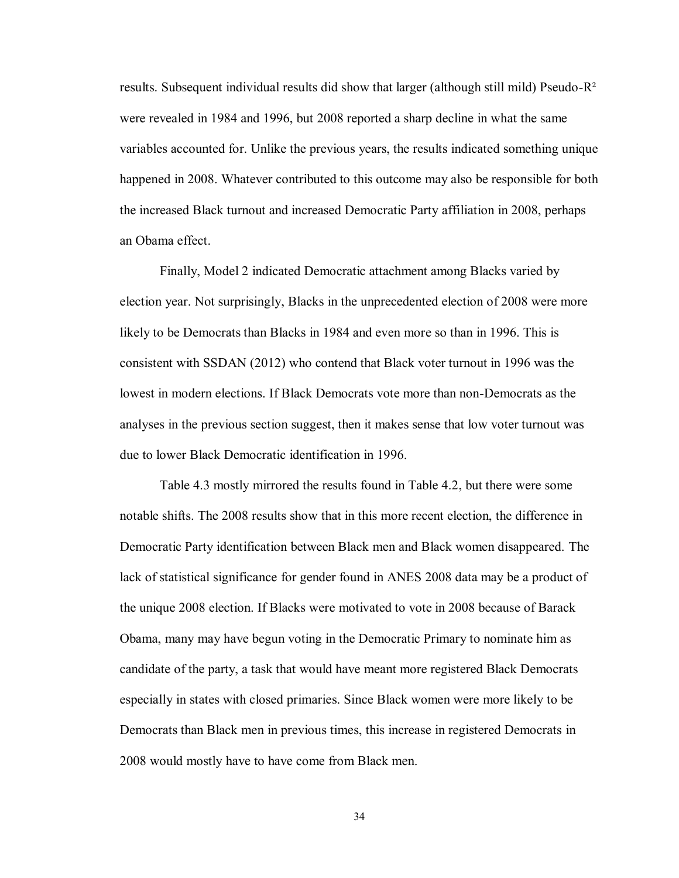results. Subsequent individual results did show that larger (although still mild) Pseudo-$R^2$ were revealed in 1984 and 1996, but 2008 reported a sharp decline in what the same variables accounted for. Unlike the previous years, the results indicated something unique happened in 2008. Whatever contributed to this outcome may also be responsible for both the increased Black turnout and increased Democratic Party affiliation in 2008, perhaps an Obama effect.

Finally, Model 2 indicated Democratic attachment among Blacks varied by election year. Not surprisingly, Blacks in the unprecedented election of 2008 were more likely to be Democrats than Blacks in 1984 and even more so than in 1996. This is consistent with SSDAN (2012) who contend that Black voter turnout in 1996 was the lowest in modern elections. If Black Democrats vote more than non-Democrats as the analyses in the previous section suggest, then it makes sense that low voter turnout was due to lower Black Democratic identification in 1996.

Table 4.3 mostly mirrored the results found in Table 4.2, but there were some notable shifts. The 2008 results show that in this more recent election, the difference in Democratic Party identification between Black men and Black women disappeared. The lack of statistical significance for gender found in ANES 2008 data may be a product of the unique 2008 election. If Blacks were motivated to vote in 2008 because of Barack Obama, many may have begun voting in the Democratic Primary to nominate him as candidate of the party, a task that would have meant more registered Black Democrats especially in states with closed primaries. Since Black women were more likely to be Democrats than Black men in previous times, this increase in registered Democrats in 2008 would mostly have to have come from Black men.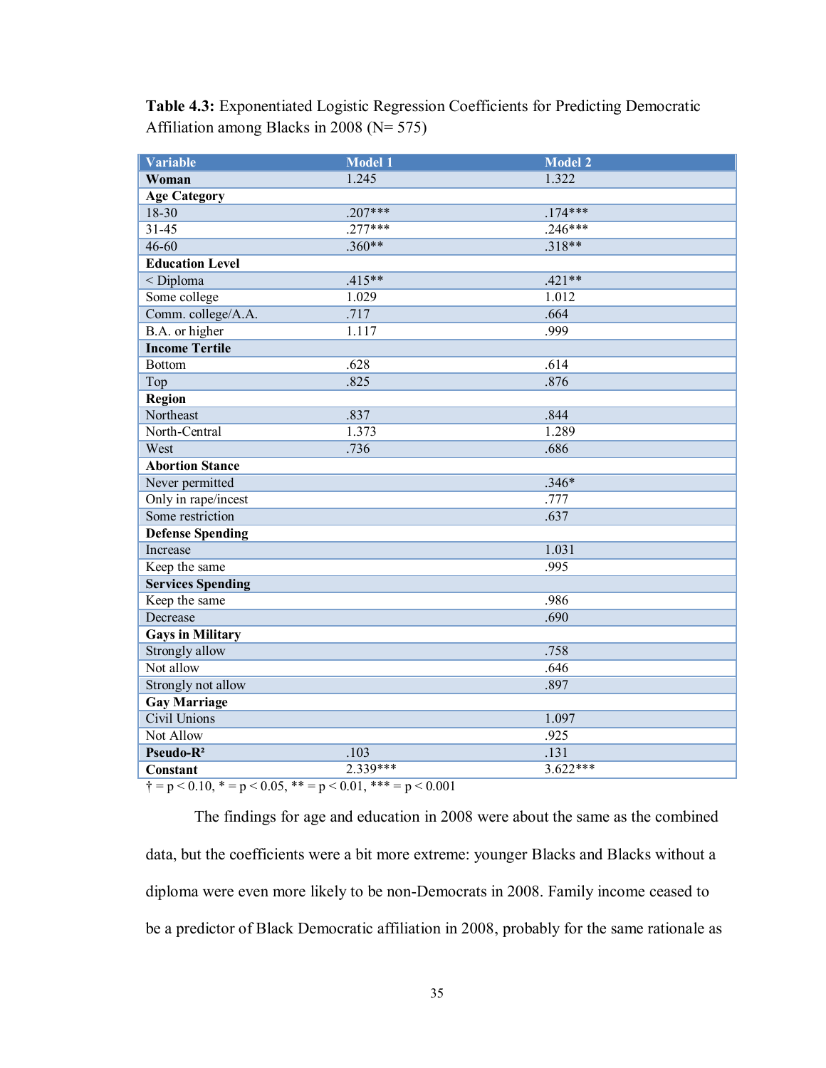**Table 4.3:** Exponentiated Logistic Regression Coefficients for Predicting Democratic Affiliation among Blacks in 2008 (N= 575)

| Variable | Model 1 | Model 2 |
|---|---|---|
| **Woman** | 1.245 | 1.322 |
| **Age Category** | | |
| 18-30 | .207*** | .174*** |
| 31-45 | .277*** | .246*** |
| 46-60 | .360** | .318** |
| **Education Level** | | |
| < Diploma | .415** | .421** |
| Some college | 1.029 | 1.012 |
| Comm. college/A.A. | .717 | .664 |
| B.A. or higher | 1.117 | .999 |
| **Income Tertile** | | |
| Bottom | .628 | .614 |
| Top | .825 | .876 |
| **Region** | | |
| Northeast | .837 | .844 |
| North-Central | 1.373 | 1.289 |
| West | .736 | .686 |
| **Abortion Stance** | | |
| Never permitted | | .346* |
| Only in rape/incest | | .777 |
| Some restriction | | .637 |
| **Defense Spending** | | |
| Increase | | 1.031 |
| Keep the same | | .995 |
| **Services Spending** | | |
| Keep the same | | .986 |
| Decrease | | .690 |
| **Gays in Military** | | |
| Strongly allow | | .758 |
| Not allow | | .646 |
| Strongly not allow | | .897 |
| **Gay Marriage** | | |
| Civil Unions | | 1.097 |
| Not Allow | | .925 |
| **Pseudo-$R^2$** | .103 | .131 |
| **Constant** | 2.339*** | 3.622*** |

† = $p < 0.10$, * = $p < 0.05$, ** = $p < 0.01$, *** = $p < 0.001$

The findings for age and education in 2008 were about the same as the combined data, but the coefficients were a bit more extreme: younger Blacks and Blacks without a diploma were even more likely to be non-Democrats in 2008. Family income ceased to be a predictor of Black Democratic affiliation in 2008, probably for the same rationale as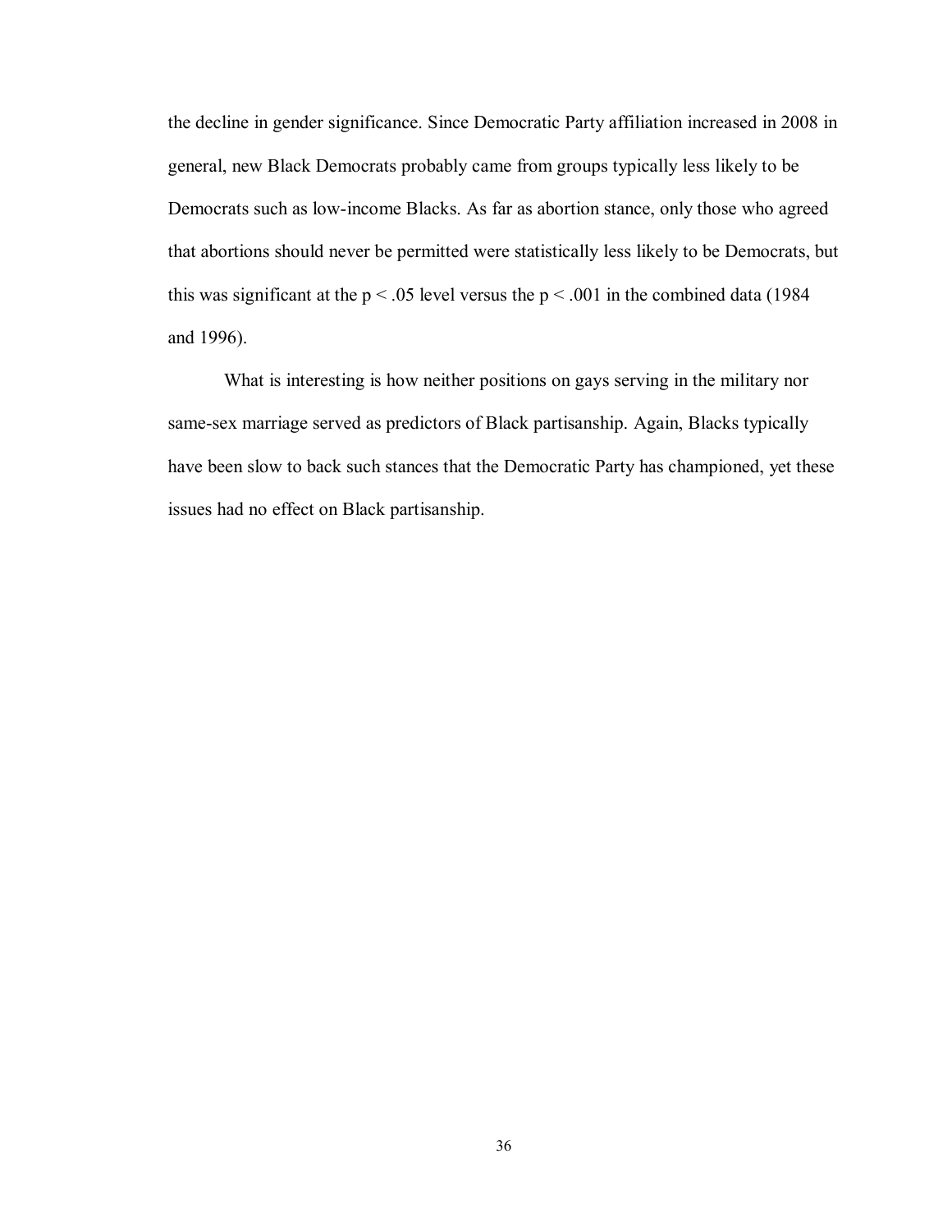the decline in gender significance. Since Democratic Party affiliation increased in 2008 in general, new Black Democrats probably came from groups typically less likely to be Democrats such as low-income Blacks. As far as abortion stance, only those who agreed that abortions should never be permitted were statistically less likely to be Democrats, but this was significant at the $p < .05$ level versus the $p < .001$ in the combined data (1984 and 1996).

What is interesting is how neither positions on gays serving in the military nor same-sex marriage served as predictors of Black partisanship. Again, Blacks typically have been slow to back such stances that the Democratic Party has championed, yet these issues had no effect on Black partisanship.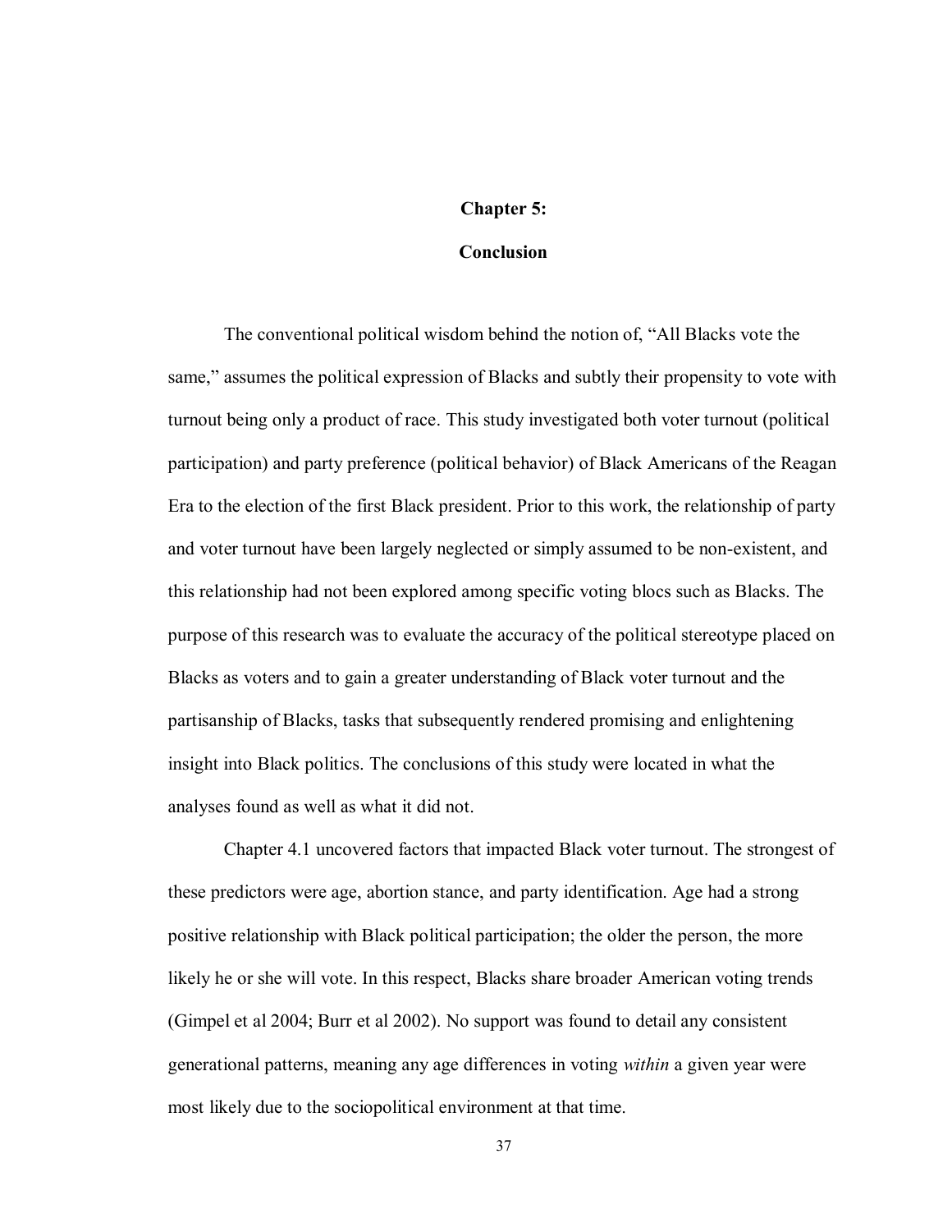# Chapter 5:

# Conclusion

The conventional political wisdom behind the notion of, "All Blacks vote the same," assumes the political expression of Blacks and subtly their propensity to vote with turnout being only a product of race. This study investigated both voter turnout (political participation) and party preference (political behavior) of Black Americans of the Reagan Era to the election of the first Black president. Prior to this work, the relationship of party and voter turnout have been largely neglected or simply assumed to be non-existent, and this relationship had not been explored among specific voting blocs such as Blacks. The purpose of this research was to evaluate the accuracy of the political stereotype placed on Blacks as voters and to gain a greater understanding of Black voter turnout and the partisanship of Blacks, tasks that subsequently rendered promising and enlightening insight into Black politics. The conclusions of this study were located in what the analyses found as well as what it did not.

Chapter 4.1 uncovered factors that impacted Black voter turnout. The strongest of these predictors were age, abortion stance, and party identification. Age had a strong positive relationship with Black political participation; the older the person, the more likely he or she will vote. In this respect, Blacks share broader American voting trends (Gimpel et al 2004; Burr et al 2002). No support was found to detail any consistent generational patterns, meaning any age differences in voting *within* a given year were most likely due to the sociopolitical environment at that time.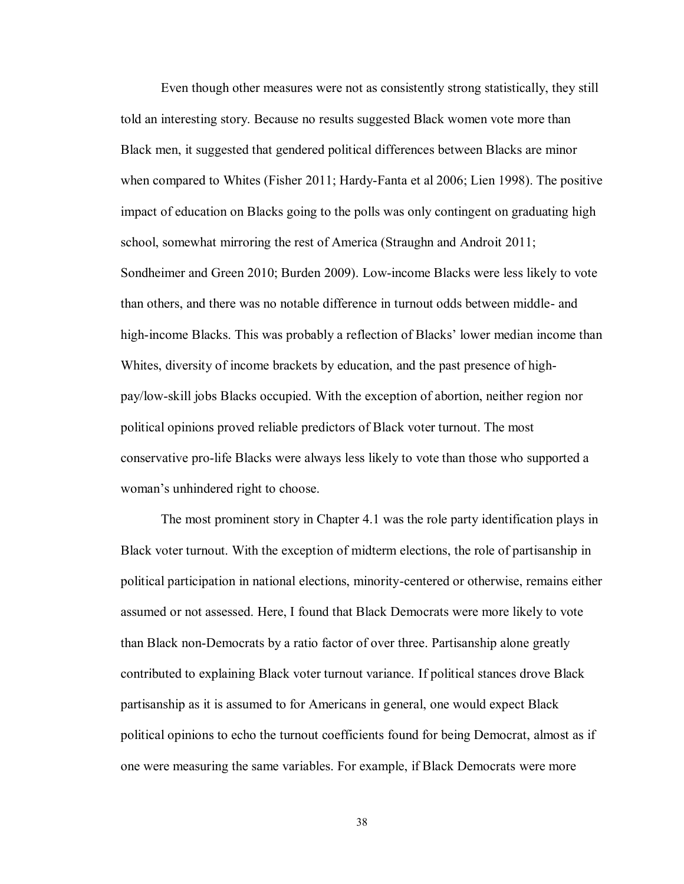Even though other measures were not as consistently strong statistically, they still told an interesting story. Because no results suggested Black women vote more than Black men, it suggested that gendered political differences between Blacks are minor when compared to Whites (Fisher 2011; Hardy-Fanta et al 2006; Lien 1998). The positive impact of education on Blacks going to the polls was only contingent on graduating high school, somewhat mirroring the rest of America (Straughn and Androit 2011; Sondheimer and Green 2010; Burden 2009). Low-income Blacks were less likely to vote than others, and there was no notable difference in turnout odds between middle- and high-income Blacks. This was probably a reflection of Blacks' lower median income than Whites, diversity of income brackets by education, and the past presence of high-pay/low-skill jobs Blacks occupied. With the exception of abortion, neither region nor political opinions proved reliable predictors of Black voter turnout. The most conservative pro-life Blacks were always less likely to vote than those who supported a woman's unhindered right to choose.

The most prominent story in Chapter 4.1 was the role party identification plays in Black voter turnout. With the exception of midterm elections, the role of partisanship in political participation in national elections, minority-centered or otherwise, remains either assumed or not assessed. Here, I found that Black Democrats were more likely to vote than Black non-Democrats by a ratio factor of over three. Partisanship alone greatly contributed to explaining Black voter turnout variance. If political stances drove Black partisanship as it is assumed to for Americans in general, one would expect Black political opinions to echo the turnout coefficients found for being Democrat, almost as if one were measuring the same variables. For example, if Black Democrats were more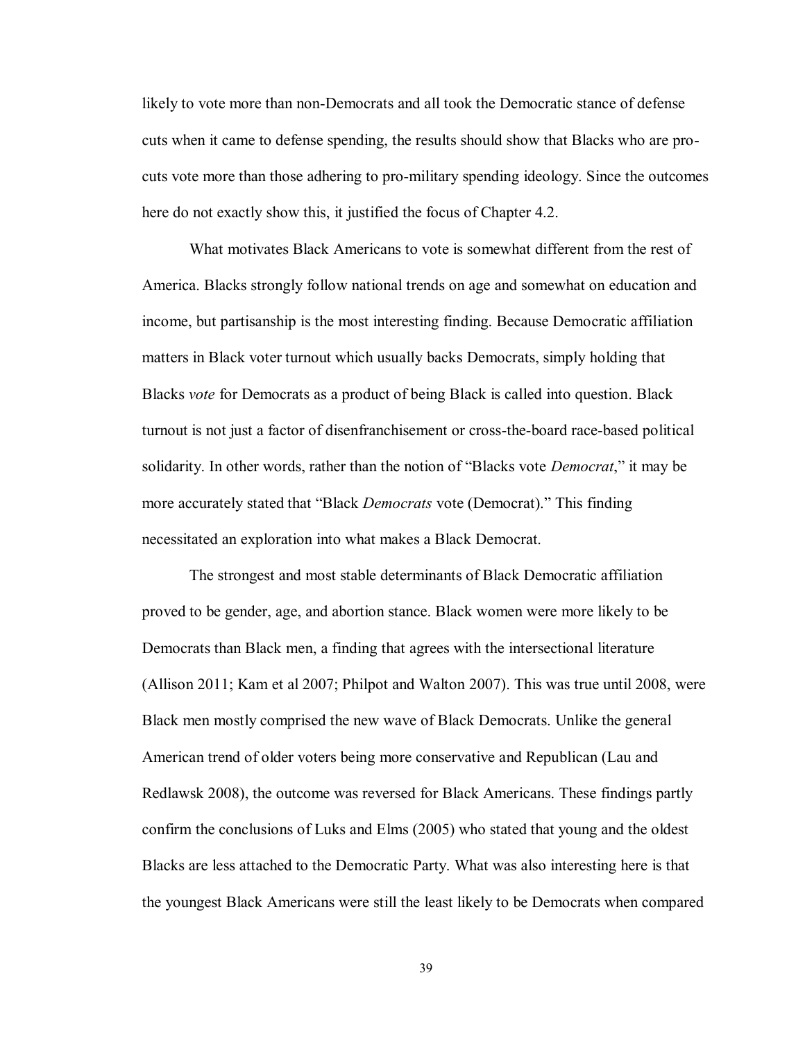likely to vote more than non-Democrats and all took the Democratic stance of defense cuts when it came to defense spending, the results should show that Blacks who are pro-cuts vote more than those adhering to pro-military spending ideology. Since the outcomes here do not exactly show this, it justified the focus of Chapter 4.2.

What motivates Black Americans to vote is somewhat different from the rest of America. Blacks strongly follow national trends on age and somewhat on education and income, but partisanship is the most interesting finding. Because Democratic affiliation matters in Black voter turnout which usually backs Democrats, simply holding that Blacks *vote* for Democrats as a product of being Black is called into question. Black turnout is not just a factor of disenfranchisement or cross-the-board race-based political solidarity. In other words, rather than the notion of "Blacks vote *Democrat*," it may be more accurately stated that "Black *Democrats* vote (Democrat)." This finding necessitated an exploration into what makes a Black Democrat.

The strongest and most stable determinants of Black Democratic affiliation proved to be gender, age, and abortion stance. Black women were more likely to be Democrats than Black men, a finding that agrees with the intersectional literature (Allison 2011; Kam et al 2007; Philpot and Walton 2007). This was true until 2008, were Black men mostly comprised the new wave of Black Democrats. Unlike the general American trend of older voters being more conservative and Republican (Lau and Redlawsk 2008), the outcome was reversed for Black Americans. These findings partly confirm the conclusions of Luks and Elms (2005) who stated that young and the oldest Blacks are less attached to the Democratic Party. What was also interesting here is that the youngest Black Americans were still the least likely to be Democrats when compared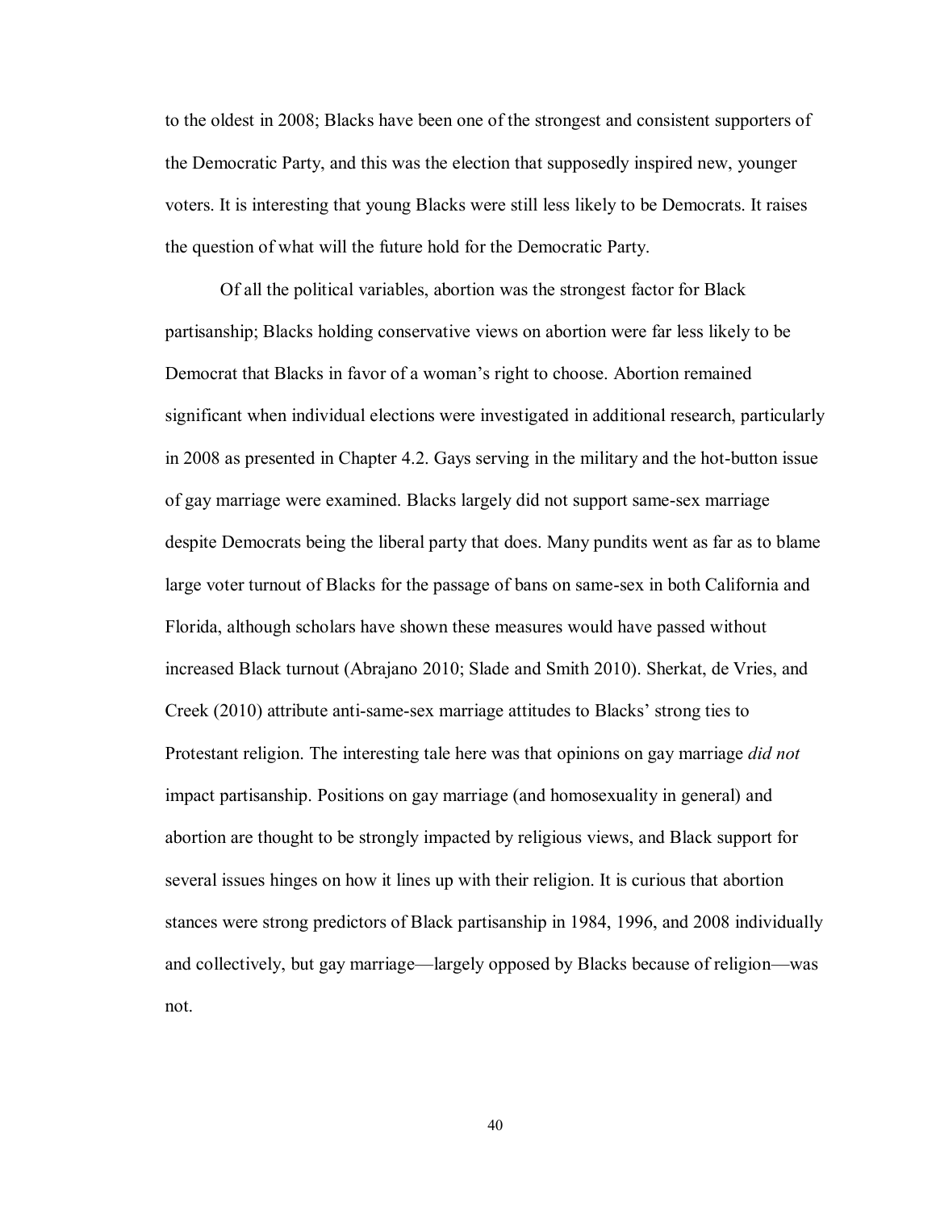to the oldest in 2008; Blacks have been one of the strongest and consistent supporters of the Democratic Party, and this was the election that supposedly inspired new, younger voters. It is interesting that young Blacks were still less likely to be Democrats. It raises the question of what will the future hold for the Democratic Party.

Of all the political variables, abortion was the strongest factor for Black partisanship; Blacks holding conservative views on abortion were far less likely to be Democrat that Blacks in favor of a woman's right to choose. Abortion remained significant when individual elections were investigated in additional research, particularly in 2008 as presented in Chapter 4.2. Gays serving in the military and the hot-button issue of gay marriage were examined. Blacks largely did not support same-sex marriage despite Democrats being the liberal party that does. Many pundits went as far as to blame large voter turnout of Blacks for the passage of bans on same-sex in both California and Florida, although scholars have shown these measures would have passed without increased Black turnout (Abrajano 2010; Slade and Smith 2010). Sherkat, de Vries, and Creek (2010) attribute anti-same-sex marriage attitudes to Blacks' strong ties to Protestant religion. The interesting tale here was that opinions on gay marriage *did not* impact partisanship. Positions on gay marriage (and homosexuality in general) and abortion are thought to be strongly impacted by religious views, and Black support for several issues hinges on how it lines up with their religion. It is curious that abortion stances were strong predictors of Black partisanship in 1984, 1996, and 2008 individually and collectively, but gay marriage—largely opposed by Blacks because of religion—was not.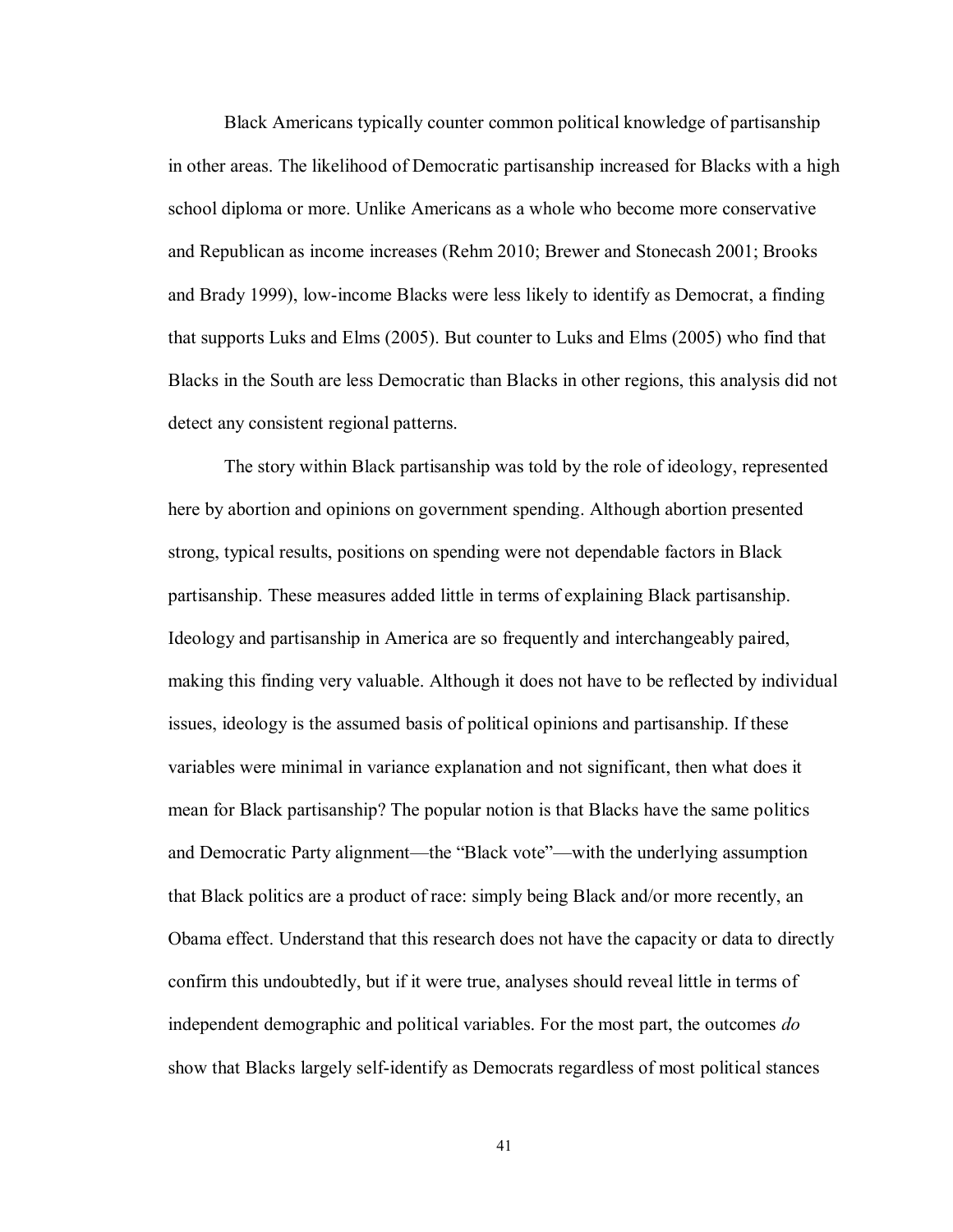Black Americans typically counter common political knowledge of partisanship in other areas. The likelihood of Democratic partisanship increased for Blacks with a high school diploma or more. Unlike Americans as a whole who become more conservative and Republican as income increases (Rehm 2010; Brewer and Stonecash 2001; Brooks and Brady 1999), low-income Blacks were less likely to identify as Democrat, a finding that supports Luks and Elms (2005). But counter to Luks and Elms (2005) who find that Blacks in the South are less Democratic than Blacks in other regions, this analysis did not detect any consistent regional patterns.

The story within Black partisanship was told by the role of ideology, represented here by abortion and opinions on government spending. Although abortion presented strong, typical results, positions on spending were not dependable factors in Black partisanship. These measures added little in terms of explaining Black partisanship. Ideology and partisanship in America are so frequently and interchangeably paired, making this finding very valuable. Although it does not have to be reflected by individual issues, ideology is the assumed basis of political opinions and partisanship. If these variables were minimal in variance explanation and not significant, then what does it mean for Black partisanship? The popular notion is that Blacks have the same politics and Democratic Party alignment—the "Black vote"—with the underlying assumption that Black politics are a product of race: simply being Black and/or more recently, an Obama effect. Understand that this research does not have the capacity or data to directly confirm this undoubtedly, but if it were true, analyses should reveal little in terms of independent demographic and political variables. For the most part, the outcomes *do* show that Blacks largely self-identify as Democrats regardless of most political stances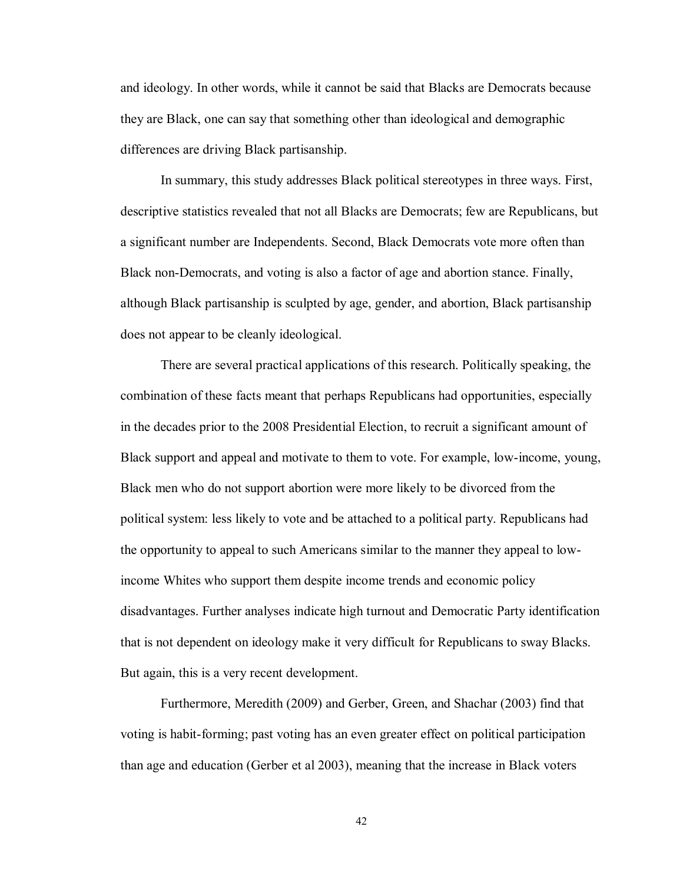and ideology. In other words, while it cannot be said that Blacks are Democrats because they are Black, one can say that something other than ideological and demographic differences are driving Black partisanship.

In summary, this study addresses Black political stereotypes in three ways. First, descriptive statistics revealed that not all Blacks are Democrats; few are Republicans, but a significant number are Independents. Second, Black Democrats vote more often than Black non-Democrats, and voting is also a factor of age and abortion stance. Finally, although Black partisanship is sculpted by age, gender, and abortion, Black partisanship does not appear to be cleanly ideological.

There are several practical applications of this research. Politically speaking, the combination of these facts meant that perhaps Republicans had opportunities, especially in the decades prior to the 2008 Presidential Election, to recruit a significant amount of Black support and appeal and motivate to them to vote. For example, low-income, young, Black men who do not support abortion were more likely to be divorced from the political system: less likely to vote and be attached to a political party. Republicans had the opportunity to appeal to such Americans similar to the manner they appeal to low-income Whites who support them despite income trends and economic policy disadvantages. Further analyses indicate high turnout and Democratic Party identification that is not dependent on ideology make it very difficult for Republicans to sway Blacks. But again, this is a very recent development.

Furthermore, Meredith (2009) and Gerber, Green, and Shachar (2003) find that voting is habit-forming; past voting has an even greater effect on political participation than age and education (Gerber et al 2003), meaning that the increase in Black voters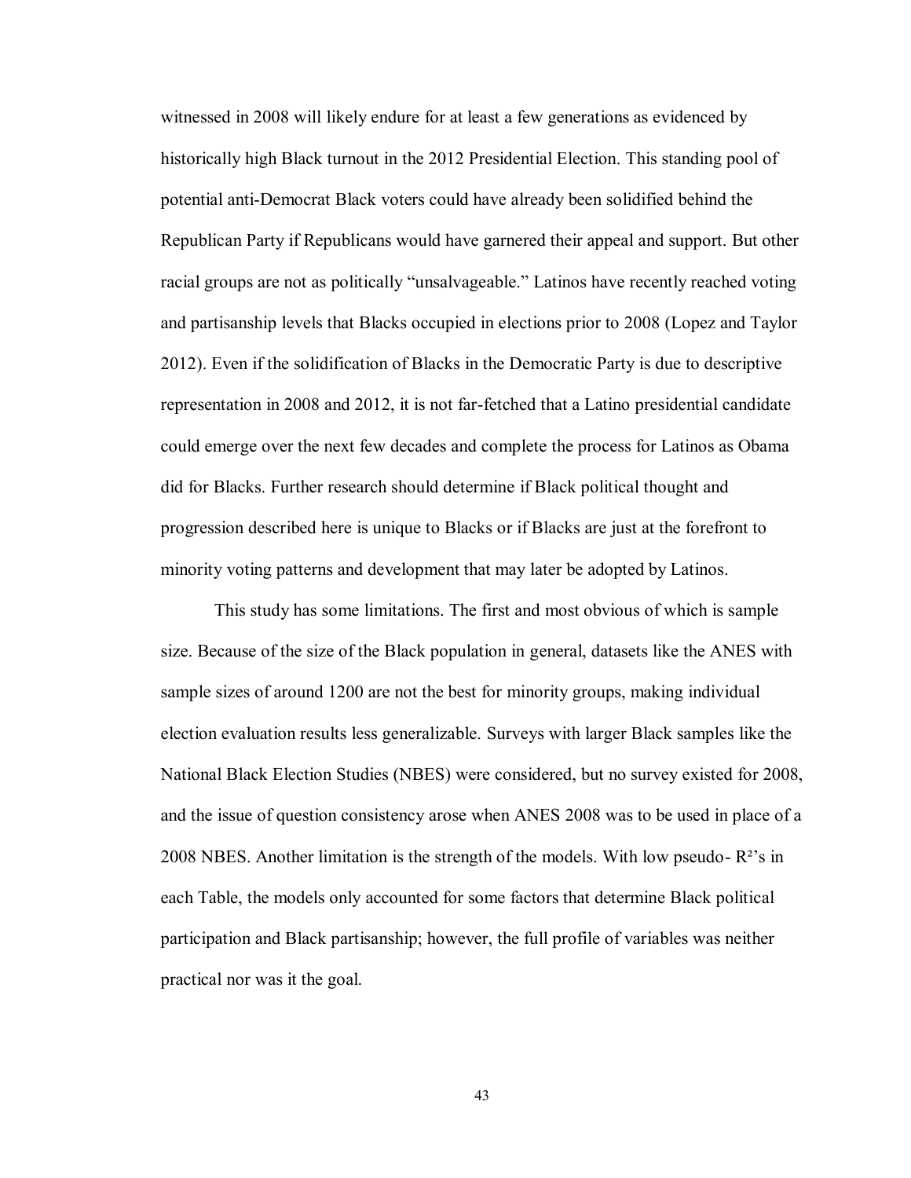witnessed in 2008 will likely endure for at least a few generations as evidenced by historically high Black turnout in the 2012 Presidential Election. This standing pool of potential anti-Democrat Black voters could have already been solidified behind the Republican Party if Republicans would have garnered their appeal and support. But other racial groups are not as politically "unsalvageable." Latinos have recently reached voting and partisanship levels that Blacks occupied in elections prior to 2008 (Lopez and Taylor 2012). Even if the solidification of Blacks in the Democratic Party is due to descriptive representation in 2008 and 2012, it is not far-fetched that a Latino presidential candidate could emerge over the next few decades and complete the process for Latinos as Obama did for Blacks. Further research should determine if Black political thought and progression described here is unique to Blacks or if Blacks are just at the forefront to minority voting patterns and development that may later be adopted by Latinos.

This study has some limitations. The first and most obvious of which is sample size. Because of the size of the Black population in general, datasets like the ANES with sample sizes of around 1200 are not the best for minority groups, making individual election evaluation results less generalizable. Surveys with larger Black samples like the National Black Election Studies (NBES) were considered, but no survey existed for 2008, and the issue of question consistency arose when ANES 2008 was to be used in place of a 2008 NBES. Another limitation is the strength of the models. With low pseudo- $R^2$'s in each Table, the models only accounted for some factors that determine Black political participation and Black partisanship; however, the full profile of variables was neither practical nor was it the goal.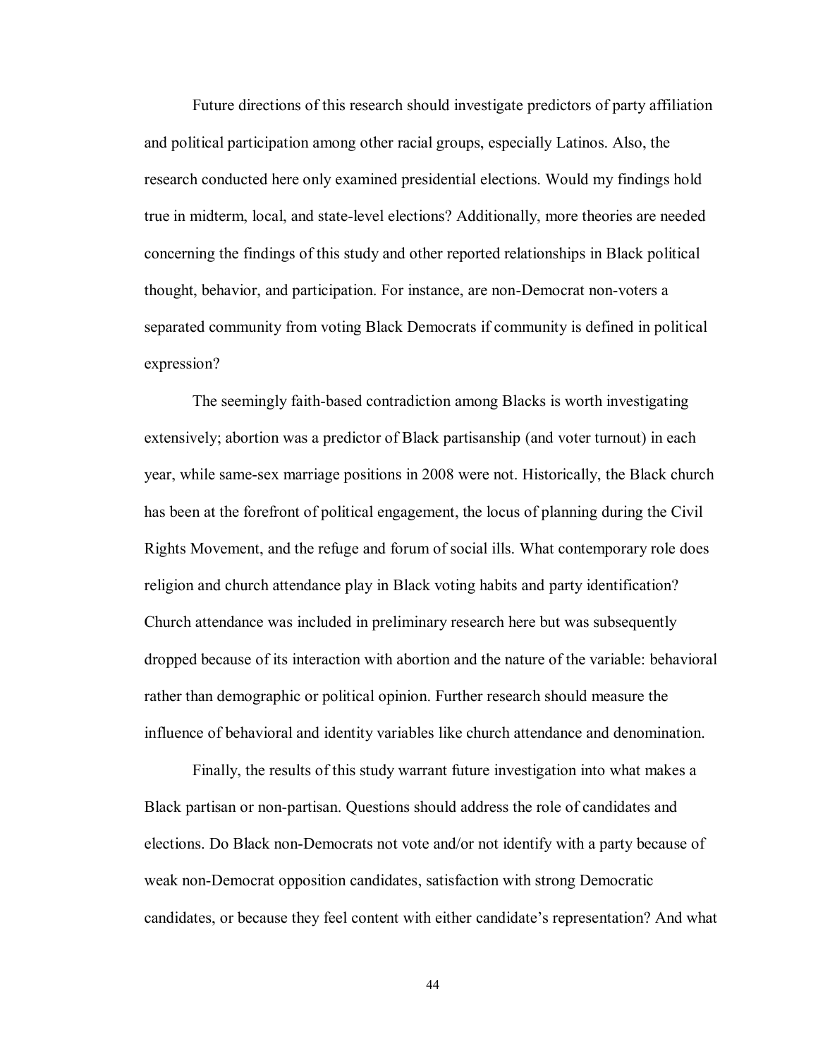Future directions of this research should investigate predictors of party affiliation and political participation among other racial groups, especially Latinos. Also, the research conducted here only examined presidential elections. Would my findings hold true in midterm, local, and state-level elections? Additionally, more theories are needed concerning the findings of this study and other reported relationships in Black political thought, behavior, and participation. For instance, are non-Democrat non-voters a separated community from voting Black Democrats if community is defined in political expression?

The seemingly faith-based contradiction among Blacks is worth investigating extensively; abortion was a predictor of Black partisanship (and voter turnout) in each year, while same-sex marriage positions in 2008 were not. Historically, the Black church has been at the forefront of political engagement, the locus of planning during the Civil Rights Movement, and the refuge and forum of social ills. What contemporary role does religion and church attendance play in Black voting habits and party identification? Church attendance was included in preliminary research here but was subsequently dropped because of its interaction with abortion and the nature of the variable: behavioral rather than demographic or political opinion. Further research should measure the influence of behavioral and identity variables like church attendance and denomination.

Finally, the results of this study warrant future investigation into what makes a Black partisan or non-partisan. Questions should address the role of candidates and elections. Do Black non-Democrats not vote and/or not identify with a party because of weak non-Democrat opposition candidates, satisfaction with strong Democratic candidates, or because they feel content with either candidate's representation? And what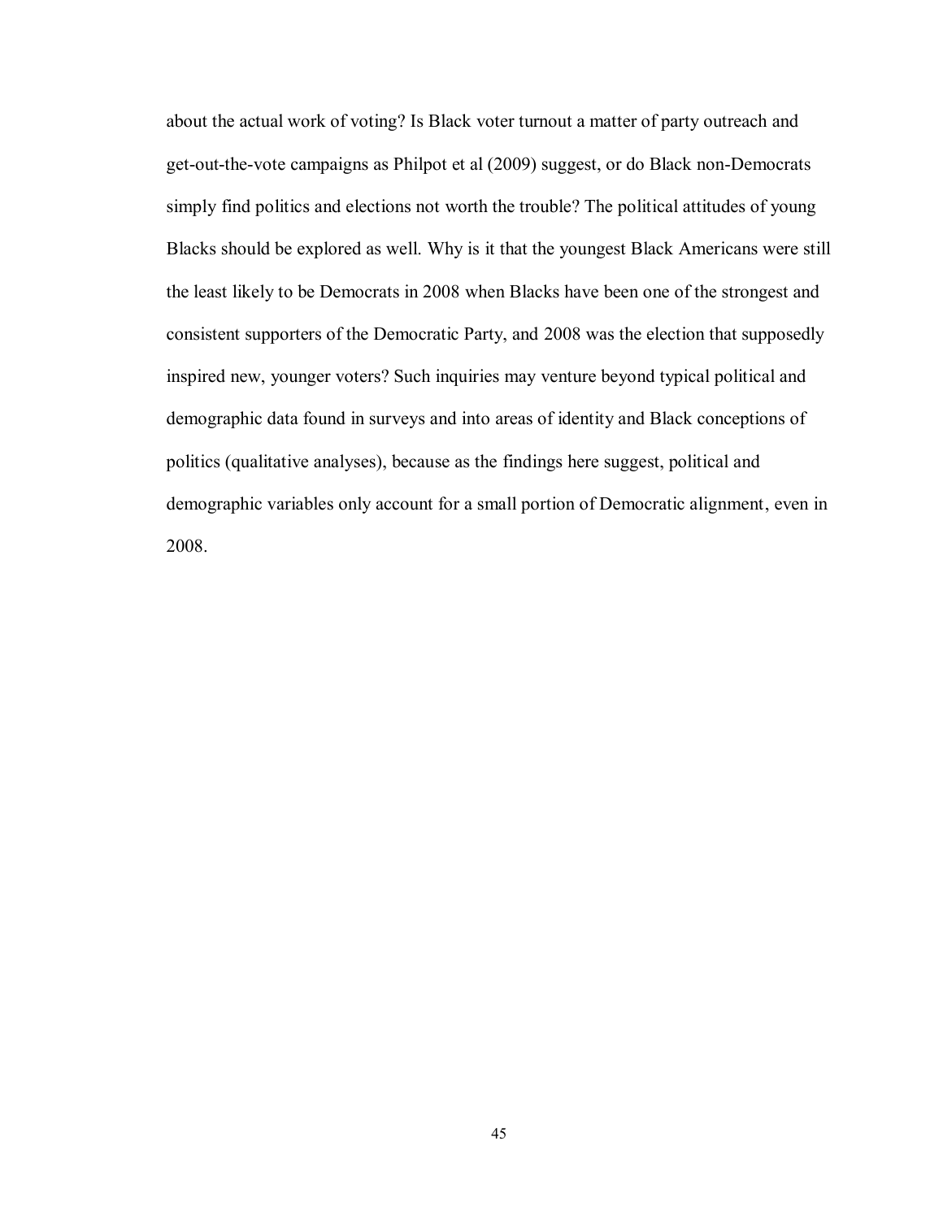about the actual work of voting? Is Black voter turnout a matter of party outreach and get-out-the-vote campaigns as Philpot et al (2009) suggest, or do Black non-Democrats simply find politics and elections not worth the trouble? The political attitudes of young Blacks should be explored as well. Why is it that the youngest Black Americans were still the least likely to be Democrats in 2008 when Blacks have been one of the strongest and consistent supporters of the Democratic Party, and 2008 was the election that supposedly inspired new, younger voters? Such inquiries may venture beyond typical political and demographic data found in surveys and into areas of identity and Black conceptions of politics (qualitative analyses), because as the findings here suggest, political and demographic variables only account for a small portion of Democratic alignment, even in 2008.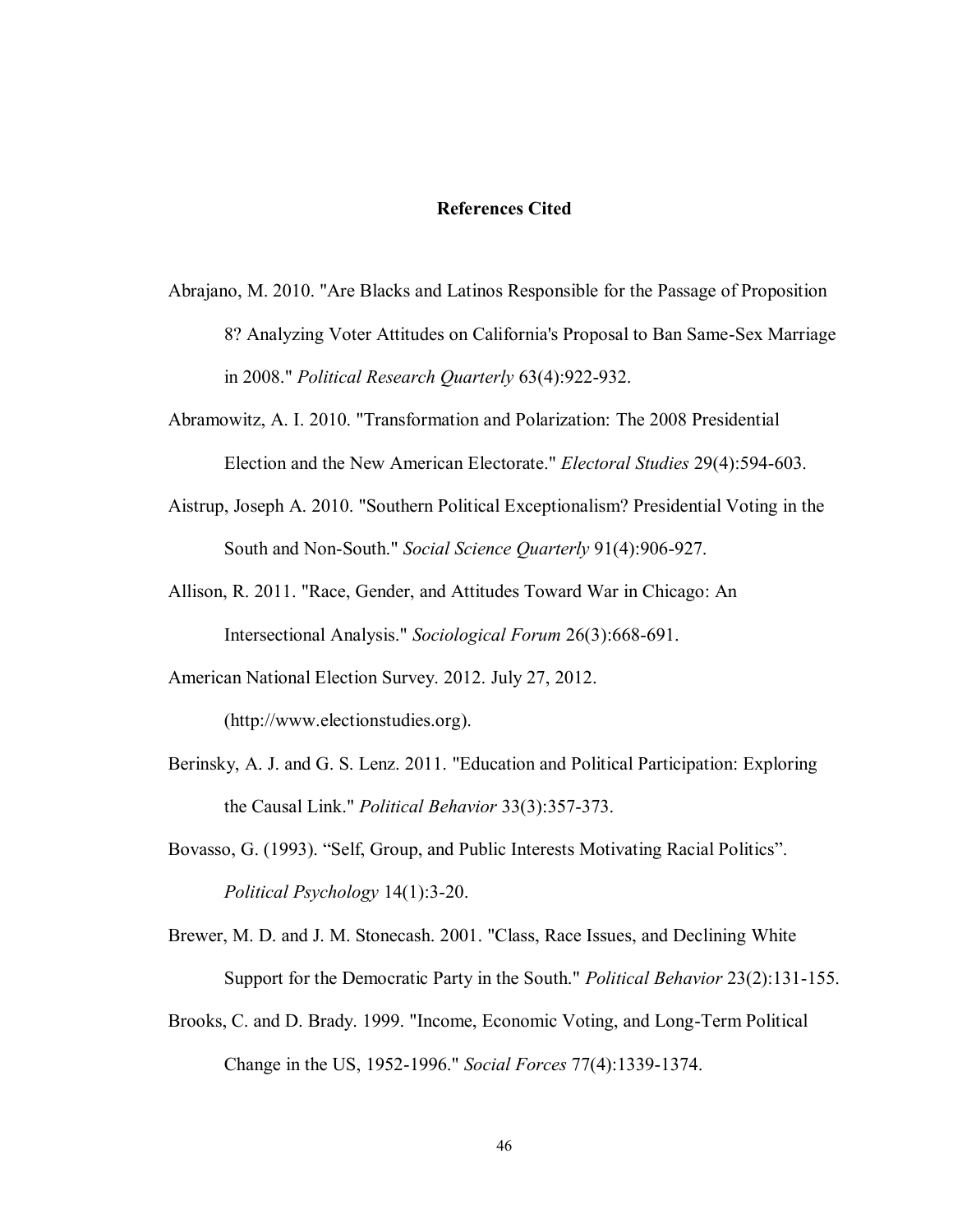## References Cited

Abrajano, M. 2010. "Are Blacks and Latinos Responsible for the Passage of Proposition 8? Analyzing Voter Attitudes on California's Proposal to Ban Same-Sex Marriage in 2008." *Political Research Quarterly* 63(4):922-932.

Abramowitz, A. I. 2010. "Transformation and Polarization: The 2008 Presidential Election and the New American Electorate." *Electoral Studies* 29(4):594-603.

Aistrup, Joseph A. 2010. "Southern Political Exceptionalism? Presidential Voting in the South and Non-South." *Social Science Quarterly* 91(4):906-927.

Allison, R. 2011. "Race, Gender, and Attitudes Toward War in Chicago: An Intersectional Analysis." *Sociological Forum* 26(3):668-691.

American National Election Survey. 2012. July 27, 2012. (http://www.electionstudies.org).

Berinsky, A. J. and G. S. Lenz. 2011. "Education and Political Participation: Exploring the Causal Link." *Political Behavior* 33(3):357-373.

Bovasso, G. (1993). "Self, Group, and Public Interests Motivating Racial Politics". *Political Psychology* 14(1):3-20.

Brewer, M. D. and J. M. Stonecash. 2001. "Class, Race Issues, and Declining White Support for the Democratic Party in the South." *Political Behavior* 23(2):131-155.

Brooks, C. and D. Brady. 1999. "Income, Economic Voting, and Long-Term Political Change in the US, 1952-1996." *Social Forces* 77(4):1339-1374.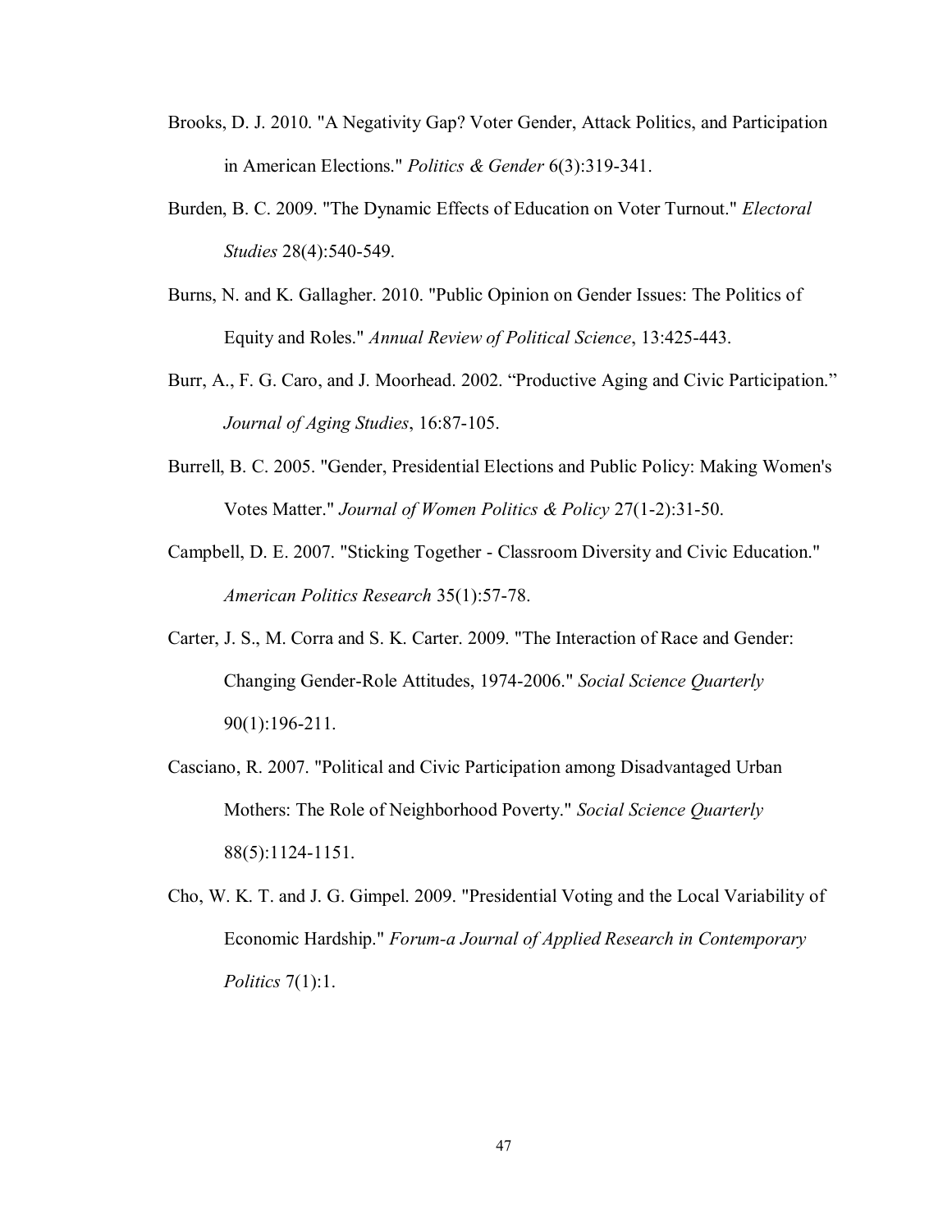Brooks, D. J. 2010. "A Negativity Gap? Voter Gender, Attack Politics, and Participation in American Elections." *Politics & Gender* 6(3):319-341.

Burden, B. C. 2009. "The Dynamic Effects of Education on Voter Turnout." *Electoral Studies* 28(4):540-549.

Burns, N. and K. Gallagher. 2010. "Public Opinion on Gender Issues: The Politics of Equity and Roles." *Annual Review of Political Science*, 13:425-443.

Burr, A., F. G. Caro, and J. Moorhead. 2002. "Productive Aging and Civic Participation." *Journal of Aging Studies*, 16:87-105.

Burrell, B. C. 2005. "Gender, Presidential Elections and Public Policy: Making Women's Votes Matter." *Journal of Women Politics & Policy* 27(1-2):31-50.

Campbell, D. E. 2007. "Sticking Together - Classroom Diversity and Civic Education." *American Politics Research* 35(1):57-78.

Carter, J. S., M. Corra and S. K. Carter. 2009. "The Interaction of Race and Gender: Changing Gender-Role Attitudes, 1974-2006." *Social Science Quarterly* 90(1):196-211.

Casciano, R. 2007. "Political and Civic Participation among Disadvantaged Urban Mothers: The Role of Neighborhood Poverty." *Social Science Quarterly* 88(5):1124-1151.

Cho, W. K. T. and J. G. Gimpel. 2009. "Presidential Voting and the Local Variability of Economic Hardship." *Forum-a Journal of Applied Research in Contemporary Politics* 7(1):1.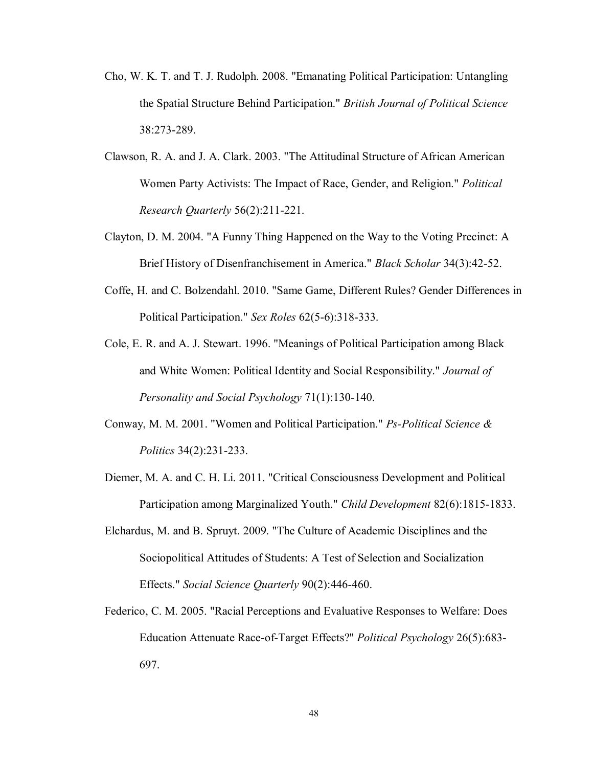Cho, W. K. T. and T. J. Rudolph. 2008. "Emanating Political Participation: Untangling the Spatial Structure Behind Participation." *British Journal of Political Science* 38:273-289.

Clawson, R. A. and J. A. Clark. 2003. "The Attitudinal Structure of African American Women Party Activists: The Impact of Race, Gender, and Religion." *Political Research Quarterly* 56(2):211-221.

Clayton, D. M. 2004. "A Funny Thing Happened on the Way to the Voting Precinct: A Brief History of Disenfranchisement in America." *Black Scholar* 34(3):42-52.

Coffe, H. and C. Bolzendahl. 2010. "Same Game, Different Rules? Gender Differences in Political Participation." *Sex Roles* 62(5-6):318-333.

Cole, E. R. and A. J. Stewart. 1996. "Meanings of Political Participation among Black and White Women: Political Identity and Social Responsibility." *Journal of Personality and Social Psychology* 71(1):130-140.

Conway, M. M. 2001. "Women and Political Participation." *Ps-Political Science & Politics* 34(2):231-233.

Diemer, M. A. and C. H. Li. 2011. "Critical Consciousness Development and Political Participation among Marginalized Youth." *Child Development* 82(6):1815-1833.

Elchardus, M. and B. Spruyt. 2009. "The Culture of Academic Disciplines and the Sociopolitical Attitudes of Students: A Test of Selection and Socialization Effects." *Social Science Quarterly* 90(2):446-460.

Federico, C. M. 2005. "Racial Perceptions and Evaluative Responses to Welfare: Does Education Attenuate Race-of-Target Effects?" *Political Psychology* 26(5):683-697.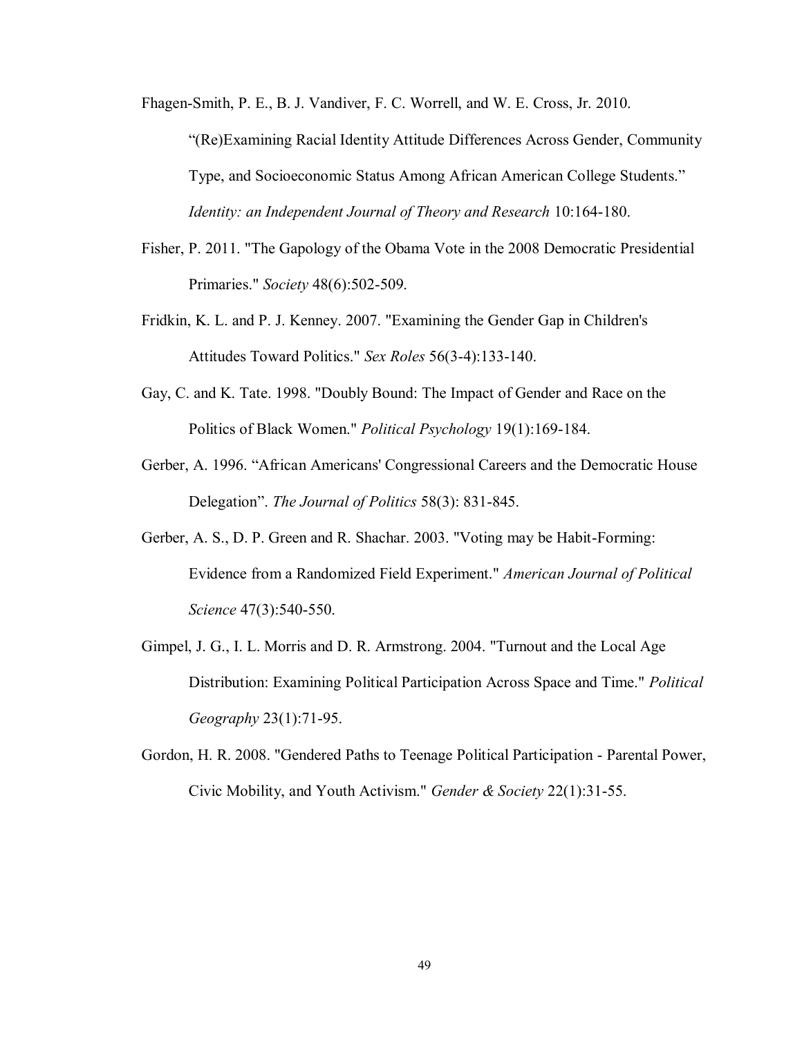Fhagen-Smith, P. E., B. J. Vandiver, F. C. Worrell, and W. E. Cross, Jr. 2010. "(Re)Examining Racial Identity Attitude Differences Across Gender, Community Type, and Socioeconomic Status Among African American College Students." *Identity: an Independent Journal of Theory and Research* 10:164-180.

Fisher, P. 2011. "The Gapology of the Obama Vote in the 2008 Democratic Presidential Primaries." *Society* 48(6):502-509.

Fridkin, K. L. and P. J. Kenney. 2007. "Examining the Gender Gap in Children's Attitudes Toward Politics." *Sex Roles* 56(3-4):133-140.

Gay, C. and K. Tate. 1998. "Doubly Bound: The Impact of Gender and Race on the Politics of Black Women." *Political Psychology* 19(1):169-184.

Gerber, A. 1996. "African Americans' Congressional Careers and the Democratic House Delegation". *The Journal of Politics* 58(3): 831-845.

Gerber, A. S., D. P. Green and R. Shachar. 2003. "Voting may be Habit-Forming: Evidence from a Randomized Field Experiment." *American Journal of Political Science* 47(3):540-550.

Gimpel, J. G., I. L. Morris and D. R. Armstrong. 2004. "Turnout and the Local Age Distribution: Examining Political Participation Across Space and Time." *Political Geography* 23(1):71-95.

Gordon, H. R. 2008. "Gendered Paths to Teenage Political Participation - Parental Power, Civic Mobility, and Youth Activism." *Gender & Society* 22(1):31-55.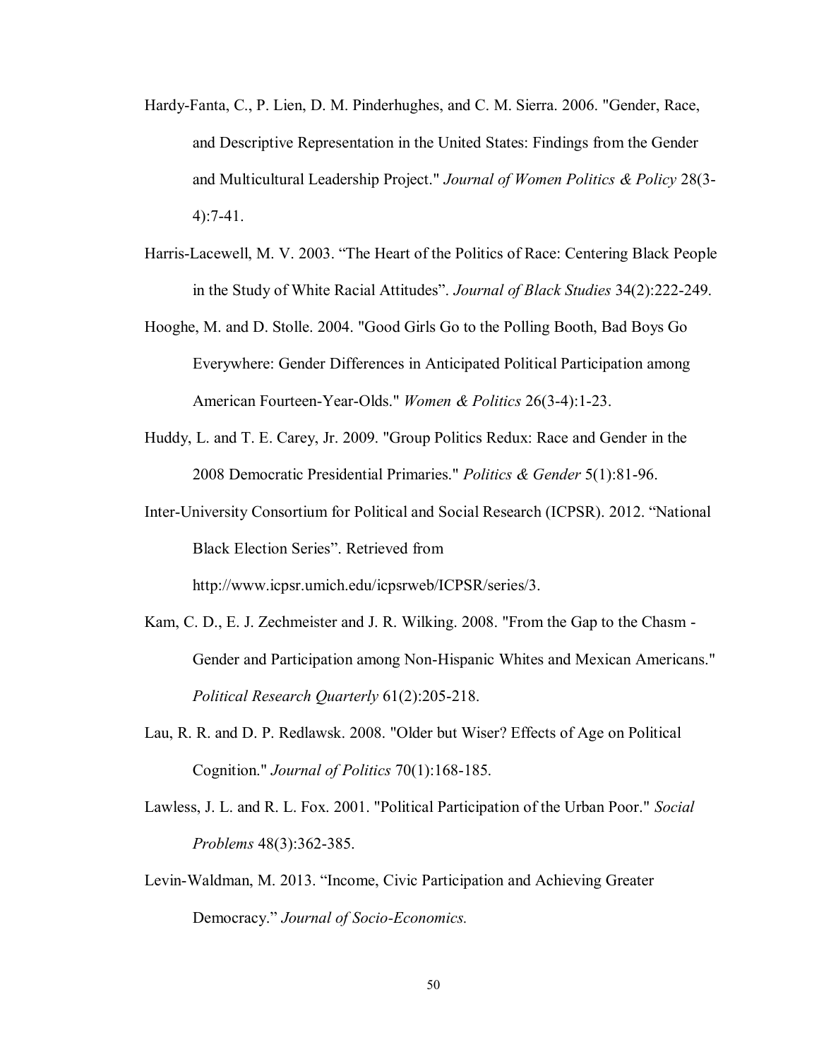Hardy-Fanta, C., P. Lien, D. M. Pinderhughes, and C. M. Sierra. 2006. "Gender, Race, and Descriptive Representation in the United States: Findings from the Gender and Multicultural Leadership Project." *Journal of Women Politics & Policy* 28(3-4):7-41.

Harris-Lacewell, M. V. 2003. "The Heart of the Politics of Race: Centering Black People in the Study of White Racial Attitudes". *Journal of Black Studies* 34(2):222-249.

Hooghe, M. and D. Stolle. 2004. "Good Girls Go to the Polling Booth, Bad Boys Go Everywhere: Gender Differences in Anticipated Political Participation among American Fourteen-Year-Olds." *Women & Politics* 26(3-4):1-23.

Huddy, L. and T. E. Carey, Jr. 2009. "Group Politics Redux: Race and Gender in the 2008 Democratic Presidential Primaries." *Politics & Gender* 5(1):81-96.

Inter-University Consortium for Political and Social Research (ICPSR). 2012. "National Black Election Series". Retrieved from http://www.icpsr.umich.edu/icpsrweb/ICPSR/series/3.

Kam, C. D., E. J. Zechmeister and J. R. Wilking. 2008. "From the Gap to the Chasm - Gender and Participation among Non-Hispanic Whites and Mexican Americans." *Political Research Quarterly* 61(2):205-218.

Lau, R. R. and D. P. Redlawsk. 2008. "Older but Wiser? Effects of Age on Political Cognition." *Journal of Politics* 70(1):168-185.

Lawless, J. L. and R. L. Fox. 2001. "Political Participation of the Urban Poor." *Social Problems* 48(3):362-385.

Levin-Waldman, M. 2013. "Income, Civic Participation and Achieving Greater Democracy." *Journal of Socio-Economics.*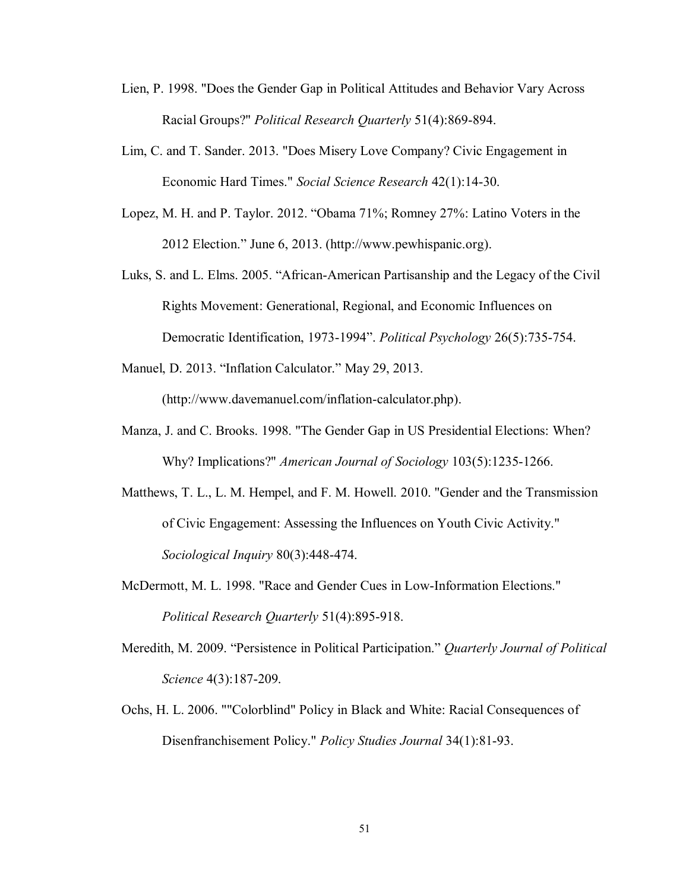Lien, P. 1998. "Does the Gender Gap in Political Attitudes and Behavior Vary Across Racial Groups?" *Political Research Quarterly* 51(4):869-894.

Lim, C. and T. Sander. 2013. "Does Misery Love Company? Civic Engagement in Economic Hard Times." *Social Science Research* 42(1):14-30.

Lopez, M. H. and P. Taylor. 2012. "Obama 71%; Romney 27%: Latino Voters in the 2012 Election." June 6, 2013. (http://www.pewhispanic.org).

Luks, S. and L. Elms. 2005. "African-American Partisanship and the Legacy of the Civil Rights Movement: Generational, Regional, and Economic Influences on Democratic Identification, 1973-1994". *Political Psychology* 26(5):735-754.

Manuel, D. 2013. "Inflation Calculator." May 29, 2013. (http://www.davemanuel.com/inflation-calculator.php).

Manza, J. and C. Brooks. 1998. "The Gender Gap in US Presidential Elections: When? Why? Implications?" *American Journal of Sociology* 103(5):1235-1266.

Matthews, T. L., L. M. Hempel, and F. M. Howell. 2010. "Gender and the Transmission of Civic Engagement: Assessing the Influences on Youth Civic Activity." *Sociological Inquiry* 80(3):448-474.

McDermott, M. L. 1998. "Race and Gender Cues in Low-Information Elections." *Political Research Quarterly* 51(4):895-918.

Meredith, M. 2009. "Persistence in Political Participation." *Quarterly Journal of Political Science* 4(3):187-209.

Ochs, H. L. 2006. ""Colorblind" Policy in Black and White: Racial Consequences of Disenfranchisement Policy." *Policy Studies Journal* 34(1):81-93.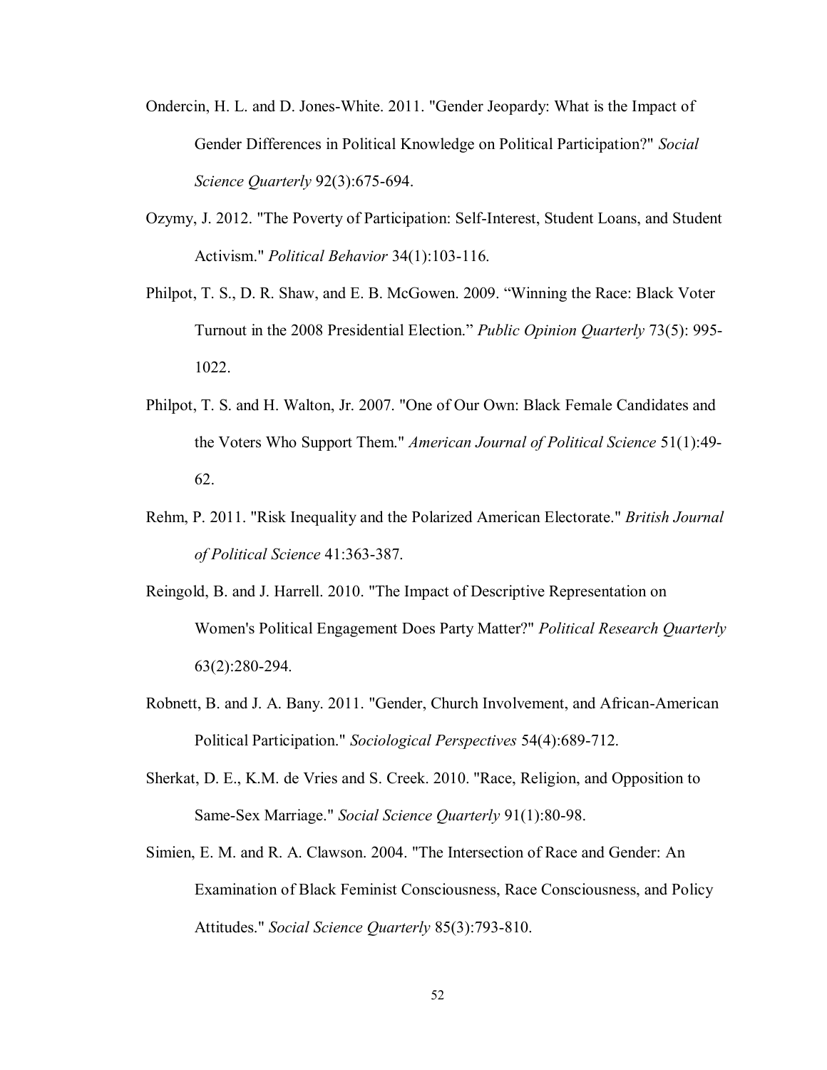Ondercin, H. L. and D. Jones-White. 2011. "Gender Jeopardy: What is the Impact of Gender Differences in Political Knowledge on Political Participation?" *Social Science Quarterly* 92(3):675-694.

Ozymy, J. 2012. "The Poverty of Participation: Self-Interest, Student Loans, and Student Activism." *Political Behavior* 34(1):103-116.

Philpot, T. S., D. R. Shaw, and E. B. McGowen. 2009. "Winning the Race: Black Voter Turnout in the 2008 Presidential Election." *Public Opinion Quarterly* 73(5): 995-1022.

Philpot, T. S. and H. Walton, Jr. 2007. "One of Our Own: Black Female Candidates and the Voters Who Support Them." *American Journal of Political Science* 51(1):49-62.

Rehm, P. 2011. "Risk Inequality and the Polarized American Electorate." *British Journal of Political Science* 41:363-387.

Reingold, B. and J. Harrell. 2010. "The Impact of Descriptive Representation on Women's Political Engagement Does Party Matter?" *Political Research Quarterly* 63(2):280-294.

Robnett, B. and J. A. Bany. 2011. "Gender, Church Involvement, and African-American Political Participation." *Sociological Perspectives* 54(4):689-712.

Sherkat, D. E., K.M. de Vries and S. Creek. 2010. "Race, Religion, and Opposition to Same-Sex Marriage." *Social Science Quarterly* 91(1):80-98.

Simien, E. M. and R. A. Clawson. 2004. "The Intersection of Race and Gender: An Examination of Black Feminist Consciousness, Race Consciousness, and Policy Attitudes." *Social Science Quarterly* 85(3):793-810.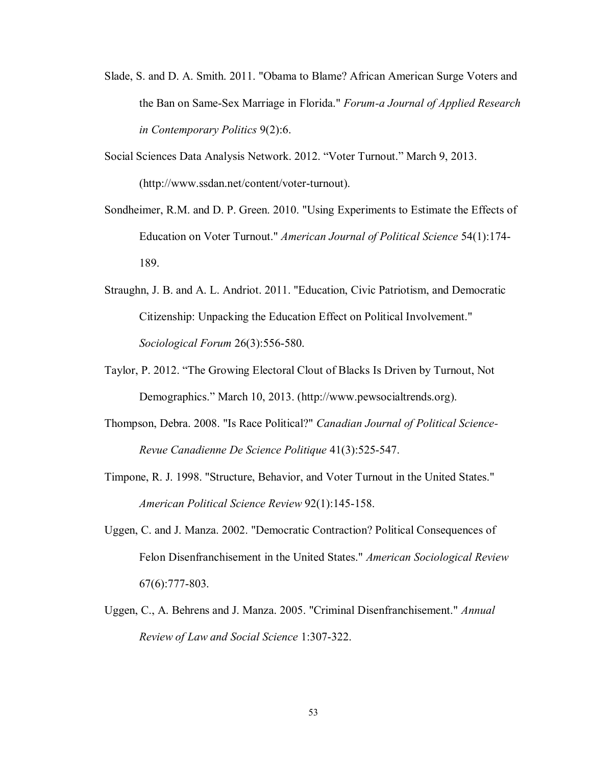Slade, S. and D. A. Smith. 2011. "Obama to Blame? African American Surge Voters and the Ban on Same-Sex Marriage in Florida." *Forum-a Journal of Applied Research in Contemporary Politics* 9(2):6.

Social Sciences Data Analysis Network. 2012. "Voter Turnout." March 9, 2013. (http://www.ssdan.net/content/voter-turnout).

Sondheimer, R.M. and D. P. Green. 2010. "Using Experiments to Estimate the Effects of Education on Voter Turnout." *American Journal of Political Science* 54(1):174-189.

Straughn, J. B. and A. L. Andriot. 2011. "Education, Civic Patriotism, and Democratic Citizenship: Unpacking the Education Effect on Political Involvement." *Sociological Forum* 26(3):556-580.

Taylor, P. 2012. "The Growing Electoral Clout of Blacks Is Driven by Turnout, Not Demographics." March 10, 2013. (http://www.pewsocialtrends.org).

Thompson, Debra. 2008. "Is Race Political?" *Canadian Journal of Political Science-Revue Canadienne De Science Politique* 41(3):525-547.

Timpone, R. J. 1998. "Structure, Behavior, and Voter Turnout in the United States." *American Political Science Review* 92(1):145-158.

Uggen, C. and J. Manza. 2002. "Democratic Contraction? Political Consequences of Felon Disenfranchisement in the United States." *American Sociological Review* 67(6):777-803.

Uggen, C., A. Behrens and J. Manza. 2005. "Criminal Disenfranchisement." *Annual Review of Law and Social Science* 1:307-322.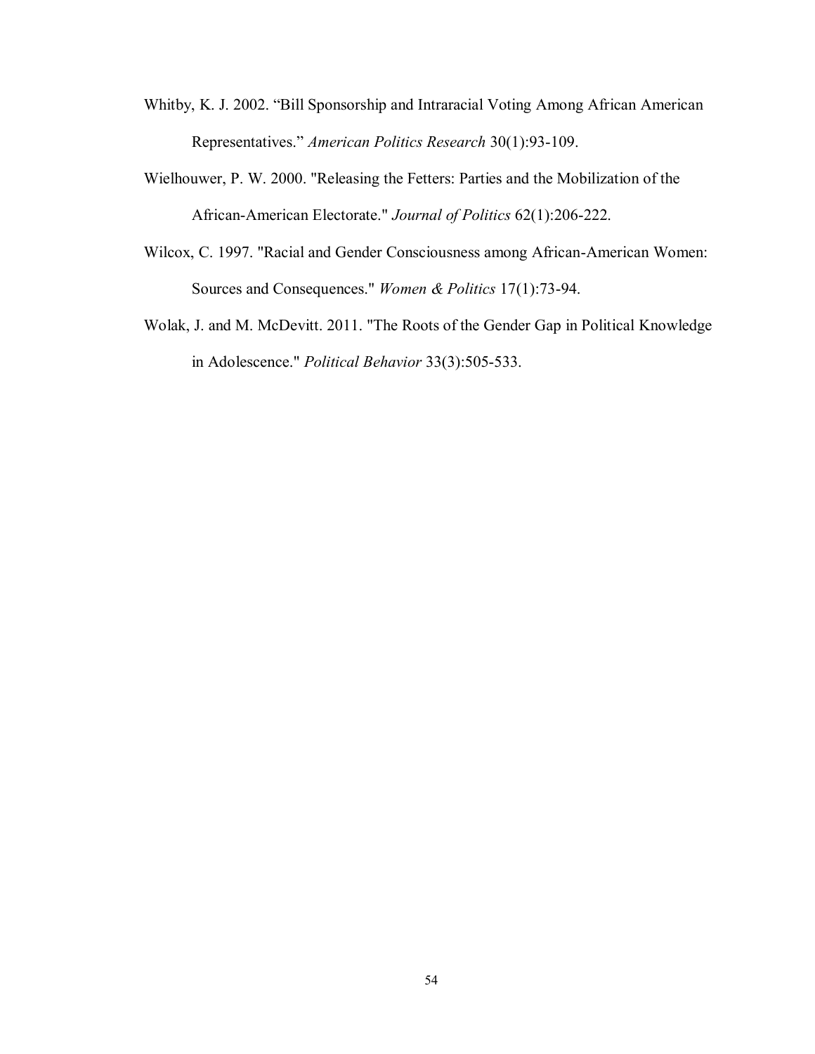Whitby, K. J. 2002. “Bill Sponsorship and Intraracial Voting Among African American Representatives.” *American Politics Research* 30(1):93-109.

Wielhouwer, P. W. 2000. "Releasing the Fetters: Parties and the Mobilization of the African-American Electorate." *Journal of Politics* 62(1):206-222.

Wilcox, C. 1997. "Racial and Gender Consciousness among African-American Women: Sources and Consequences." *Women & Politics* 17(1):73-94.

Wolak, J. and M. McDevitt. 2011. "The Roots of the Gender Gap in Political Knowledge in Adolescence." *Political Behavior* 33(3):505-533.